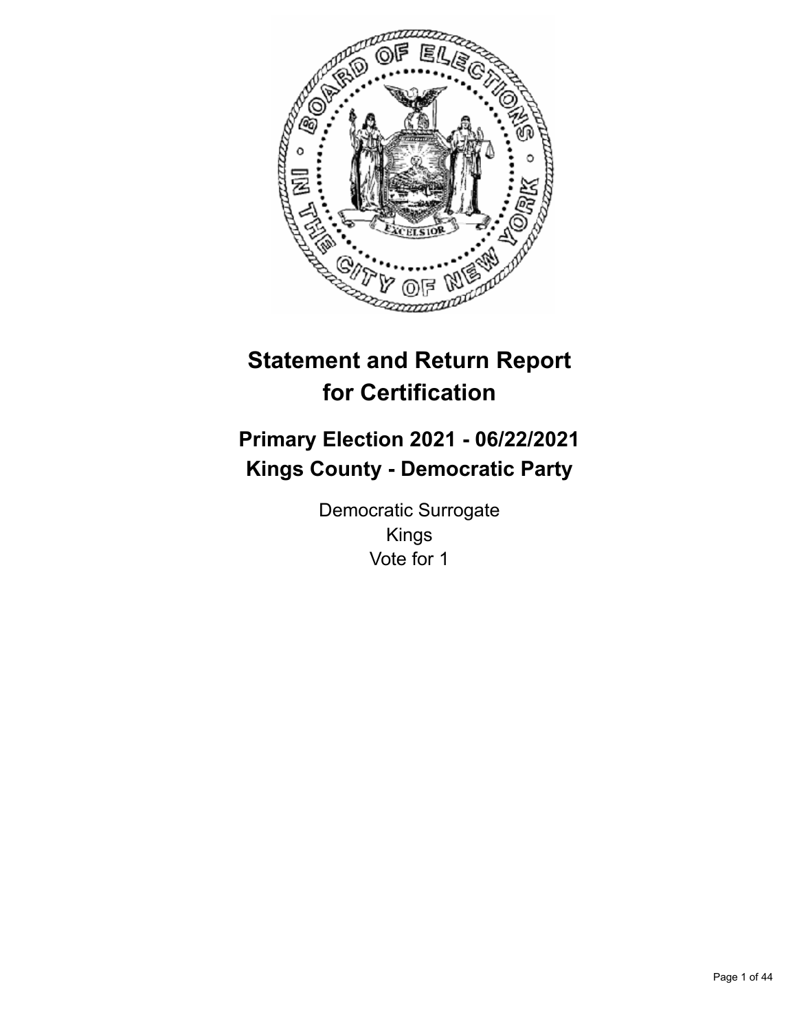# Statement and Return Report for Certification

## Primary Election 2021 - 06/22/2021
## Kings County - Democratic Party

Democratic Surrogate
Kings
Vote for 1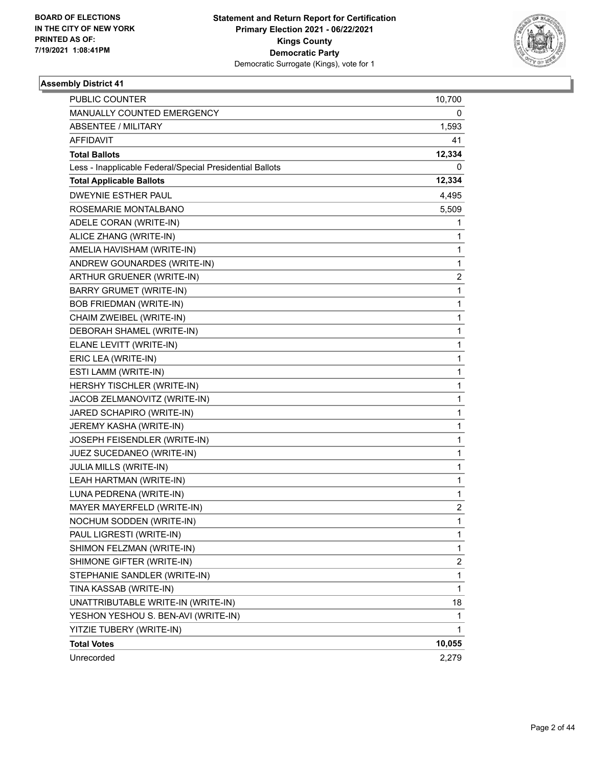**BOARD OF ELECTIONS IN THE CITY OF NEW YORK PRINTED AS OF: 7/19/2021 1:08:41PM**

**Statement and Return Report for Certification Primary Election 2021 - 06/22/2021 Kings County Democratic Party**

Democratic Surrogate (Kings), vote for 1

## Assembly District 41

| | |
|---|---|
| PUBLIC COUNTER | 10,700 |
| MANUALLY COUNTED EMERGENCY | 0 |
| ABSENTEE / MILITARY | 1,593 |
| AFFIDAVIT | 41 |
| **Total Ballots** | **12,334** |
| Less - Inapplicable Federal/Special Presidential Ballots | 0 |
| **Total Applicable Ballots** | **12,334** |
| DWEYNIE ESTHER PAUL | 4,495 |
| ROSEMARIE MONTALBANO | 5,509 |
| ADELE CORAN (WRITE-IN) | 1 |
| ALICE ZHANG (WRITE-IN) | 1 |
| AMELIA HAVISHAM (WRITE-IN) | 1 |
| ANDREW GOUNARDES (WRITE-IN) | 1 |
| ARTHUR GRUENER (WRITE-IN) | 2 |
| BARRY GRUMET (WRITE-IN) | 1 |
| BOB FRIEDMAN (WRITE-IN) | 1 |
| CHAIM ZWEIBEL (WRITE-IN) | 1 |
| DEBORAH SHAMEL (WRITE-IN) | 1 |
| ELANE LEVITT (WRITE-IN) | 1 |
| ERIC LEA (WRITE-IN) | 1 |
| ESTI LAMM (WRITE-IN) | 1 |
| HERSHY TISCHLER (WRITE-IN) | 1 |
| JACOB ZELMANOVITZ (WRITE-IN) | 1 |
| JARED SCHAPIRO (WRITE-IN) | 1 |
| JEREMY KASHA (WRITE-IN) | 1 |
| JOSEPH FEISENDLER (WRITE-IN) | 1 |
| JUEZ SUCEDANEO (WRITE-IN) | 1 |
| JULIA MILLS (WRITE-IN) | 1 |
| LEAH HARTMAN (WRITE-IN) | 1 |
| LUNA PEDRENA (WRITE-IN) | 1 |
| MAYER MAYERFELD (WRITE-IN) | 2 |
| NOCHUM SODDEN (WRITE-IN) | 1 |
| PAUL LIGRESTI (WRITE-IN) | 1 |
| SHIMON FELZMAN (WRITE-IN) | 1 |
| SHIMONE GIFTER (WRITE-IN) | 2 |
| STEPHANIE SANDLER (WRITE-IN) | 1 |
| TINA KASSAB (WRITE-IN) | 1 |
| UNATTRIBUTABLE WRITE-IN (WRITE-IN) | 18 |
| YESHON YESHOU S. BEN-AVI (WRITE-IN) | 1 |
| YITZIE TUBERY (WRITE-IN) | 1 |
| **Total Votes** | **10,055** |
| Unrecorded | 2,279 |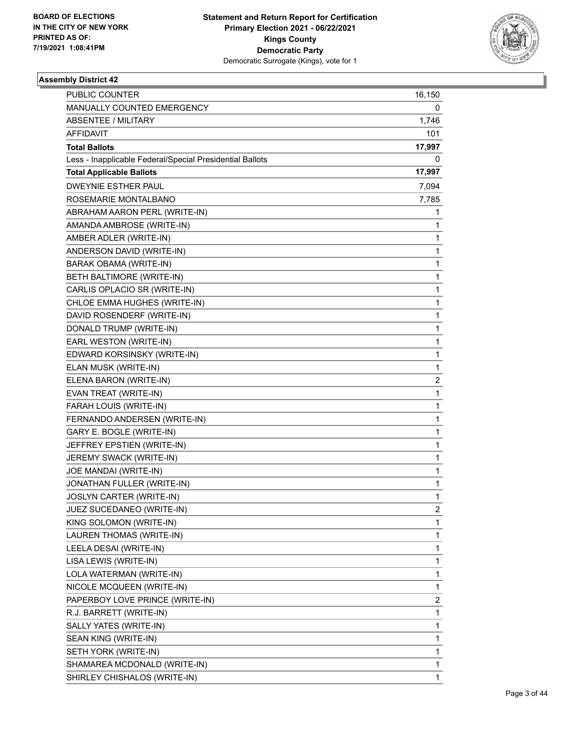BOARD OF ELECTIONS
IN THE CITY OF NEW YORK
PRINTED AS OF:
7/19/2021 1:08:41PM

**Statement and Return Report for Certification**
**Primary Election 2021 - 06/22/2021**
**Kings County**
**Democratic Party**
Democratic Surrogate (Kings), vote for 1

### Assembly District 42

| | |
|---|---|
| PUBLIC COUNTER | 16,150 |
| MANUALLY COUNTED EMERGENCY | 0 |
| ABSENTEE / MILITARY | 1,746 |
| AFFIDAVIT | 101 |
| **Total Ballots** | **17,997** |
| Less - Inapplicable Federal/Special Presidential Ballots | 0 |
| **Total Applicable Ballots** | **17,997** |
| DWEYNIE ESTHER PAUL | 7,094 |
| ROSEMARIE MONTALBANO | 7,785 |
| ABRAHAM AARON PERL (WRITE-IN) | 1 |
| AMANDA AMBROSE (WRITE-IN) | 1 |
| AMBER ADLER (WRITE-IN) | 1 |
| ANDERSON DAVID (WRITE-IN) | 1 |
| BARAK OBAMA (WRITE-IN) | 1 |
| BETH BALTIMORE (WRITE-IN) | 1 |
| CARLIS OPLACIO SR (WRITE-IN) | 1 |
| CHLOE EMMA HUGHES (WRITE-IN) | 1 |
| DAVID ROSENDERF (WRITE-IN) | 1 |
| DONALD TRUMP (WRITE-IN) | 1 |
| EARL WESTON (WRITE-IN) | 1 |
| EDWARD KORSINSKY (WRITE-IN) | 1 |
| ELAN MUSK (WRITE-IN) | 1 |
| ELENA BARON (WRITE-IN) | 2 |
| EVAN TREAT (WRITE-IN) | 1 |
| FARAH LOUIS (WRITE-IN) | 1 |
| FERNANDO ANDERSEN (WRITE-IN) | 1 |
| GARY E. BOGLE (WRITE-IN) | 1 |
| JEFFREY EPSTIEN (WRITE-IN) | 1 |
| JEREMY SWACK (WRITE-IN) | 1 |
| JOE MANDAI (WRITE-IN) | 1 |
| JONATHAN FULLER (WRITE-IN) | 1 |
| JOSLYN CARTER (WRITE-IN) | 1 |
| JUEZ SUCEDANEO (WRITE-IN) | 2 |
| KING SOLOMON (WRITE-IN) | 1 |
| LAUREN THOMAS (WRITE-IN) | 1 |
| LEELA DESAI (WRITE-IN) | 1 |
| LISA LEWIS (WRITE-IN) | 1 |
| LOLA WATERMAN (WRITE-IN) | 1 |
| NICOLE MCQUEEN (WRITE-IN) | 1 |
| PAPERBOY LOVE PRINCE (WRITE-IN) | 2 |
| R.J. BARRETT (WRITE-IN) | 1 |
| SALLY YATES (WRITE-IN) | 1 |
| SEAN KING (WRITE-IN) | 1 |
| SETH YORK (WRITE-IN) | 1 |
| SHAMAREA MCDONALD (WRITE-IN) | 1 |
| SHIRLEY CHISHALOS (WRITE-IN) | 1 |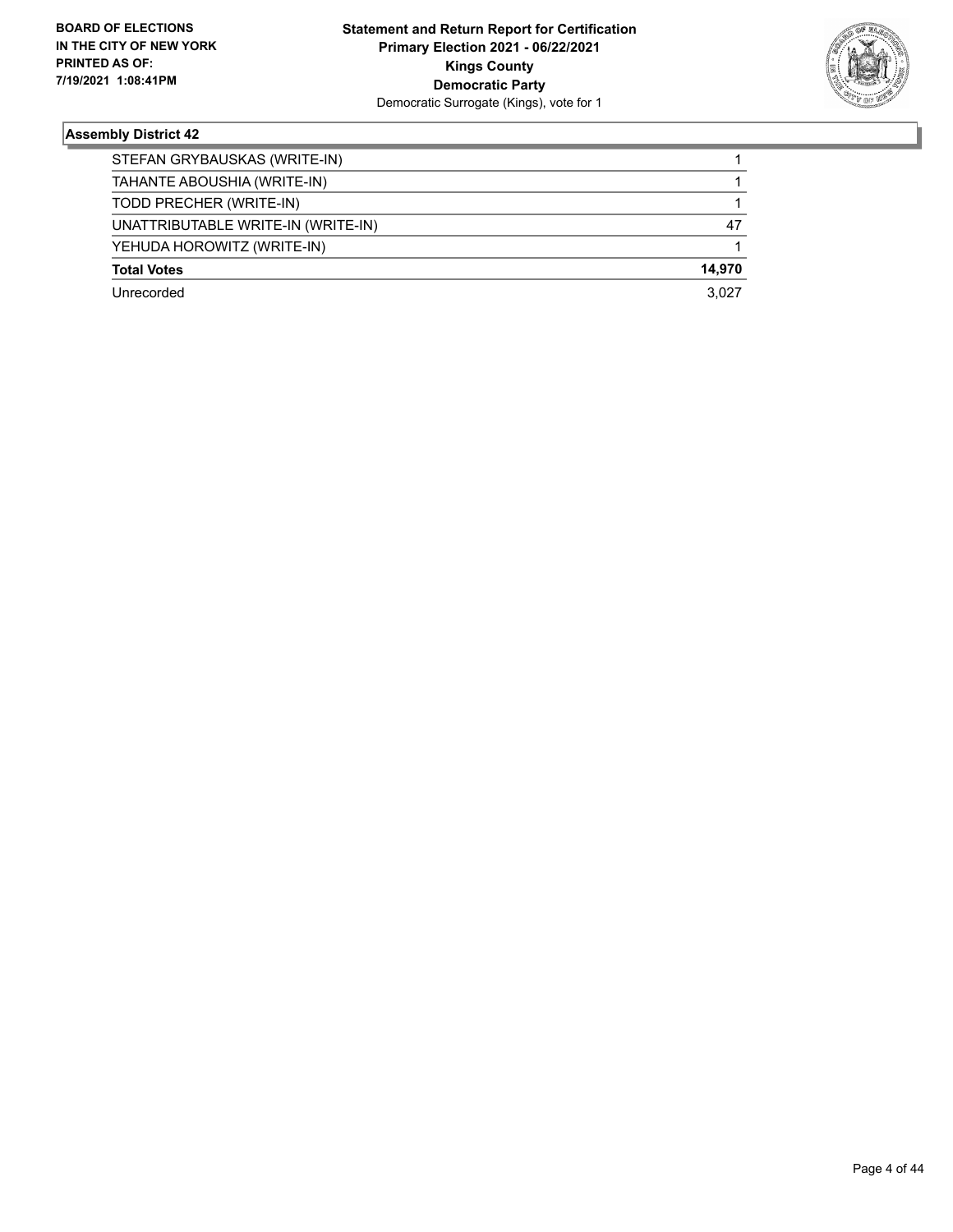## Assembly District 42

| Candidate | Votes |
|---|---|
| STEFAN GRYBAUSKAS (WRITE-IN) | 1 |
| TAHANTE ABOUSHIA (WRITE-IN) | 1 |
| TODD PRECHER (WRITE-IN) | 1 |
| UNATTRIBUTABLE WRITE-IN (WRITE-IN) | 47 |
| YEHUDA HOROWITZ (WRITE-IN) | 1 |
| **Total Votes** | **14,970** |
| Unrecorded | 3,027 |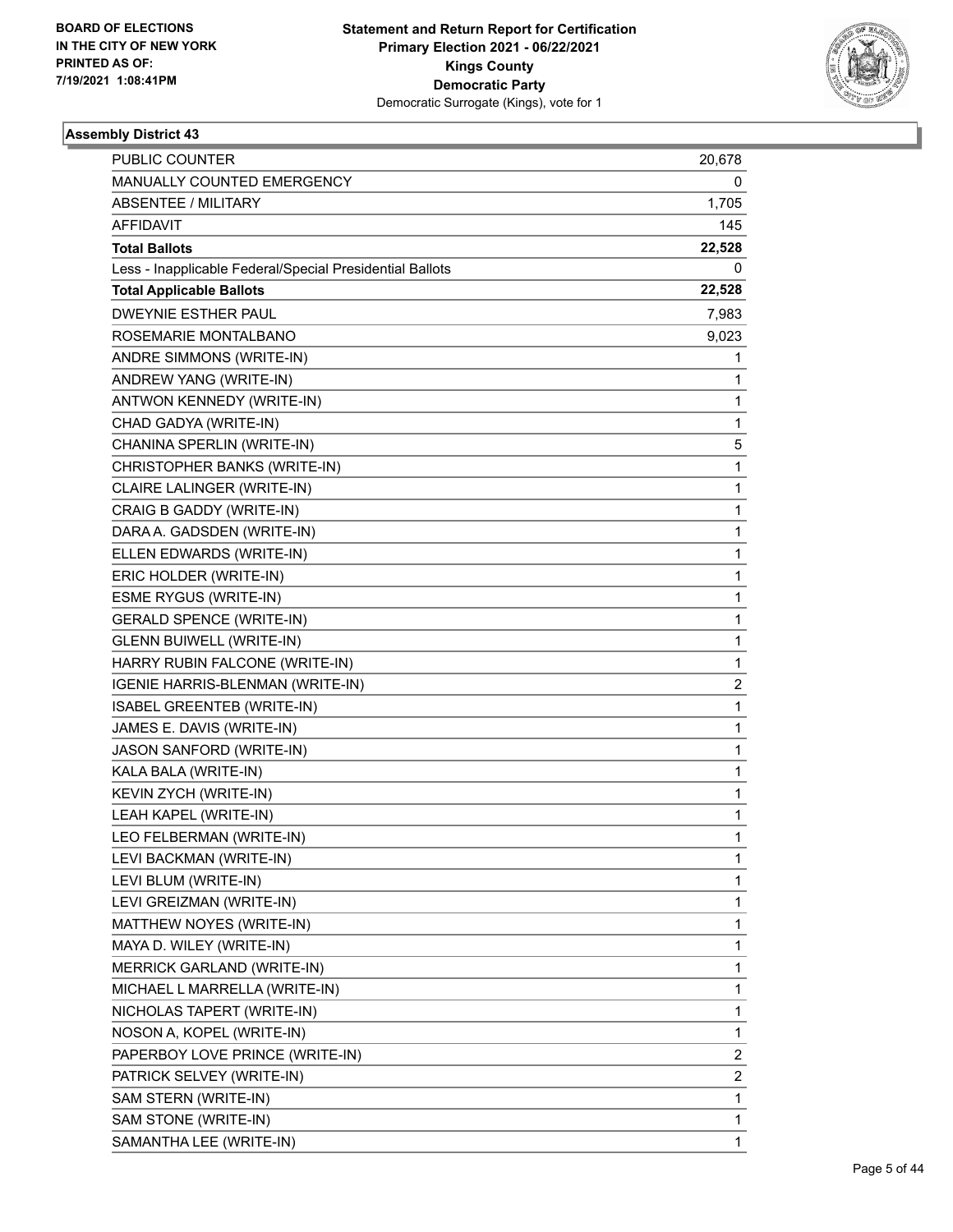**Statement and Return Report for Certification**
**Primary Election 2021 - 06/22/2021**
**Kings County**
**Democratic Party**
Democratic Surrogate (Kings), vote for 1

BOARD OF ELECTIONS
IN THE CITY OF NEW YORK
PRINTED AS OF:
7/19/2021 1:08:41PM

### Assembly District 43

| | |
|---|---|
| PUBLIC COUNTER | 20,678 |
| MANUALLY COUNTED EMERGENCY | 0 |
| ABSENTEE / MILITARY | 1,705 |
| AFFIDAVIT | 145 |
| **Total Ballots** | **22,528** |
| Less - Inapplicable Federal/Special Presidential Ballots | 0 |
| **Total Applicable Ballots** | **22,528** |
| DWEYNIE ESTHER PAUL | 7,983 |
| ROSEMARIE MONTALBANO | 9,023 |
| ANDRE SIMMONS (WRITE-IN) | 1 |
| ANDREW YANG (WRITE-IN) | 1 |
| ANTWON KENNEDY (WRITE-IN) | 1 |
| CHAD GADYA (WRITE-IN) | 1 |
| CHANINA SPERLIN (WRITE-IN) | 5 |
| CHRISTOPHER BANKS (WRITE-IN) | 1 |
| CLAIRE LALINGER (WRITE-IN) | 1 |
| CRAIG B GADDY (WRITE-IN) | 1 |
| DARA A. GADSDEN (WRITE-IN) | 1 |
| ELLEN EDWARDS (WRITE-IN) | 1 |
| ERIC HOLDER (WRITE-IN) | 1 |
| ESME RYGUS (WRITE-IN) | 1 |
| GERALD SPENCE (WRITE-IN) | 1 |
| GLENN BUIWELL (WRITE-IN) | 1 |
| HARRY RUBIN FALCONE (WRITE-IN) | 1 |
| IGENIE HARRIS-BLENMAN (WRITE-IN) | 2 |
| ISABEL GREENTEB (WRITE-IN) | 1 |
| JAMES E. DAVIS (WRITE-IN) | 1 |
| JASON SANFORD (WRITE-IN) | 1 |
| KALA BALA (WRITE-IN) | 1 |
| KEVIN ZYCH (WRITE-IN) | 1 |
| LEAH KAPEL (WRITE-IN) | 1 |
| LEO FELBERMAN (WRITE-IN) | 1 |
| LEVI BACKMAN (WRITE-IN) | 1 |
| LEVI BLUM (WRITE-IN) | 1 |
| LEVI GREIZMAN (WRITE-IN) | 1 |
| MATTHEW NOYES (WRITE-IN) | 1 |
| MAYA D. WILEY (WRITE-IN) | 1 |
| MERRICK GARLAND (WRITE-IN) | 1 |
| MICHAEL L MARRELLA (WRITE-IN) | 1 |
| NICHOLAS TAPERT (WRITE-IN) | 1 |
| NOSON A, KOPEL (WRITE-IN) | 1 |
| PAPERBOY LOVE PRINCE (WRITE-IN) | 2 |
| PATRICK SELVEY (WRITE-IN) | 2 |
| SAM STERN (WRITE-IN) | 1 |
| SAM STONE (WRITE-IN) | 1 |
| SAMANTHA LEE (WRITE-IN) | 1 |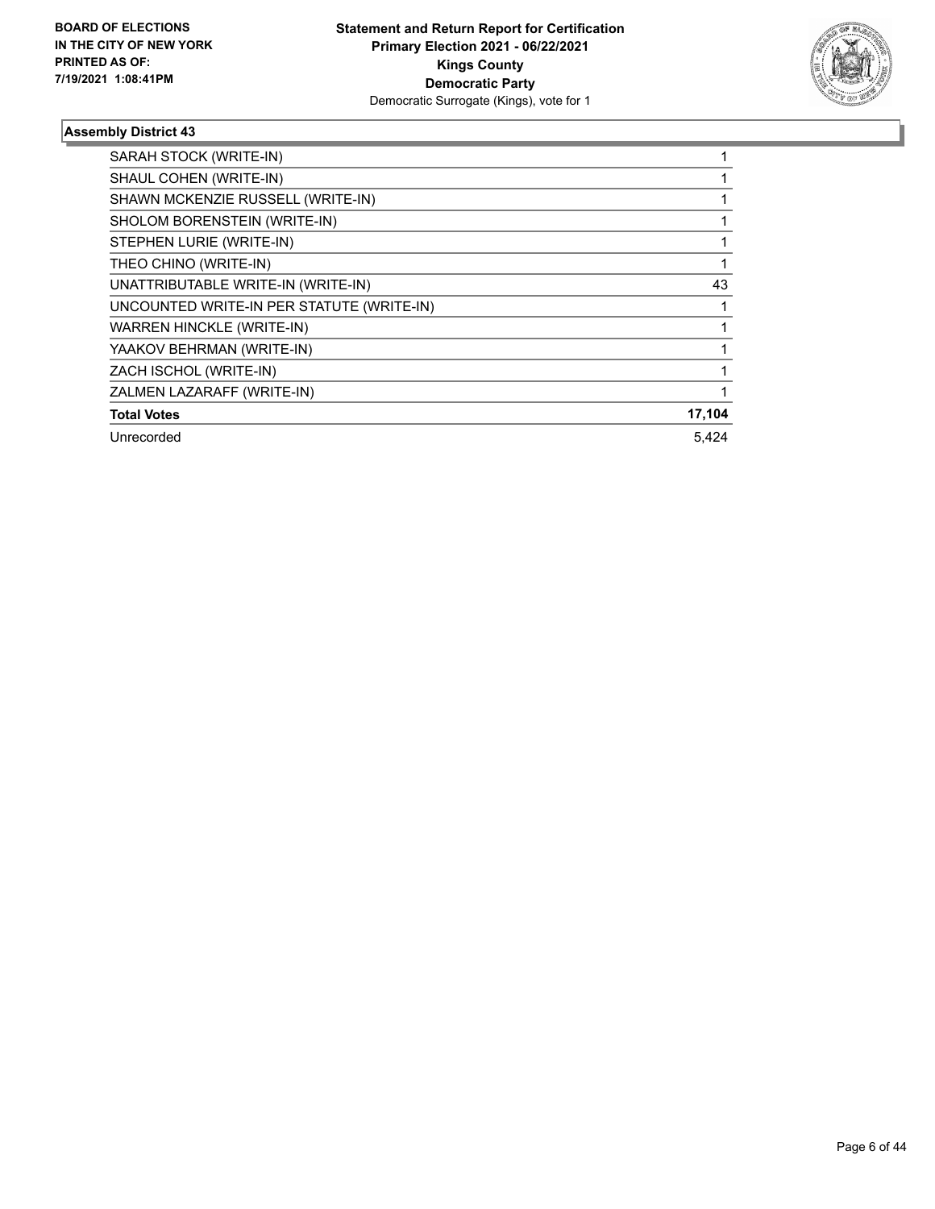**BOARD OF ELECTIONS IN THE CITY OF NEW YORK PRINTED AS OF: 7/19/2021 1:08:41PM**

**Statement and Return Report for Certification**
**Primary Election 2021 - 06/22/2021**
**Kings County**
**Democratic Party**
Democratic Surrogate (Kings), vote for 1

### Assembly District 43

| | |
|---|---|
| SARAH STOCK (WRITE-IN) | 1 |
| SHAUL COHEN (WRITE-IN) | 1 |
| SHAWN MCKENZIE RUSSELL (WRITE-IN) | 1 |
| SHOLOM BORENSTEIN (WRITE-IN) | 1 |
| STEPHEN LURIE (WRITE-IN) | 1 |
| THEO CHINO (WRITE-IN) | 1 |
| UNATTRIBUTABLE WRITE-IN (WRITE-IN) | 43 |
| UNCOUNTED WRITE-IN PER STATUTE (WRITE-IN) | 1 |
| WARREN HINCKLE (WRITE-IN) | 1 |
| YAAKOV BEHRMAN (WRITE-IN) | 1 |
| ZACH ISCHOL (WRITE-IN) | 1 |
| ZALMEN LAZARAFF (WRITE-IN) | 1 |
| **Total Votes** | **17,104** |
| Unrecorded | 5,424 |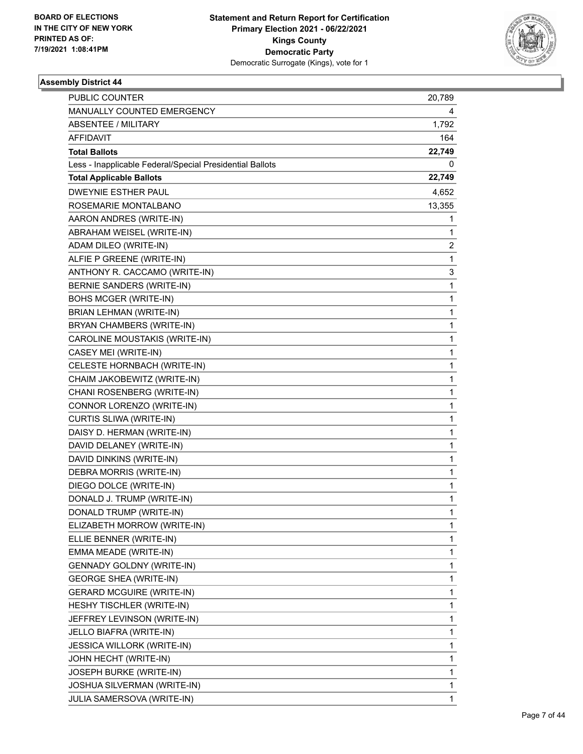**BOARD OF ELECTIONS IN THE CITY OF NEW YORK PRINTED AS OF: 7/19/2021 1:08:41PM**

# Statement and Return Report for Certification
## Primary Election 2021 - 06/22/2021
## Kings County
## Democratic Party
Democratic Surrogate (Kings), vote for 1

### Assembly District 44

| | |
|---|---|
| PUBLIC COUNTER | 20,789 |
| MANUALLY COUNTED EMERGENCY | 4 |
| ABSENTEE / MILITARY | 1,792 |
| AFFIDAVIT | 164 |
| **Total Ballots** | **22,749** |
| Less - Inapplicable Federal/Special Presidential Ballots | 0 |
| **Total Applicable Ballots** | **22,749** |
| DWEYNIE ESTHER PAUL | 4,652 |
| ROSEMARIE MONTALBANO | 13,355 |
| AARON ANDRES (WRITE-IN) | 1 |
| ABRAHAM WEISEL (WRITE-IN) | 1 |
| ADAM DILEO (WRITE-IN) | 2 |
| ALFIE P GREENE (WRITE-IN) | 1 |
| ANTHONY R. CACCAMO (WRITE-IN) | 3 |
| BERNIE SANDERS (WRITE-IN) | 1 |
| BOHS MCGER (WRITE-IN) | 1 |
| BRIAN LEHMAN (WRITE-IN) | 1 |
| BRYAN CHAMBERS (WRITE-IN) | 1 |
| CAROLINE MOUSTAKIS (WRITE-IN) | 1 |
| CASEY MEI (WRITE-IN) | 1 |
| CELESTE HORNBACH (WRITE-IN) | 1 |
| CHAIM JAKOBEWITZ (WRITE-IN) | 1 |
| CHANI ROSENBERG (WRITE-IN) | 1 |
| CONNOR LORENZO (WRITE-IN) | 1 |
| CURTIS SLIWA (WRITE-IN) | 1 |
| DAISY D. HERMAN (WRITE-IN) | 1 |
| DAVID DELANEY (WRITE-IN) | 1 |
| DAVID DINKINS (WRITE-IN) | 1 |
| DEBRA MORRIS (WRITE-IN) | 1 |
| DIEGO DOLCE (WRITE-IN) | 1 |
| DONALD J. TRUMP (WRITE-IN) | 1 |
| DONALD TRUMP (WRITE-IN) | 1 |
| ELIZABETH MORROW (WRITE-IN) | 1 |
| ELLIE BENNER (WRITE-IN) | 1 |
| EMMA MEADE (WRITE-IN) | 1 |
| GENNADY GOLDNY (WRITE-IN) | 1 |
| GEORGE SHEA (WRITE-IN) | 1 |
| GERARD MCGUIRE (WRITE-IN) | 1 |
| HESHY TISCHLER (WRITE-IN) | 1 |
| JEFFREY LEVINSON (WRITE-IN) | 1 |
| JELLO BIAFRA (WRITE-IN) | 1 |
| JESSICA WILLORK (WRITE-IN) | 1 |
| JOHN HECHT (WRITE-IN) | 1 |
| JOSEPH BURKE (WRITE-IN) | 1 |
| JOSHUA SILVERMAN (WRITE-IN) | 1 |
| JULIA SAMERSOVA (WRITE-IN) | 1 |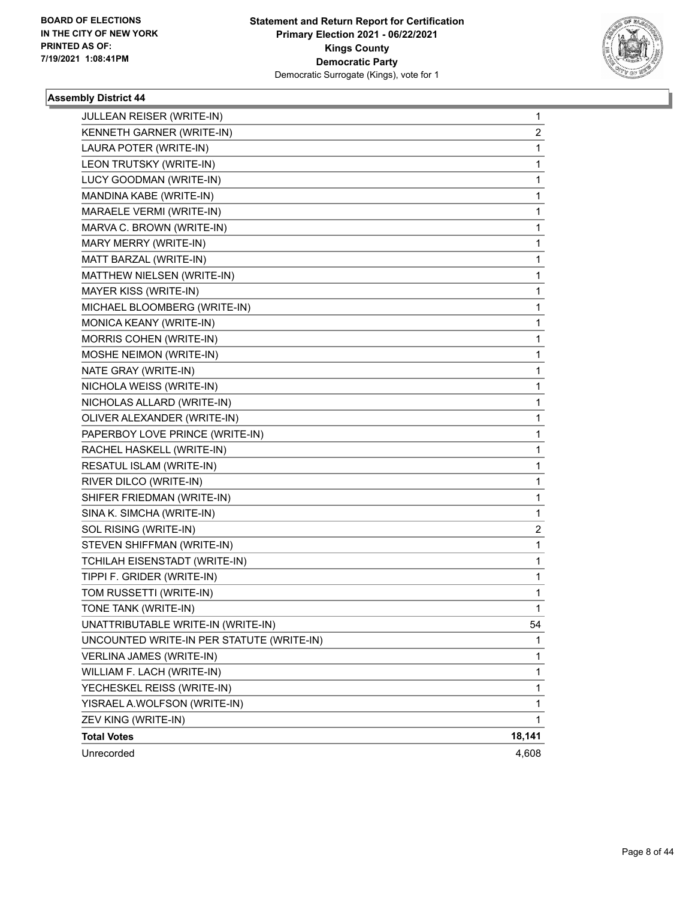**BOARD OF ELECTIONS IN THE CITY OF NEW YORK PRINTED AS OF: 7/19/2021 1:08:41PM**

**Statement and Return Report for Certification**
**Primary Election 2021 - 06/22/2021**
**Kings County**
**Democratic Party**
Democratic Surrogate (Kings), vote for 1

### Assembly District 44

| | |
|---|---|
| JULLEAN REISER (WRITE-IN) | 1 |
| KENNETH GARNER (WRITE-IN) | 2 |
| LAURA POTER (WRITE-IN) | 1 |
| LEON TRUTSKY (WRITE-IN) | 1 |
| LUCY GOODMAN (WRITE-IN) | 1 |
| MANDINA KABE (WRITE-IN) | 1 |
| MARAELE VERMI (WRITE-IN) | 1 |
| MARVA C. BROWN (WRITE-IN) | 1 |
| MARY MERRY (WRITE-IN) | 1 |
| MATT BARZAL (WRITE-IN) | 1 |
| MATTHEW NIELSEN (WRITE-IN) | 1 |
| MAYER KISS (WRITE-IN) | 1 |
| MICHAEL BLOOMBERG (WRITE-IN) | 1 |
| MONICA KEANY (WRITE-IN) | 1 |
| MORRIS COHEN (WRITE-IN) | 1 |
| MOSHE NEIMON (WRITE-IN) | 1 |
| NATE GRAY (WRITE-IN) | 1 |
| NICHOLA WEISS (WRITE-IN) | 1 |
| NICHOLAS ALLARD (WRITE-IN) | 1 |
| OLIVER ALEXANDER (WRITE-IN) | 1 |
| PAPERBOY LOVE PRINCE (WRITE-IN) | 1 |
| RACHEL HASKELL (WRITE-IN) | 1 |
| RESATUL ISLAM (WRITE-IN) | 1 |
| RIVER DILCO (WRITE-IN) | 1 |
| SHIFER FRIEDMAN (WRITE-IN) | 1 |
| SINA K. SIMCHA (WRITE-IN) | 1 |
| SOL RISING (WRITE-IN) | 2 |
| STEVEN SHIFFMAN (WRITE-IN) | 1 |
| TCHILAH EISENSTADT (WRITE-IN) | 1 |
| TIPPI F. GRIDER (WRITE-IN) | 1 |
| TOM RUSSETTI (WRITE-IN) | 1 |
| TONE TANK (WRITE-IN) | 1 |
| UNATTRIBUTABLE WRITE-IN (WRITE-IN) | 54 |
| UNCOUNTED WRITE-IN PER STATUTE (WRITE-IN) | 1 |
| VERLINA JAMES (WRITE-IN) | 1 |
| WILLIAM F. LACH (WRITE-IN) | 1 |
| YECHESKEL REISS (WRITE-IN) | 1 |
| YISRAEL A.WOLFSON (WRITE-IN) | 1 |
| ZEV KING (WRITE-IN) | 1 |
| **Total Votes** | **18,141** |
| Unrecorded | 4,608 |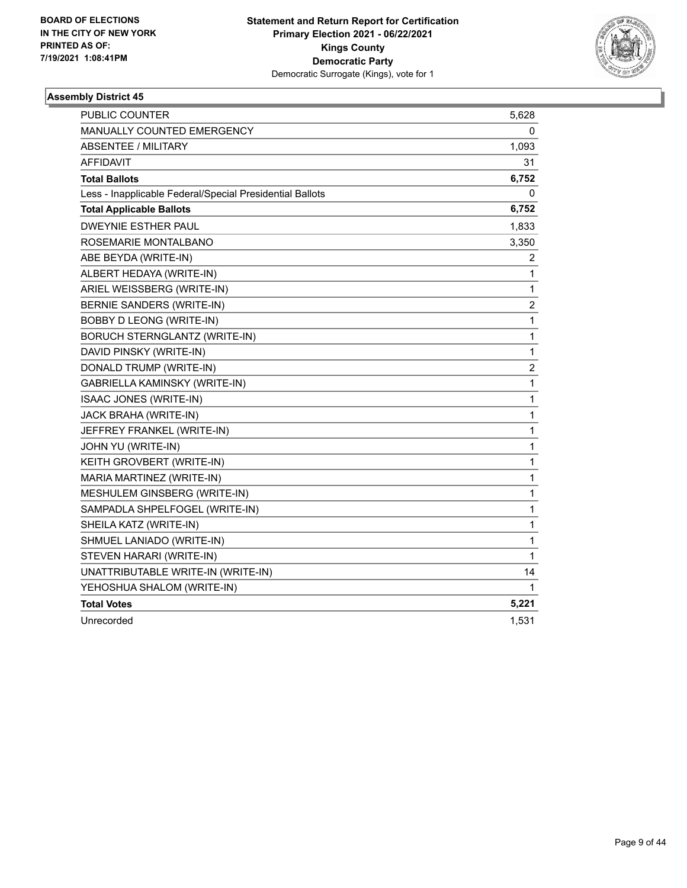**BOARD OF ELECTIONS IN THE CITY OF NEW YORK PRINTED AS OF: 7/19/2021 1:08:41PM**

**Statement and Return Report for Certification Primary Election 2021 - 06/22/2021 Kings County Democratic Party**

Democratic Surrogate (Kings), vote for 1

### Assembly District 45

| | |
|---|---|
| PUBLIC COUNTER | 5,628 |
| MANUALLY COUNTED EMERGENCY | 0 |
| ABSENTEE / MILITARY | 1,093 |
| AFFIDAVIT | 31 |
| **Total Ballots** | **6,752** |
| Less - Inapplicable Federal/Special Presidential Ballots | 0 |
| **Total Applicable Ballots** | **6,752** |
| DWEYNIE ESTHER PAUL | 1,833 |
| ROSEMARIE MONTALBANO | 3,350 |
| ABE BEYDA (WRITE-IN) | 2 |
| ALBERT HEDAYA (WRITE-IN) | 1 |
| ARIEL WEISSBERG (WRITE-IN) | 1 |
| BERNIE SANDERS (WRITE-IN) | 2 |
| BOBBY D LEONG (WRITE-IN) | 1 |
| BORUCH STERNGLANTZ (WRITE-IN) | 1 |
| DAVID PINSKY (WRITE-IN) | 1 |
| DONALD TRUMP (WRITE-IN) | 2 |
| GABRIELLA KAMINSKY (WRITE-IN) | 1 |
| ISAAC JONES (WRITE-IN) | 1 |
| JACK BRAHA (WRITE-IN) | 1 |
| JEFFREY FRANKEL (WRITE-IN) | 1 |
| JOHN YU (WRITE-IN) | 1 |
| KEITH GROVBERT (WRITE-IN) | 1 |
| MARIA MARTINEZ (WRITE-IN) | 1 |
| MESHULEM GINSBERG (WRITE-IN) | 1 |
| SAMPADLA SHPELFOGEL (WRITE-IN) | 1 |
| SHEILA KATZ (WRITE-IN) | 1 |
| SHMUEL LANIADO (WRITE-IN) | 1 |
| STEVEN HARARI (WRITE-IN) | 1 |
| UNATTRIBUTABLE WRITE-IN (WRITE-IN) | 14 |
| YEHOSHUA SHALOM (WRITE-IN) | 1 |
| **Total Votes** | **5,221** |
| Unrecorded | 1,531 |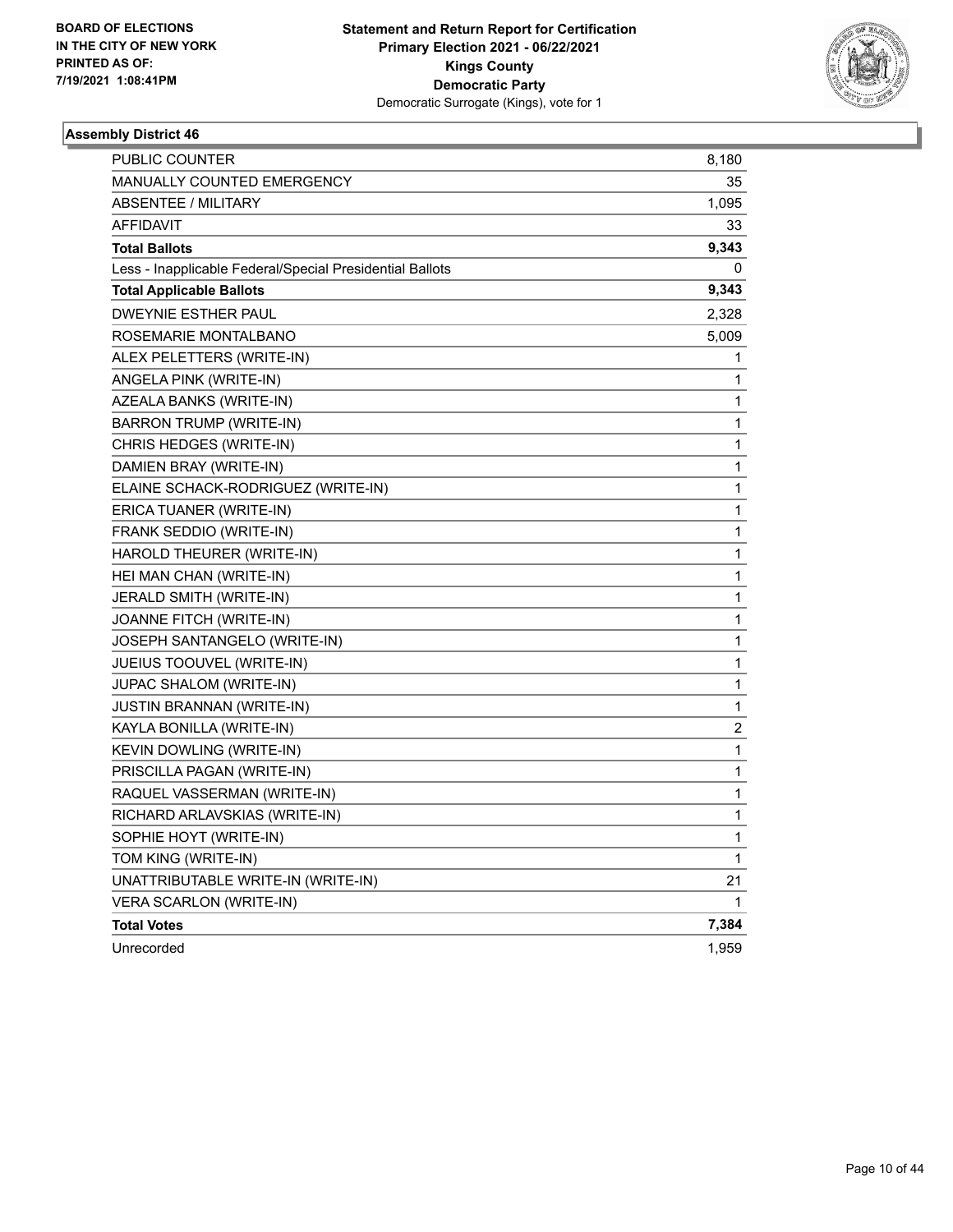**BOARD OF ELECTIONS IN THE CITY OF NEW YORK PRINTED AS OF: 7/19/2021 1:08:41PM**

**Statement and Return Report for Certification**
**Primary Election 2021 - 06/22/2021**
**Kings County**
**Democratic Party**
Democratic Surrogate (Kings), vote for 1

### Assembly District 46

| | |
|---|---|
| PUBLIC COUNTER | 8,180 |
| MANUALLY COUNTED EMERGENCY | 35 |
| ABSENTEE / MILITARY | 1,095 |
| AFFIDAVIT | 33 |
| **Total Ballots** | **9,343** |
| Less - Inapplicable Federal/Special Presidential Ballots | 0 |
| **Total Applicable Ballots** | **9,343** |
| DWEYNIE ESTHER PAUL | 2,328 |
| ROSEMARIE MONTALBANO | 5,009 |
| ALEX PELETTERS (WRITE-IN) | 1 |
| ANGELA PINK (WRITE-IN) | 1 |
| AZEALA BANKS (WRITE-IN) | 1 |
| BARRON TRUMP (WRITE-IN) | 1 |
| CHRIS HEDGES (WRITE-IN) | 1 |
| DAMIEN BRAY (WRITE-IN) | 1 |
| ELAINE SCHACK-RODRIGUEZ (WRITE-IN) | 1 |
| ERICA TUANER (WRITE-IN) | 1 |
| FRANK SEDDIO (WRITE-IN) | 1 |
| HAROLD THEURER (WRITE-IN) | 1 |
| HEI MAN CHAN (WRITE-IN) | 1 |
| JERALD SMITH (WRITE-IN) | 1 |
| JOANNE FITCH (WRITE-IN) | 1 |
| JOSEPH SANTANGELO (WRITE-IN) | 1 |
| JUEIUS TOOUVEL (WRITE-IN) | 1 |
| JUPAC SHALOM (WRITE-IN) | 1 |
| JUSTIN BRANNAN (WRITE-IN) | 1 |
| KAYLA BONILLA (WRITE-IN) | 2 |
| KEVIN DOWLING (WRITE-IN) | 1 |
| PRISCILLA PAGAN (WRITE-IN) | 1 |
| RAQUEL VASSERMAN (WRITE-IN) | 1 |
| RICHARD ARLAVSKIAS (WRITE-IN) | 1 |
| SOPHIE HOYT (WRITE-IN) | 1 |
| TOM KING (WRITE-IN) | 1 |
| UNATTRIBUTABLE WRITE-IN (WRITE-IN) | 21 |
| VERA SCARLON (WRITE-IN) | 1 |
| **Total Votes** | **7,384** |
| Unrecorded | 1,959 |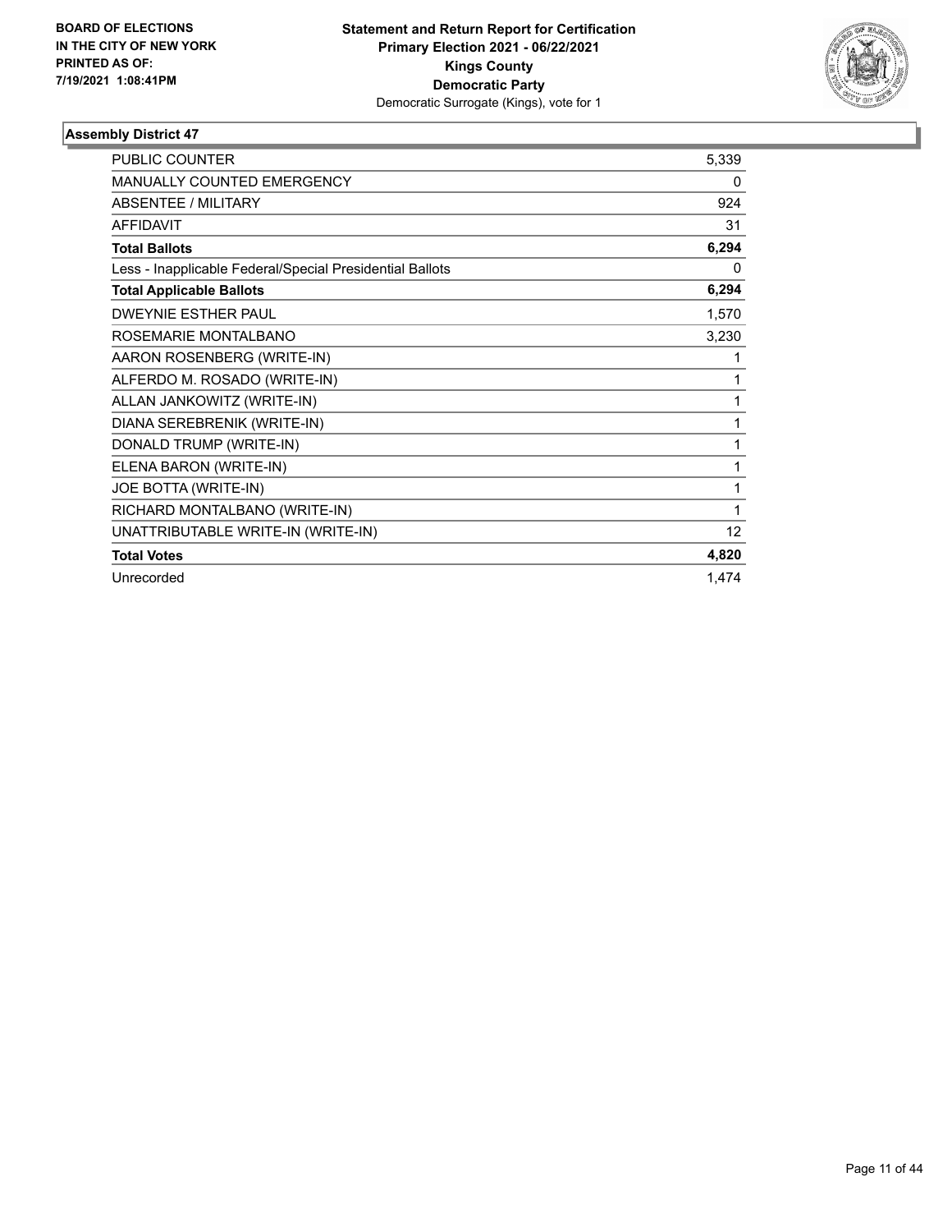**BOARD OF ELECTIONS IN THE CITY OF NEW YORK PRINTED AS OF: 7/19/2021 1:08:41PM**

**Statement and Return Report for Certification**
**Primary Election 2021 - 06/22/2021**
**Kings County**
**Democratic Party**
Democratic Surrogate (Kings), vote for 1

### Assembly District 47

| | |
|---|---|
| PUBLIC COUNTER | 5,339 |
| MANUALLY COUNTED EMERGENCY | 0 |
| ABSENTEE / MILITARY | 924 |
| AFFIDAVIT | 31 |
| **Total Ballots** | **6,294** |
| Less - Inapplicable Federal/Special Presidential Ballots | 0 |
| **Total Applicable Ballots** | **6,294** |
| DWEYNIE ESTHER PAUL | 1,570 |
| ROSEMARIE MONTALBANO | 3,230 |
| AARON ROSENBERG (WRITE-IN) | 1 |
| ALFERDO M. ROSADO (WRITE-IN) | 1 |
| ALLAN JANKOWITZ (WRITE-IN) | 1 |
| DIANA SEREBRENIK (WRITE-IN) | 1 |
| DONALD TRUMP (WRITE-IN) | 1 |
| ELENA BARON (WRITE-IN) | 1 |
| JOE BOTTA (WRITE-IN) | 1 |
| RICHARD MONTALBANO (WRITE-IN) | 1 |
| UNATTRIBUTABLE WRITE-IN (WRITE-IN) | 12 |
| **Total Votes** | **4,820** |
| Unrecorded | 1,474 |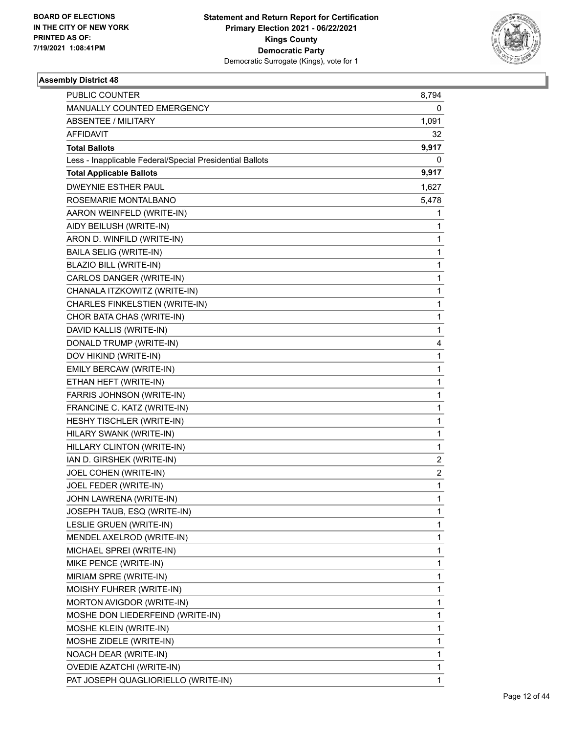**BOARD OF ELECTIONS IN THE CITY OF NEW YORK PRINTED AS OF: 7/19/2021 1:08:41PM**

**Statement and Return Report for Certification**
**Primary Election 2021 - 06/22/2021**
**Kings County**
**Democratic Party**
Democratic Surrogate (Kings), vote for 1

### Assembly District 48

| | |
|---|---|
| PUBLIC COUNTER | 8,794 |
| MANUALLY COUNTED EMERGENCY | 0 |
| ABSENTEE / MILITARY | 1,091 |
| AFFIDAVIT | 32 |
| **Total Ballots** | **9,917** |
| Less - Inapplicable Federal/Special Presidential Ballots | 0 |
| **Total Applicable Ballots** | **9,917** |
| DWEYNIE ESTHER PAUL | 1,627 |
| ROSEMARIE MONTALBANO | 5,478 |
| AARON WEINFELD (WRITE-IN) | 1 |
| AIDY BEILUSH (WRITE-IN) | 1 |
| ARON D. WINFILD (WRITE-IN) | 1 |
| BAILA SELIG (WRITE-IN) | 1 |
| BLAZIO BILL (WRITE-IN) | 1 |
| CARLOS DANGER (WRITE-IN) | 1 |
| CHANALA ITZKOWITZ (WRITE-IN) | 1 |
| CHARLES FINKELSTIEN (WRITE-IN) | 1 |
| CHOR BATA CHAS (WRITE-IN) | 1 |
| DAVID KALLIS (WRITE-IN) | 1 |
| DONALD TRUMP (WRITE-IN) | 4 |
| DOV HIKIND (WRITE-IN) | 1 |
| EMILY BERCAW (WRITE-IN) | 1 |
| ETHAN HEFT (WRITE-IN) | 1 |
| FARRIS JOHNSON (WRITE-IN) | 1 |
| FRANCINE C. KATZ (WRITE-IN) | 1 |
| HESHY TISCHLER (WRITE-IN) | 1 |
| HILARY SWANK (WRITE-IN) | 1 |
| HILLARY CLINTON (WRITE-IN) | 1 |
| IAN D. GIRSHEK (WRITE-IN) | 2 |
| JOEL COHEN (WRITE-IN) | 2 |
| JOEL FEDER (WRITE-IN) | 1 |
| JOHN LAWRENA (WRITE-IN) | 1 |
| JOSEPH TAUB, ESQ (WRITE-IN) | 1 |
| LESLIE GRUEN (WRITE-IN) | 1 |
| MENDEL AXELROD (WRITE-IN) | 1 |
| MICHAEL SPREI (WRITE-IN) | 1 |
| MIKE PENCE (WRITE-IN) | 1 |
| MIRIAM SPRE (WRITE-IN) | 1 |
| MOISHY FUHRER (WRITE-IN) | 1 |
| MORTON AVIGDOR (WRITE-IN) | 1 |
| MOSHE DON LIEDERFEIND (WRITE-IN) | 1 |
| MOSHE KLEIN (WRITE-IN) | 1 |
| MOSHE ZIDELE (WRITE-IN) | 1 |
| NOACH DEAR (WRITE-IN) | 1 |
| OVEDIE AZATCHI (WRITE-IN) | 1 |
| PAT JOSEPH QUAGLIORIELLO (WRITE-IN) | 1 |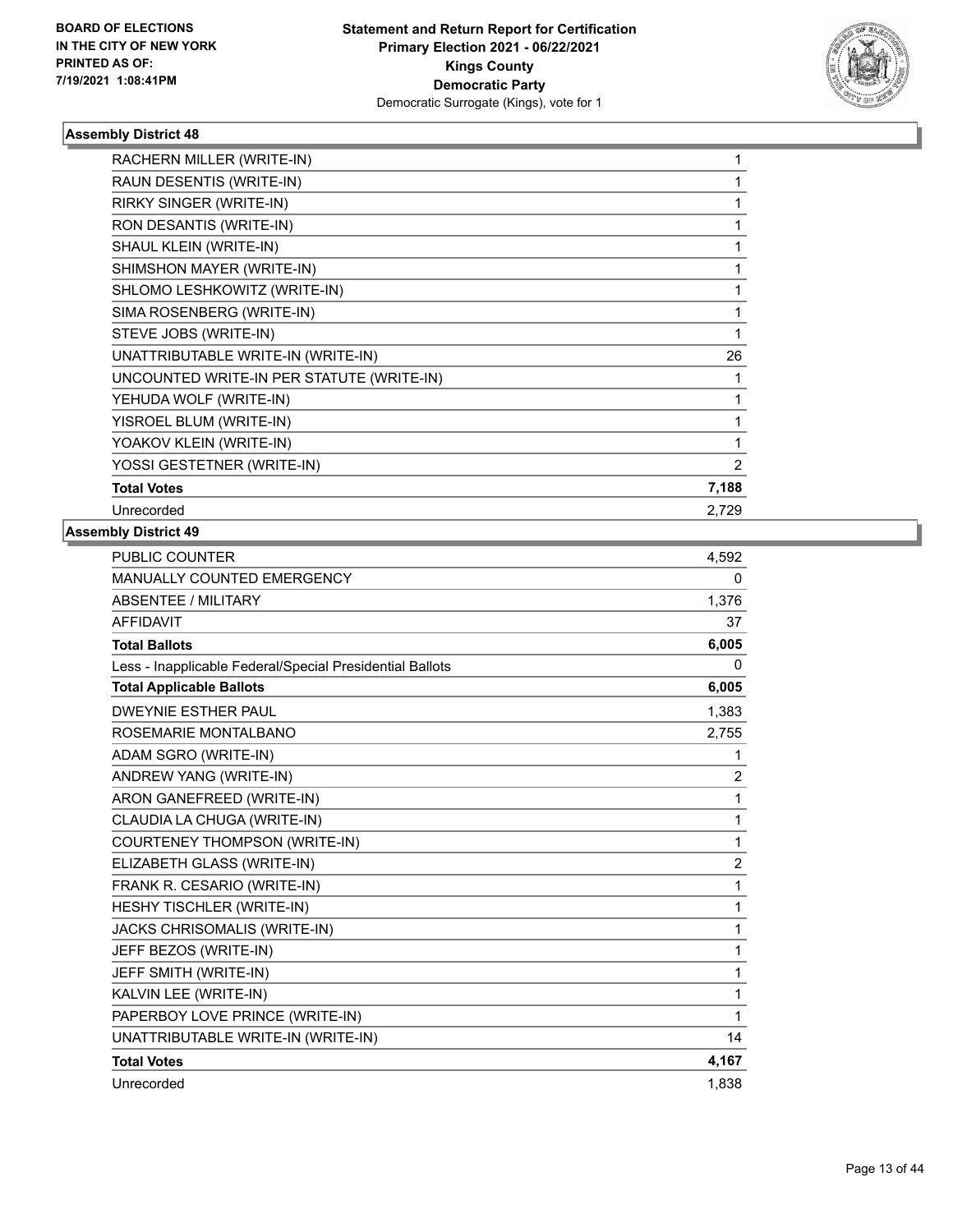**Statement and Return Report for Certification**
**Primary Election 2021 - 06/22/2021**
**Kings County**
**Democratic Party**
Democratic Surrogate (Kings), vote for 1

BOARD OF ELECTIONS IN THE CITY OF NEW YORK PRINTED AS OF: 7/19/2021 1:08:41PM

### Assembly District 48

| | |
|---|---|
| RACHERN MILLER (WRITE-IN) | 1 |
| RAUN DESENTIS (WRITE-IN) | 1 |
| RIRKY SINGER (WRITE-IN) | 1 |
| RON DESANTIS (WRITE-IN) | 1 |
| SHAUL KLEIN (WRITE-IN) | 1 |
| SHIMSHON MAYER (WRITE-IN) | 1 |
| SHLOMO LESHKOWITZ (WRITE-IN) | 1 |
| SIMA ROSENBERG (WRITE-IN) | 1 |
| STEVE JOBS (WRITE-IN) | 1 |
| UNATTRIBUTABLE WRITE-IN (WRITE-IN) | 26 |
| UNCOUNTED WRITE-IN PER STATUTE (WRITE-IN) | 1 |
| YEHUDA WOLF (WRITE-IN) | 1 |
| YISROEL BLUM (WRITE-IN) | 1 |
| YOAKOV KLEIN (WRITE-IN) | 1 |
| YOSSI GESTETNER (WRITE-IN) | 2 |
| **Total Votes** | **7,188** |
| Unrecorded | 2,729 |

### Assembly District 49

| | |
|---|---|
| PUBLIC COUNTER | 4,592 |
| MANUALLY COUNTED EMERGENCY | 0 |
| ABSENTEE / MILITARY | 1,376 |
| AFFIDAVIT | 37 |
| **Total Ballots** | **6,005** |
| Less - Inapplicable Federal/Special Presidential Ballots | 0 |
| **Total Applicable Ballots** | **6,005** |
| DWEYNIE ESTHER PAUL | 1,383 |
| ROSEMARIE MONTALBANO | 2,755 |
| ADAM SGRO (WRITE-IN) | 1 |
| ANDREW YANG (WRITE-IN) | 2 |
| ARON GANEFREED (WRITE-IN) | 1 |
| CLAUDIA LA CHUGA (WRITE-IN) | 1 |
| COURTENEY THOMPSON (WRITE-IN) | 1 |
| ELIZABETH GLASS (WRITE-IN) | 2 |
| FRANK R. CESARIO (WRITE-IN) | 1 |
| HESHY TISCHLER (WRITE-IN) | 1 |
| JACKS CHRISOMALIS (WRITE-IN) | 1 |
| JEFF BEZOS (WRITE-IN) | 1 |
| JEFF SMITH (WRITE-IN) | 1 |
| KALVIN LEE (WRITE-IN) | 1 |
| PAPERBOY LOVE PRINCE (WRITE-IN) | 1 |
| UNATTRIBUTABLE WRITE-IN (WRITE-IN) | 14 |
| **Total Votes** | **4,167** |
| Unrecorded | 1,838 |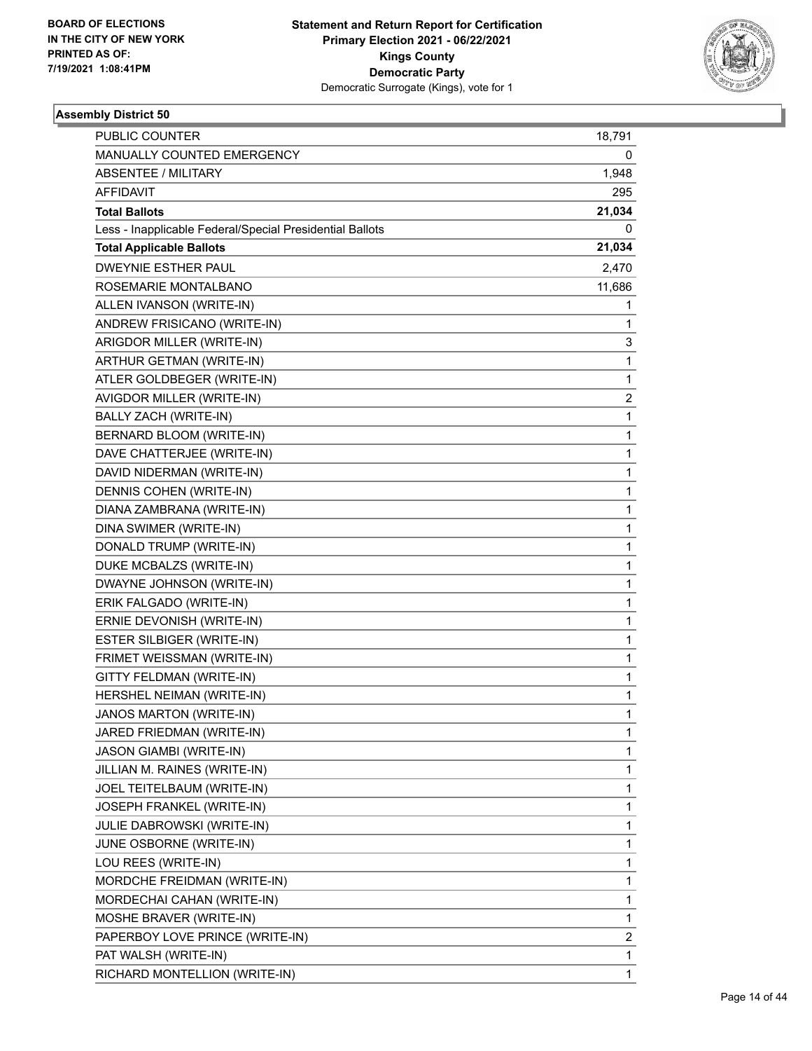**BOARD OF ELECTIONS IN THE CITY OF NEW YORK PRINTED AS OF: 7/19/2021 1:08:41PM**

**Statement and Return Report for Certification Primary Election 2021 - 06/22/2021 Kings County Democratic Party**
Democratic Surrogate (Kings), vote for 1

### Assembly District 50

| | |
|---|---|
| PUBLIC COUNTER | 18,791 |
| MANUALLY COUNTED EMERGENCY | 0 |
| ABSENTEE / MILITARY | 1,948 |
| AFFIDAVIT | 295 |
| **Total Ballots** | **21,034** |
| Less - Inapplicable Federal/Special Presidential Ballots | 0 |
| **Total Applicable Ballots** | **21,034** |
| DWEYNIE ESTHER PAUL | 2,470 |
| ROSEMARIE MONTALBANO | 11,686 |
| ALLEN IVANSON (WRITE-IN) | 1 |
| ANDREW FRISICANO (WRITE-IN) | 1 |
| ARIGDOR MILLER (WRITE-IN) | 3 |
| ARTHUR GETMAN (WRITE-IN) | 1 |
| ATLER GOLDBEGER (WRITE-IN) | 1 |
| AVIGDOR MILLER (WRITE-IN) | 2 |
| BALLY ZACH (WRITE-IN) | 1 |
| BERNARD BLOOM (WRITE-IN) | 1 |
| DAVE CHATTERJEE (WRITE-IN) | 1 |
| DAVID NIDERMAN (WRITE-IN) | 1 |
| DENNIS COHEN (WRITE-IN) | 1 |
| DIANA ZAMBRANA (WRITE-IN) | 1 |
| DINA SWIMER (WRITE-IN) | 1 |
| DONALD TRUMP (WRITE-IN) | 1 |
| DUKE MCBALZS (WRITE-IN) | 1 |
| DWAYNE JOHNSON (WRITE-IN) | 1 |
| ERIK FALGADO (WRITE-IN) | 1 |
| ERNIE DEVONISH (WRITE-IN) | 1 |
| ESTER SILBIGER (WRITE-IN) | 1 |
| FRIMET WEISSMAN (WRITE-IN) | 1 |
| GITTY FELDMAN (WRITE-IN) | 1 |
| HERSHEL NEIMAN (WRITE-IN) | 1 |
| JANOS MARTON (WRITE-IN) | 1 |
| JARED FRIEDMAN (WRITE-IN) | 1 |
| JASON GIAMBI (WRITE-IN) | 1 |
| JILLIAN M. RAINES (WRITE-IN) | 1 |
| JOEL TEITELBAUM (WRITE-IN) | 1 |
| JOSEPH FRANKEL (WRITE-IN) | 1 |
| JULIE DABROWSKI (WRITE-IN) | 1 |
| JUNE OSBORNE (WRITE-IN) | 1 |
| LOU REES (WRITE-IN) | 1 |
| MORDCHE FREIDMAN (WRITE-IN) | 1 |
| MORDECHAI CAHAN (WRITE-IN) | 1 |
| MOSHE BRAVER (WRITE-IN) | 1 |
| PAPERBOY LOVE PRINCE (WRITE-IN) | 2 |
| PAT WALSH (WRITE-IN) | 1 |
| RICHARD MONTELLION (WRITE-IN) | 1 |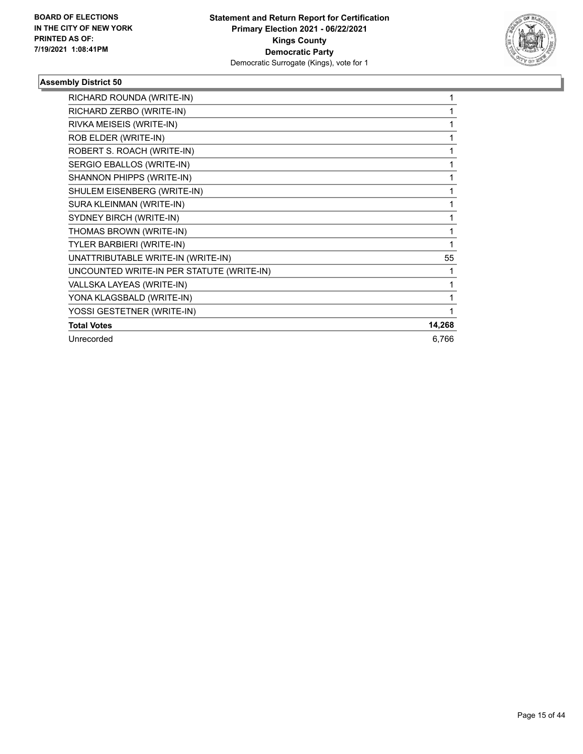**Statement and Return Report for Certification**
**Primary Election 2021 - 06/22/2021**
**Kings County**
**Democratic Party**
Democratic Surrogate (Kings), vote for 1

BOARD OF ELECTIONS IN THE CITY OF NEW YORK
PRINTED AS OF:
7/19/2021 1:08:41PM

### Assembly District 50

| | |
|---|---|
| RICHARD ROUNDA (WRITE-IN) | 1 |
| RICHARD ZERBO (WRITE-IN) | 1 |
| RIVKA MEISEIS (WRITE-IN) | 1 |
| ROB ELDER (WRITE-IN) | 1 |
| ROBERT S. ROACH (WRITE-IN) | 1 |
| SERGIO EBALLOS (WRITE-IN) | 1 |
| SHANNON PHIPPS (WRITE-IN) | 1 |
| SHULEM EISENBERG (WRITE-IN) | 1 |
| SURA KLEINMAN (WRITE-IN) | 1 |
| SYDNEY BIRCH (WRITE-IN) | 1 |
| THOMAS BROWN (WRITE-IN) | 1 |
| TYLER BARBIERI (WRITE-IN) | 1 |
| UNATTRIBUTABLE WRITE-IN (WRITE-IN) | 55 |
| UNCOUNTED WRITE-IN PER STATUTE (WRITE-IN) | 1 |
| VALLSKA LAYEAS (WRITE-IN) | 1 |
| YONA KLAGSBALD (WRITE-IN) | 1 |
| YOSSI GESTETNER (WRITE-IN) | 1 |
| **Total Votes** | **14,268** |
| Unrecorded | 6,766 |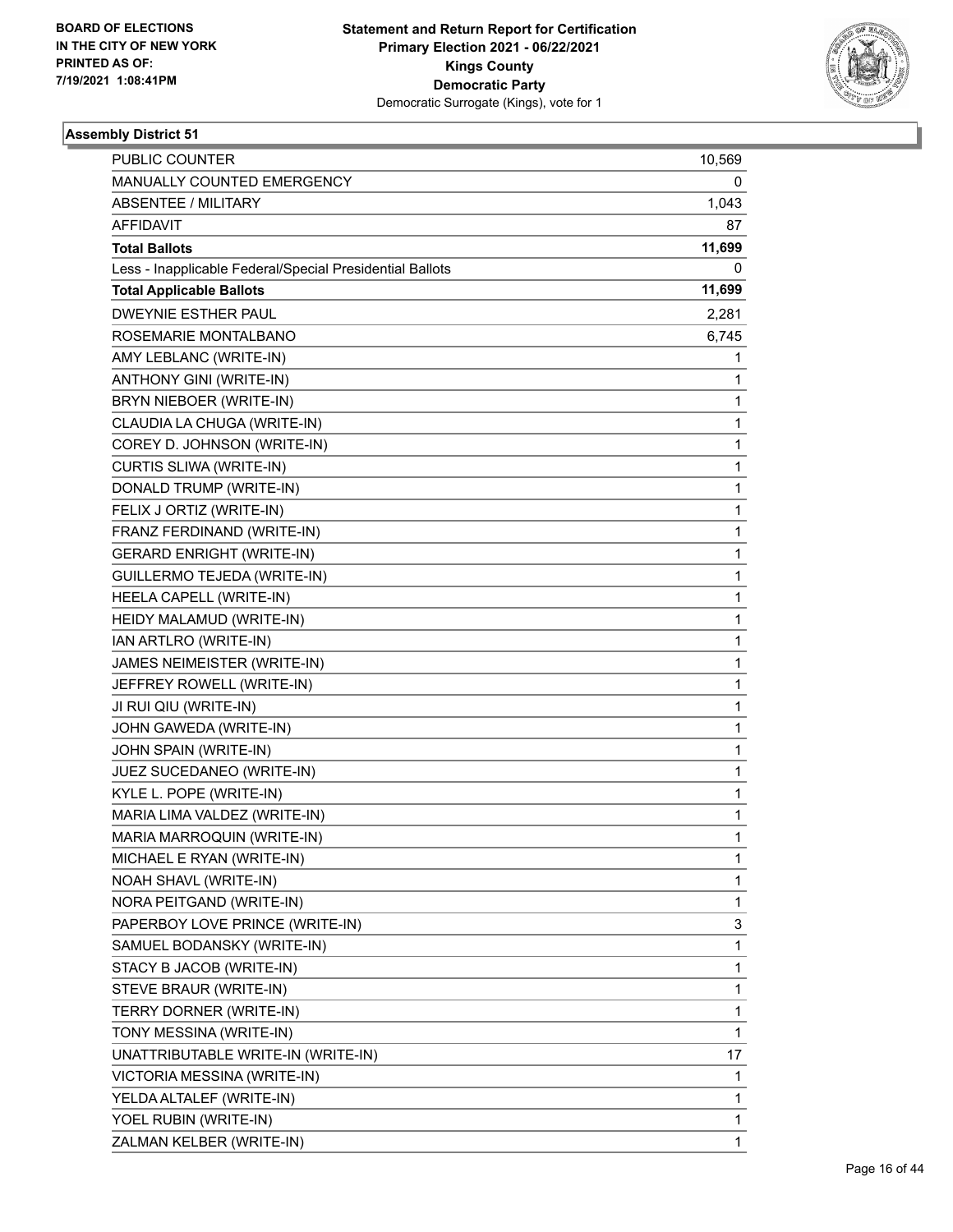**BOARD OF ELECTIONS IN THE CITY OF NEW YORK PRINTED AS OF: 7/19/2021 1:08:41PM**

**Statement and Return Report for Certification Primary Election 2021 - 06/22/2021 Kings County Democratic Party**
Democratic Surrogate (Kings), vote for 1

### Assembly District 51

| | |
|---|---|
| PUBLIC COUNTER | 10,569 |
| MANUALLY COUNTED EMERGENCY | 0 |
| ABSENTEE / MILITARY | 1,043 |
| AFFIDAVIT | 87 |
| **Total Ballots** | **11,699** |
| Less - Inapplicable Federal/Special Presidential Ballots | 0 |
| **Total Applicable Ballots** | **11,699** |
| DWEYNIE ESTHER PAUL | 2,281 |
| ROSEMARIE MONTALBANO | 6,745 |
| AMY LEBLANC (WRITE-IN) | 1 |
| ANTHONY GINI (WRITE-IN) | 1 |
| BRYN NIEBOER (WRITE-IN) | 1 |
| CLAUDIA LA CHUGA (WRITE-IN) | 1 |
| COREY D. JOHNSON (WRITE-IN) | 1 |
| CURTIS SLIWA (WRITE-IN) | 1 |
| DONALD TRUMP (WRITE-IN) | 1 |
| FELIX J ORTIZ (WRITE-IN) | 1 |
| FRANZ FERDINAND (WRITE-IN) | 1 |
| GERARD ENRIGHT (WRITE-IN) | 1 |
| GUILLERMO TEJEDA (WRITE-IN) | 1 |
| HEELA CAPELL (WRITE-IN) | 1 |
| HEIDY MALAMUD (WRITE-IN) | 1 |
| IAN ARTLRO (WRITE-IN) | 1 |
| JAMES NEIMEISTER (WRITE-IN) | 1 |
| JEFFREY ROWELL (WRITE-IN) | 1 |
| JI RUI QIU (WRITE-IN) | 1 |
| JOHN GAWEDA (WRITE-IN) | 1 |
| JOHN SPAIN (WRITE-IN) | 1 |
| JUEZ SUCEDANEO (WRITE-IN) | 1 |
| KYLE L. POPE (WRITE-IN) | 1 |
| MARIA LIMA VALDEZ (WRITE-IN) | 1 |
| MARIA MARROQUIN (WRITE-IN) | 1 |
| MICHAEL E RYAN (WRITE-IN) | 1 |
| NOAH SHAVL (WRITE-IN) | 1 |
| NORA PEITGAND (WRITE-IN) | 1 |
| PAPERBOY LOVE PRINCE (WRITE-IN) | 3 |
| SAMUEL BODANSKY (WRITE-IN) | 1 |
| STACY B JACOB (WRITE-IN) | 1 |
| STEVE BRAUR (WRITE-IN) | 1 |
| TERRY DORNER (WRITE-IN) | 1 |
| TONY MESSINA (WRITE-IN) | 1 |
| UNATTRIBUTABLE WRITE-IN (WRITE-IN) | 17 |
| VICTORIA MESSINA (WRITE-IN) | 1 |
| YELDA ALTALEF (WRITE-IN) | 1 |
| YOEL RUBIN (WRITE-IN) | 1 |
| ZALMAN KELBER (WRITE-IN) | 1 |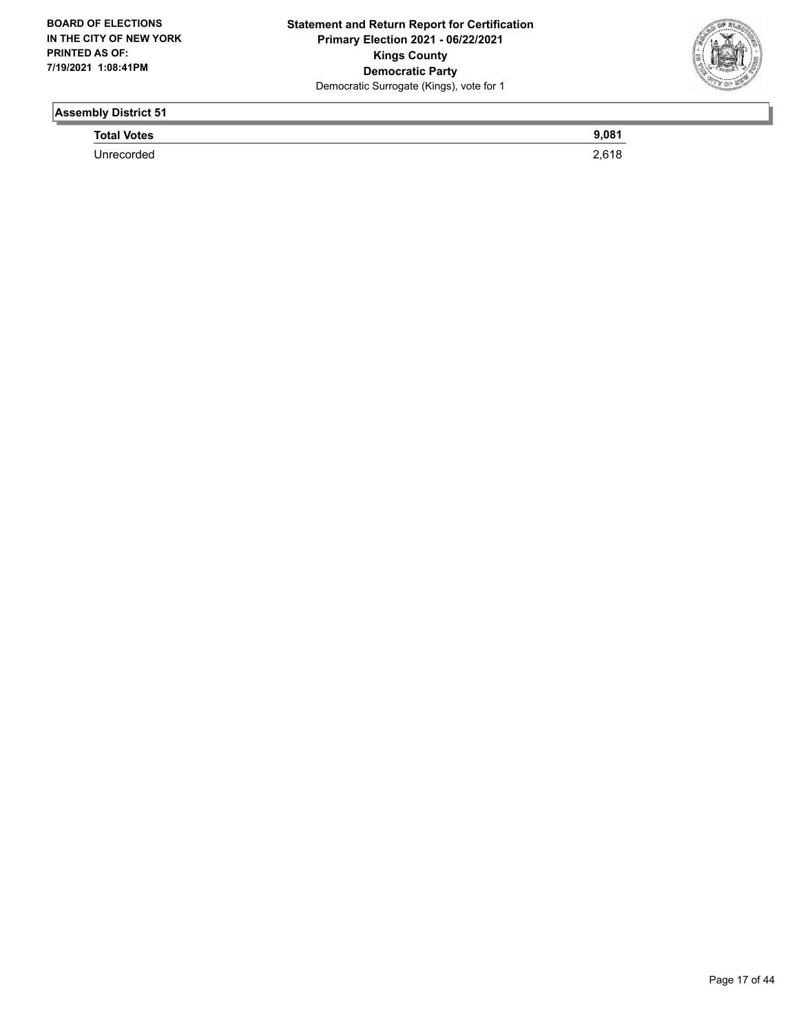## Assembly District 51

| Total Votes | 9,081 |
| --- | --- |
| Unrecorded | 2,618 |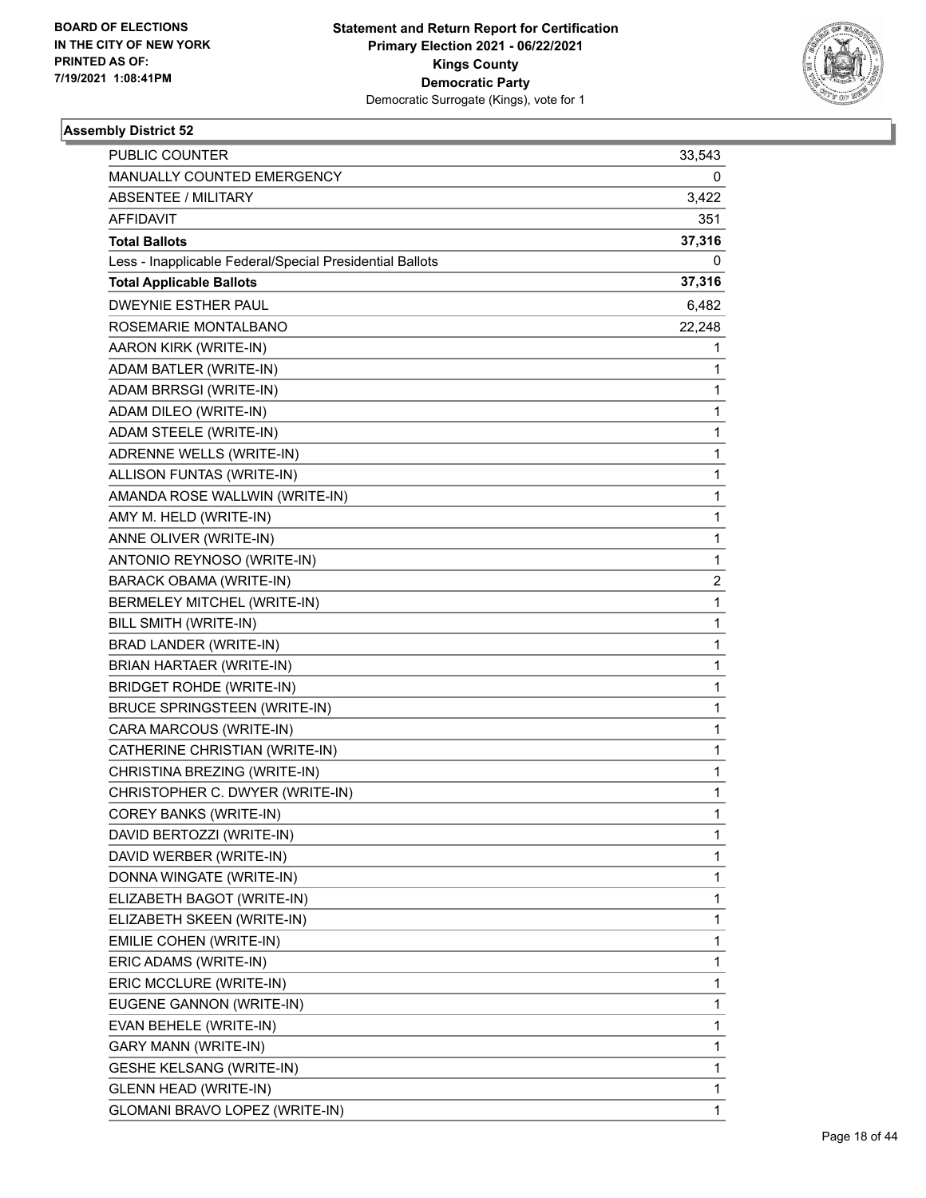**Statement and Return Report for Certification**
**Primary Election 2021 - 06/22/2021**
**Kings County**
**Democratic Party**
Democratic Surrogate (Kings), vote for 1

BOARD OF ELECTIONS
IN THE CITY OF NEW YORK
PRINTED AS OF:
7/19/2021 1:08:41PM

### Assembly District 52

| | |
|---|---|
| PUBLIC COUNTER | 33,543 |
| MANUALLY COUNTED EMERGENCY | 0 |
| ABSENTEE / MILITARY | 3,422 |
| AFFIDAVIT | 351 |
| **Total Ballots** | **37,316** |
| Less - Inapplicable Federal/Special Presidential Ballots | 0 |
| **Total Applicable Ballots** | **37,316** |
| DWEYNIE ESTHER PAUL | 6,482 |
| ROSEMARIE MONTALBANO | 22,248 |
| AARON KIRK (WRITE-IN) | 1 |
| ADAM BATLER (WRITE-IN) | 1 |
| ADAM BRRSGI (WRITE-IN) | 1 |
| ADAM DILEO (WRITE-IN) | 1 |
| ADAM STEELE (WRITE-IN) | 1 |
| ADRENNE WELLS (WRITE-IN) | 1 |
| ALLISON FUNTAS (WRITE-IN) | 1 |
| AMANDA ROSE WALLWIN (WRITE-IN) | 1 |
| AMY M. HELD (WRITE-IN) | 1 |
| ANNE OLIVER (WRITE-IN) | 1 |
| ANTONIO REYNOSO (WRITE-IN) | 1 |
| BARACK OBAMA (WRITE-IN) | 2 |
| BERMELEY MITCHEL (WRITE-IN) | 1 |
| BILL SMITH (WRITE-IN) | 1 |
| BRAD LANDER (WRITE-IN) | 1 |
| BRIAN HARTAER (WRITE-IN) | 1 |
| BRIDGET ROHDE (WRITE-IN) | 1 |
| BRUCE SPRINGSTEEN (WRITE-IN) | 1 |
| CARA MARCOUS (WRITE-IN) | 1 |
| CATHERINE CHRISTIAN (WRITE-IN) | 1 |
| CHRISTINA BREZING (WRITE-IN) | 1 |
| CHRISTOPHER C. DWYER (WRITE-IN) | 1 |
| COREY BANKS (WRITE-IN) | 1 |
| DAVID BERTOZZI (WRITE-IN) | 1 |
| DAVID WERBER (WRITE-IN) | 1 |
| DONNA WINGATE (WRITE-IN) | 1 |
| ELIZABETH BAGOT (WRITE-IN) | 1 |
| ELIZABETH SKEEN (WRITE-IN) | 1 |
| EMILIE COHEN (WRITE-IN) | 1 |
| ERIC ADAMS (WRITE-IN) | 1 |
| ERIC MCCLURE (WRITE-IN) | 1 |
| EUGENE GANNON (WRITE-IN) | 1 |
| EVAN BEHELE (WRITE-IN) | 1 |
| GARY MANN (WRITE-IN) | 1 |
| GESHE KELSANG (WRITE-IN) | 1 |
| GLENN HEAD (WRITE-IN) | 1 |
| GLOMANI BRAVO LOPEZ (WRITE-IN) | 1 |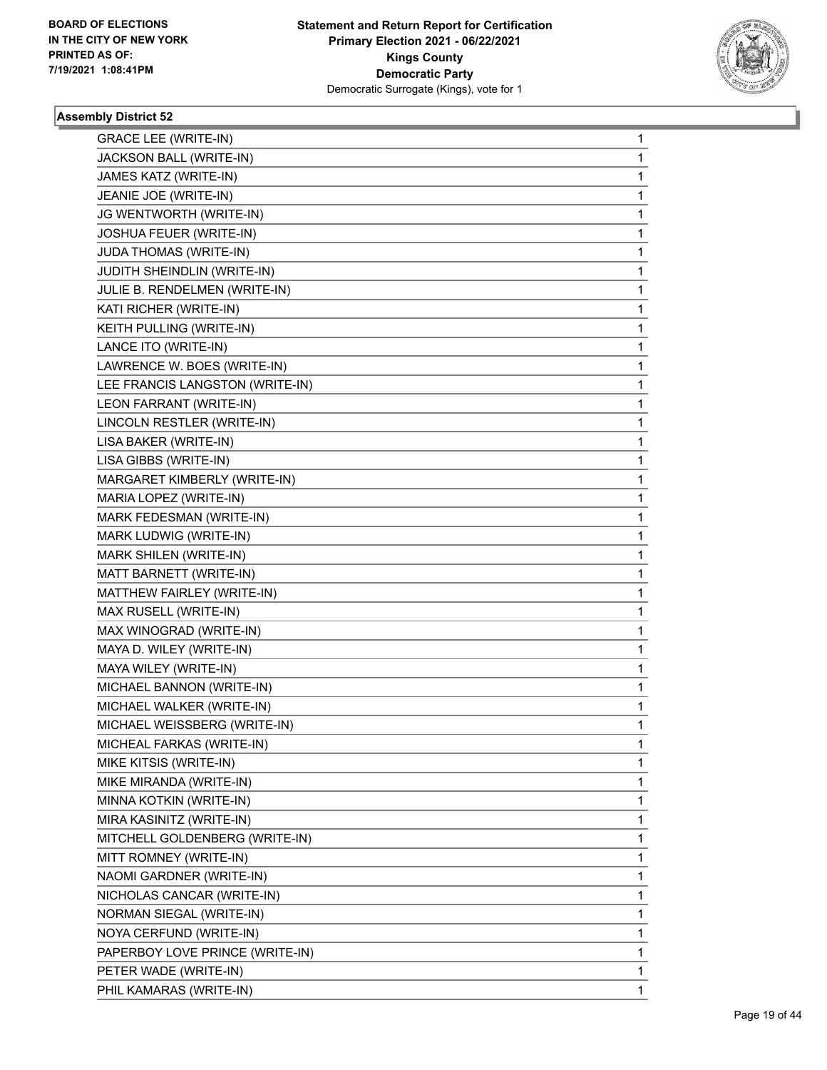**Statement and Return Report for Certification**
**Primary Election 2021 - 06/22/2021**
**Kings County**
**Democratic Party**
Democratic Surrogate (Kings), vote for 1

BOARD OF ELECTIONS
IN THE CITY OF NEW YORK
PRINTED AS OF:
7/19/2021 1:08:41PM

### Assembly District 52

| | |
|---|---|
| GRACE LEE (WRITE-IN) | 1 |
| JACKSON BALL (WRITE-IN) | 1 |
| JAMES KATZ (WRITE-IN) | 1 |
| JEANIE JOE (WRITE-IN) | 1 |
| JG WENTWORTH (WRITE-IN) | 1 |
| JOSHUA FEUER (WRITE-IN) | 1 |
| JUDA THOMAS (WRITE-IN) | 1 |
| JUDITH SHEINDLIN (WRITE-IN) | 1 |
| JULIE B. RENDELMEN (WRITE-IN) | 1 |
| KATI RICHER (WRITE-IN) | 1 |
| KEITH PULLING (WRITE-IN) | 1 |
| LANCE ITO (WRITE-IN) | 1 |
| LAWRENCE W. BOES (WRITE-IN) | 1 |
| LEE FRANCIS LANGSTON (WRITE-IN) | 1 |
| LEON FARRANT (WRITE-IN) | 1 |
| LINCOLN RESTLER (WRITE-IN) | 1 |
| LISA BAKER (WRITE-IN) | 1 |
| LISA GIBBS (WRITE-IN) | 1 |
| MARGARET KIMBERLY (WRITE-IN) | 1 |
| MARIA LOPEZ (WRITE-IN) | 1 |
| MARK FEDESMAN (WRITE-IN) | 1 |
| MARK LUDWIG (WRITE-IN) | 1 |
| MARK SHILEN (WRITE-IN) | 1 |
| MATT BARNETT (WRITE-IN) | 1 |
| MATTHEW FAIRLEY (WRITE-IN) | 1 |
| MAX RUSELL (WRITE-IN) | 1 |
| MAX WINOGRAD (WRITE-IN) | 1 |
| MAYA D. WILEY (WRITE-IN) | 1 |
| MAYA WILEY (WRITE-IN) | 1 |
| MICHAEL BANNON (WRITE-IN) | 1 |
| MICHAEL WALKER (WRITE-IN) | 1 |
| MICHAEL WEISSBERG (WRITE-IN) | 1 |
| MICHEAL FARKAS (WRITE-IN) | 1 |
| MIKE KITSIS (WRITE-IN) | 1 |
| MIKE MIRANDA (WRITE-IN) | 1 |
| MINNA KOTKIN (WRITE-IN) | 1 |
| MIRA KASINITZ (WRITE-IN) | 1 |
| MITCHELL GOLDENBERG (WRITE-IN) | 1 |
| MITT ROMNEY (WRITE-IN) | 1 |
| NAOMI GARDNER (WRITE-IN) | 1 |
| NICHOLAS CANCAR (WRITE-IN) | 1 |
| NORMAN SIEGAL (WRITE-IN) | 1 |
| NOYA CERFUND (WRITE-IN) | 1 |
| PAPERBOY LOVE PRINCE (WRITE-IN) | 1 |
| PETER WADE (WRITE-IN) | 1 |
| PHIL KAMARAS (WRITE-IN) | 1 |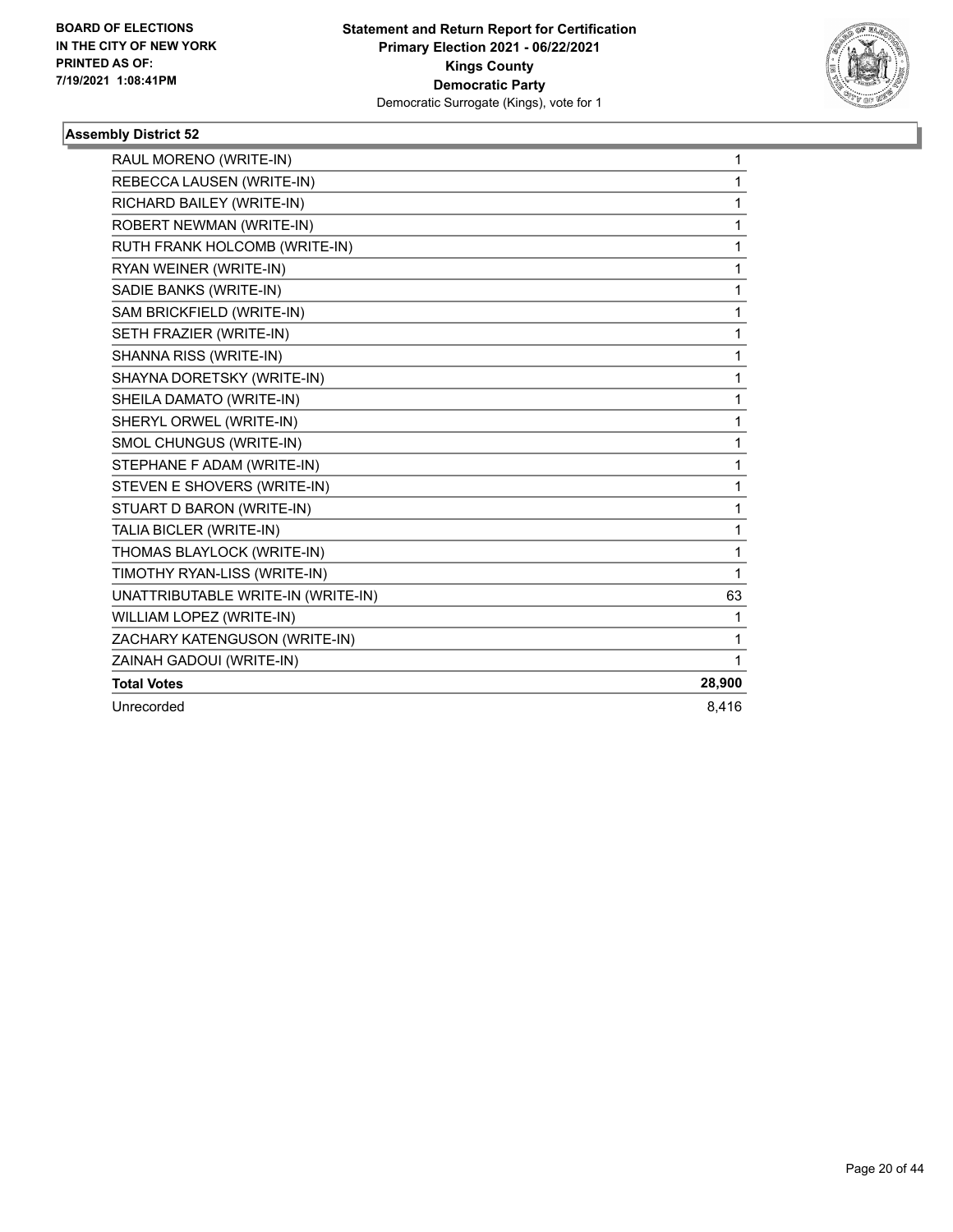BOARD OF ELECTIONS
IN THE CITY OF NEW YORK
PRINTED AS OF:
7/19/2021 1:08:41PM

**Statement and Return Report for Certification**
**Primary Election 2021 - 06/22/2021**
**Kings County**
**Democratic Party**
Democratic Surrogate (Kings), vote for 1

### Assembly District 52

| | |
|---|---|
| RAUL MORENO (WRITE-IN) | 1 |
| REBECCA LAUSEN (WRITE-IN) | 1 |
| RICHARD BAILEY (WRITE-IN) | 1 |
| ROBERT NEWMAN (WRITE-IN) | 1 |
| RUTH FRANK HOLCOMB (WRITE-IN) | 1 |
| RYAN WEINER (WRITE-IN) | 1 |
| SADIE BANKS (WRITE-IN) | 1 |
| SAM BRICKFIELD (WRITE-IN) | 1 |
| SETH FRAZIER (WRITE-IN) | 1 |
| SHANNA RISS (WRITE-IN) | 1 |
| SHAYNA DORETSKY (WRITE-IN) | 1 |
| SHEILA DAMATO (WRITE-IN) | 1 |
| SHERYL ORWEL (WRITE-IN) | 1 |
| SMOL CHUNGUS (WRITE-IN) | 1 |
| STEPHANE F ADAM (WRITE-IN) | 1 |
| STEVEN E SHOVERS (WRITE-IN) | 1 |
| STUART D BARON (WRITE-IN) | 1 |
| TALIA BICLER (WRITE-IN) | 1 |
| THOMAS BLAYLOCK (WRITE-IN) | 1 |
| TIMOTHY RYAN-LISS (WRITE-IN) | 1 |
| UNATTRIBUTABLE WRITE-IN (WRITE-IN) | 63 |
| WILLIAM LOPEZ (WRITE-IN) | 1 |
| ZACHARY KATENGUSON (WRITE-IN) | 1 |
| ZAINAH GADOUI (WRITE-IN) | 1 |
| **Total Votes** | **28,900** |
| Unrecorded | 8,416 |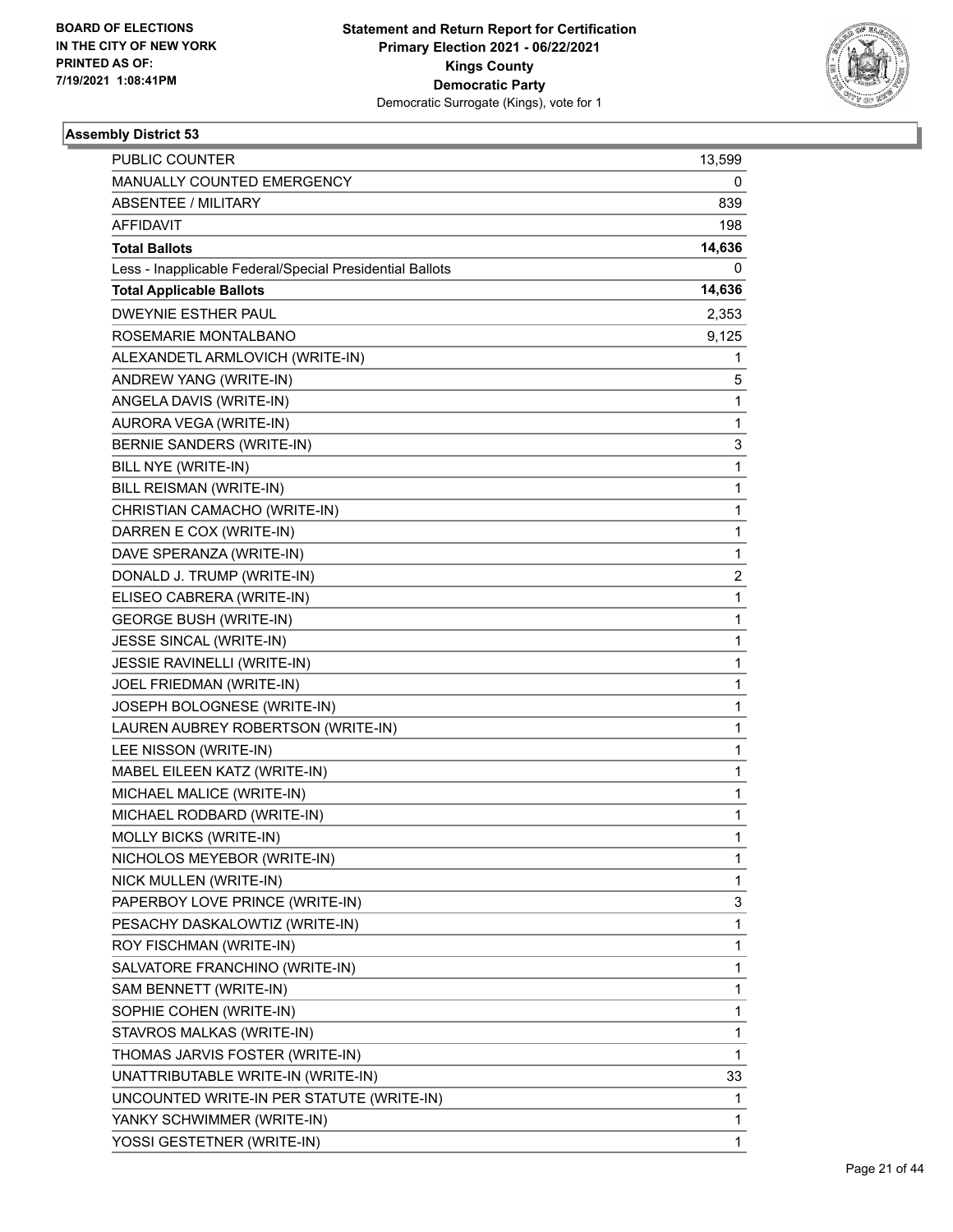**BOARD OF ELECTIONS IN THE CITY OF NEW YORK PRINTED AS OF: 7/19/2021 1:08:41PM**

**Statement and Return Report for Certification Primary Election 2021 - 06/22/2021 Kings County Democratic Party**
Democratic Surrogate (Kings), vote for 1

### Assembly District 53

| | |
|---|---|
| PUBLIC COUNTER | 13,599 |
| MANUALLY COUNTED EMERGENCY | 0 |
| ABSENTEE / MILITARY | 839 |
| AFFIDAVIT | 198 |
| **Total Ballots** | **14,636** |
| Less - Inapplicable Federal/Special Presidential Ballots | 0 |
| **Total Applicable Ballots** | **14,636** |
| DWEYNIE ESTHER PAUL | 2,353 |
| ROSEMARIE MONTALBANO | 9,125 |
| ALEXANDETL ARMLOVICH (WRITE-IN) | 1 |
| ANDREW YANG (WRITE-IN) | 5 |
| ANGELA DAVIS (WRITE-IN) | 1 |
| AURORA VEGA (WRITE-IN) | 1 |
| BERNIE SANDERS (WRITE-IN) | 3 |
| BILL NYE (WRITE-IN) | 1 |
| BILL REISMAN (WRITE-IN) | 1 |
| CHRISTIAN CAMACHO (WRITE-IN) | 1 |
| DARREN E COX (WRITE-IN) | 1 |
| DAVE SPERANZA (WRITE-IN) | 1 |
| DONALD J. TRUMP (WRITE-IN) | 2 |
| ELISEO CABRERA (WRITE-IN) | 1 |
| GEORGE BUSH (WRITE-IN) | 1 |
| JESSE SINCAL (WRITE-IN) | 1 |
| JESSIE RAVINELLI (WRITE-IN) | 1 |
| JOEL FRIEDMAN (WRITE-IN) | 1 |
| JOSEPH BOLOGNESE (WRITE-IN) | 1 |
| LAUREN AUBREY ROBERTSON (WRITE-IN) | 1 |
| LEE NISSON (WRITE-IN) | 1 |
| MABEL EILEEN KATZ (WRITE-IN) | 1 |
| MICHAEL MALICE (WRITE-IN) | 1 |
| MICHAEL RODBARD (WRITE-IN) | 1 |
| MOLLY BICKS (WRITE-IN) | 1 |
| NICHOLOS MEYEBOR (WRITE-IN) | 1 |
| NICK MULLEN (WRITE-IN) | 1 |
| PAPERBOY LOVE PRINCE (WRITE-IN) | 3 |
| PESACHY DASKALOWTIZ (WRITE-IN) | 1 |
| ROY FISCHMAN (WRITE-IN) | 1 |
| SALVATORE FRANCHINO (WRITE-IN) | 1 |
| SAM BENNETT (WRITE-IN) | 1 |
| SOPHIE COHEN (WRITE-IN) | 1 |
| STAVROS MALKAS (WRITE-IN) | 1 |
| THOMAS JARVIS FOSTER (WRITE-IN) | 1 |
| UNATTRIBUTABLE WRITE-IN (WRITE-IN) | 33 |
| UNCOUNTED WRITE-IN PER STATUTE (WRITE-IN) | 1 |
| YANKY SCHWIMMER (WRITE-IN) | 1 |
| YOSSI GESTETNER (WRITE-IN) | 1 |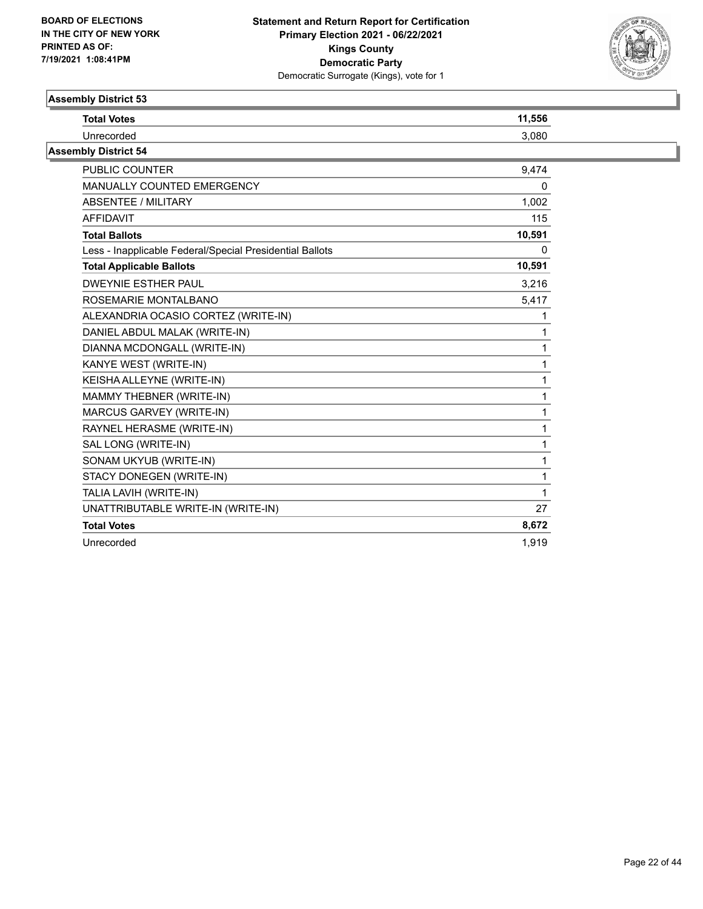## Assembly District 53

| | |
|---|---|
| **Total Votes** | **11,556** |
| Unrecorded | 3,080 |

## Assembly District 54

| | |
|---|---|
| PUBLIC COUNTER | 9,474 |
| MANUALLY COUNTED EMERGENCY | 0 |
| ABSENTEE / MILITARY | 1,002 |
| AFFIDAVIT | 115 |
| **Total Ballots** | **10,591** |
| Less - Inapplicable Federal/Special Presidential Ballots | 0 |
| **Total Applicable Ballots** | **10,591** |
| DWEYNIE ESTHER PAUL | 3,216 |
| ROSEMARIE MONTALBANO | 5,417 |
| ALEXANDRIA OCASIO CORTEZ (WRITE-IN) | 1 |
| DANIEL ABDUL MALAK (WRITE-IN) | 1 |
| DIANNA MCDONGALL (WRITE-IN) | 1 |
| KANYE WEST (WRITE-IN) | 1 |
| KEISHA ALLEYNE (WRITE-IN) | 1 |
| MAMMY THEBNER (WRITE-IN) | 1 |
| MARCUS GARVEY (WRITE-IN) | 1 |
| RAYNEL HERASME (WRITE-IN) | 1 |
| SAL LONG (WRITE-IN) | 1 |
| SONAM UKYUB (WRITE-IN) | 1 |
| STACY DONEGEN (WRITE-IN) | 1 |
| TALIA LAVIH (WRITE-IN) | 1 |
| UNATTRIBUTABLE WRITE-IN (WRITE-IN) | 27 |
| **Total Votes** | **8,672** |
| Unrecorded | 1,919 |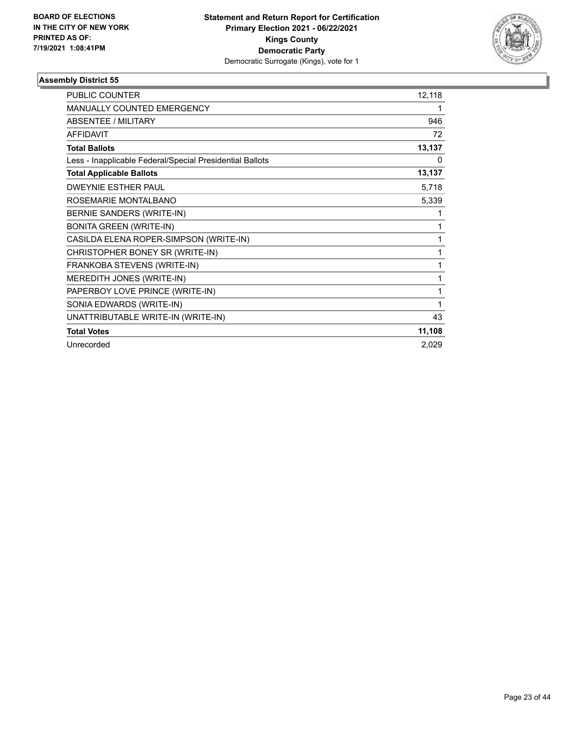**BOARD OF ELECTIONS IN THE CITY OF NEW YORK**
**PRINTED AS OF: 7/19/2021 1:08:41PM**

**Statement and Return Report for Certification**
**Primary Election 2021 - 06/22/2021**
**Kings County**
**Democratic Party**
Democratic Surrogate (Kings), vote for 1

## Assembly District 55

| | |
|---|---|
| PUBLIC COUNTER | 12,118 |
| MANUALLY COUNTED EMERGENCY | 1 |
| ABSENTEE / MILITARY | 946 |
| AFFIDAVIT | 72 |
| **Total Ballots** | **13,137** |
| Less - Inapplicable Federal/Special Presidential Ballots | 0 |
| **Total Applicable Ballots** | **13,137** |
| DWEYNIE ESTHER PAUL | 5,718 |
| ROSEMARIE MONTALBANO | 5,339 |
| BERNIE SANDERS (WRITE-IN) | 1 |
| BONITA GREEN (WRITE-IN) | 1 |
| CASILDA ELENA ROPER-SIMPSON (WRITE-IN) | 1 |
| CHRISTOPHER BONEY SR (WRITE-IN) | 1 |
| FRANKOBA STEVENS (WRITE-IN) | 1 |
| MEREDITH JONES (WRITE-IN) | 1 |
| PAPERBOY LOVE PRINCE (WRITE-IN) | 1 |
| SONIA EDWARDS (WRITE-IN) | 1 |
| UNATTRIBUTABLE WRITE-IN (WRITE-IN) | 43 |
| **Total Votes** | **11,108** |
| Unrecorded | 2,029 |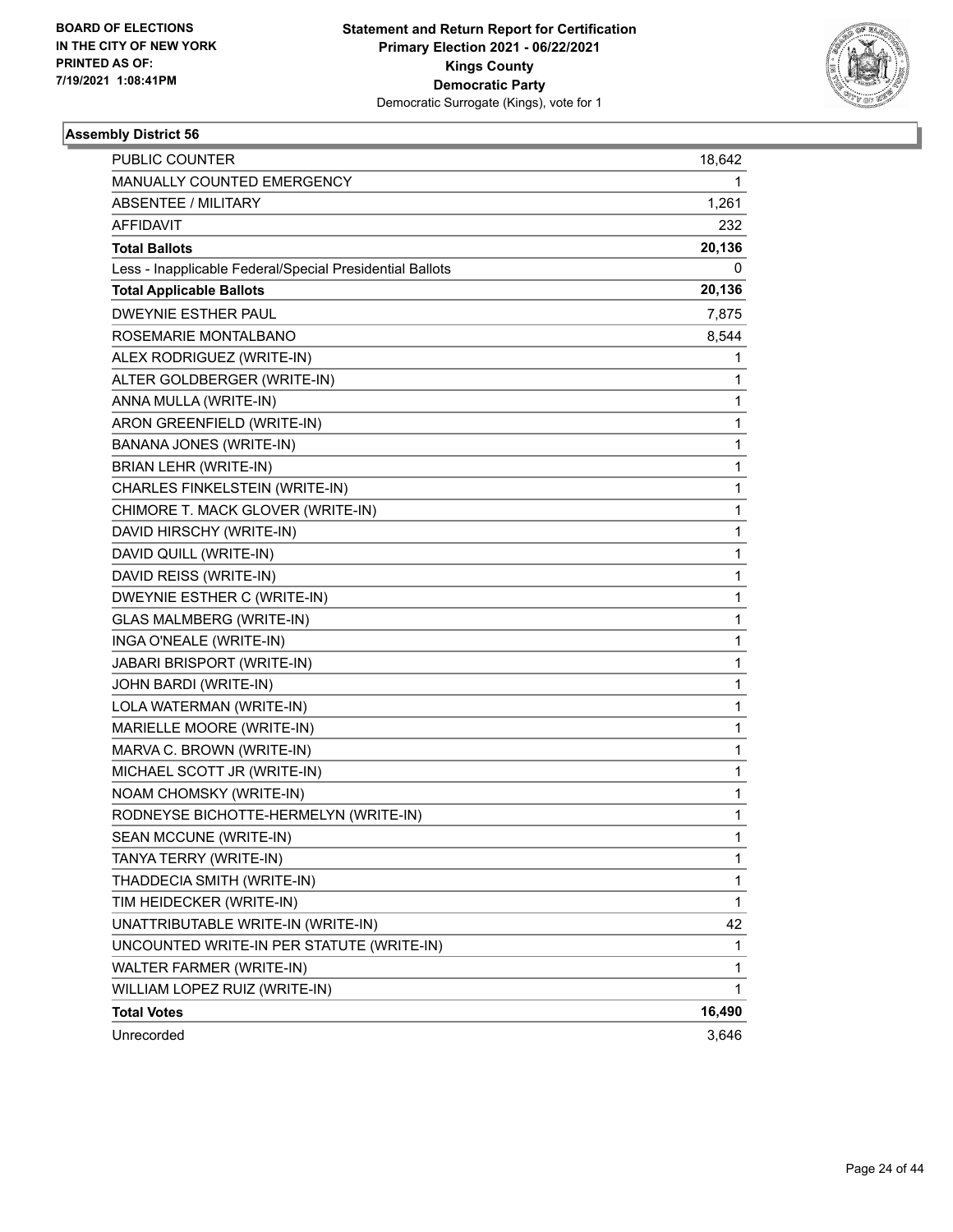BOARD OF ELECTIONS
IN THE CITY OF NEW YORK
PRINTED AS OF:
7/19/2021 1:08:41PM

**Statement and Return Report for Certification**
**Primary Election 2021 - 06/22/2021**
**Kings County**
**Democratic Party**
Democratic Surrogate (Kings), vote for 1

### Assembly District 56

| | |
|---|---|
| PUBLIC COUNTER | 18,642 |
| MANUALLY COUNTED EMERGENCY | 1 |
| ABSENTEE / MILITARY | 1,261 |
| AFFIDAVIT | 232 |
| **Total Ballots** | **20,136** |
| Less - Inapplicable Federal/Special Presidential Ballots | 0 |
| **Total Applicable Ballots** | **20,136** |
| DWEYNIE ESTHER PAUL | 7,875 |
| ROSEMARIE MONTALBANO | 8,544 |
| ALEX RODRIGUEZ (WRITE-IN) | 1 |
| ALTER GOLDBERGER (WRITE-IN) | 1 |
| ANNA MULLA (WRITE-IN) | 1 |
| ARON GREENFIELD (WRITE-IN) | 1 |
| BANANA JONES (WRITE-IN) | 1 |
| BRIAN LEHR (WRITE-IN) | 1 |
| CHARLES FINKELSTEIN (WRITE-IN) | 1 |
| CHIMORE T. MACK GLOVER (WRITE-IN) | 1 |
| DAVID HIRSCHY (WRITE-IN) | 1 |
| DAVID QUILL (WRITE-IN) | 1 |
| DAVID REISS (WRITE-IN) | 1 |
| DWEYNIE ESTHER C (WRITE-IN) | 1 |
| GLAS MALMBERG (WRITE-IN) | 1 |
| INGA O'NEALE (WRITE-IN) | 1 |
| JABARI BRISPORT (WRITE-IN) | 1 |
| JOHN BARDI (WRITE-IN) | 1 |
| LOLA WATERMAN (WRITE-IN) | 1 |
| MARIELLE MOORE (WRITE-IN) | 1 |
| MARVA C. BROWN (WRITE-IN) | 1 |
| MICHAEL SCOTT JR (WRITE-IN) | 1 |
| NOAM CHOMSKY (WRITE-IN) | 1 |
| RODNEYSE BICHOTTE-HERMELYN (WRITE-IN) | 1 |
| SEAN MCCUNE (WRITE-IN) | 1 |
| TANYA TERRY (WRITE-IN) | 1 |
| THADDECIA SMITH (WRITE-IN) | 1 |
| TIM HEIDECKER (WRITE-IN) | 1 |
| UNATTRIBUTABLE WRITE-IN (WRITE-IN) | 42 |
| UNCOUNTED WRITE-IN PER STATUTE (WRITE-IN) | 1 |
| WALTER FARMER (WRITE-IN) | 1 |
| WILLIAM LOPEZ RUIZ (WRITE-IN) | 1 |
| **Total Votes** | **16,490** |
| Unrecorded | 3,646 |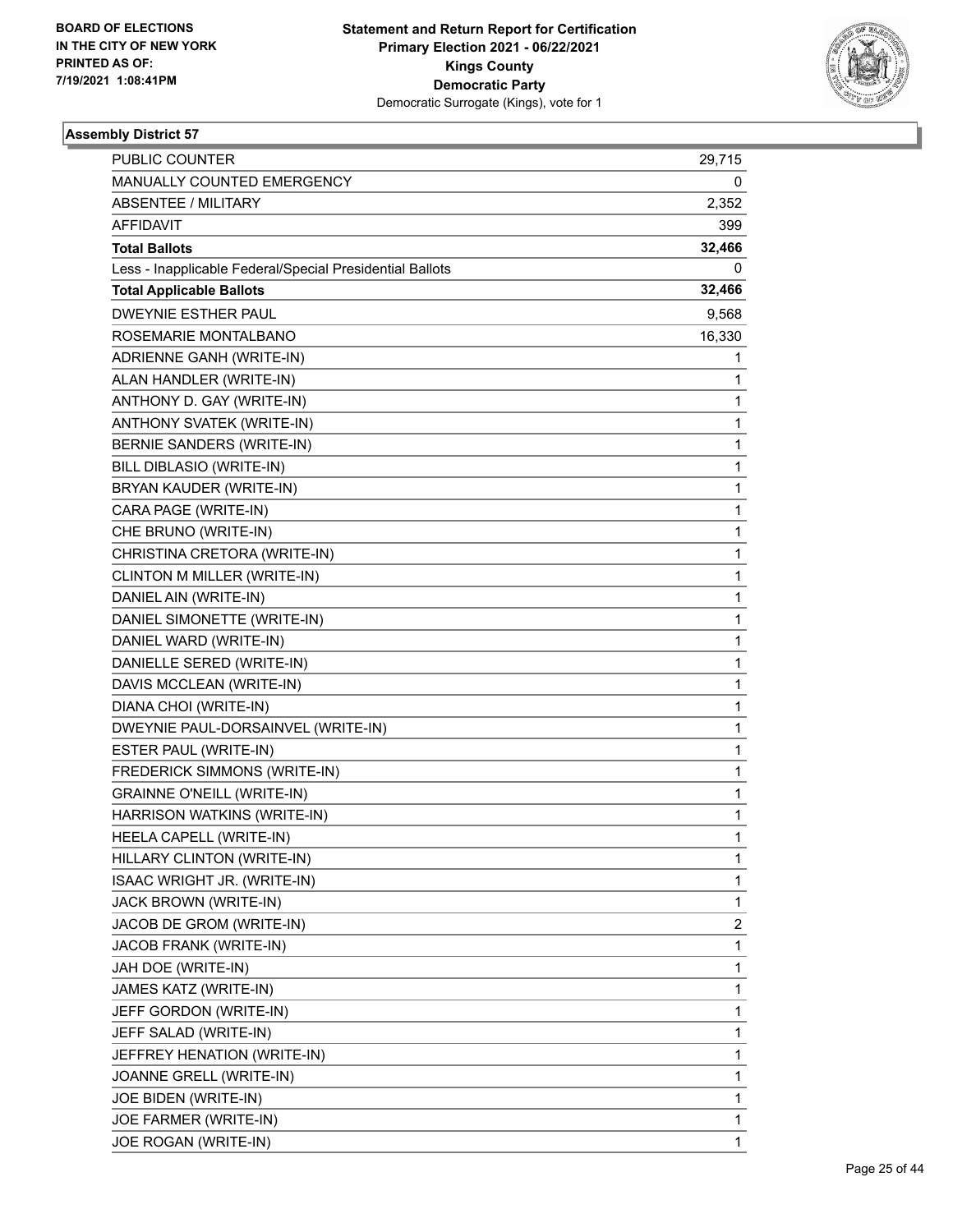BOARD OF ELECTIONS
IN THE CITY OF NEW YORK
PRINTED AS OF:
7/19/2021 1:08:41PM

**Statement and Return Report for Certification**
**Primary Election 2021 - 06/22/2021**
**Kings County**
**Democratic Party**
Democratic Surrogate (Kings), vote for 1

### Assembly District 57

| | |
|---|---|
| PUBLIC COUNTER | 29,715 |
| MANUALLY COUNTED EMERGENCY | 0 |
| ABSENTEE / MILITARY | 2,352 |
| AFFIDAVIT | 399 |
| **Total Ballots** | **32,466** |
| Less - Inapplicable Federal/Special Presidential Ballots | 0 |
| **Total Applicable Ballots** | **32,466** |
| DWEYNIE ESTHER PAUL | 9,568 |
| ROSEMARIE MONTALBANO | 16,330 |
| ADRIENNE GANH (WRITE-IN) | 1 |
| ALAN HANDLER (WRITE-IN) | 1 |
| ANTHONY D. GAY (WRITE-IN) | 1 |
| ANTHONY SVATEK (WRITE-IN) | 1 |
| BERNIE SANDERS (WRITE-IN) | 1 |
| BILL DIBLASIO (WRITE-IN) | 1 |
| BRYAN KAUDER (WRITE-IN) | 1 |
| CARA PAGE (WRITE-IN) | 1 |
| CHE BRUNO (WRITE-IN) | 1 |
| CHRISTINA CRETORA (WRITE-IN) | 1 |
| CLINTON M MILLER (WRITE-IN) | 1 |
| DANIEL AIN (WRITE-IN) | 1 |
| DANIEL SIMONETTE (WRITE-IN) | 1 |
| DANIEL WARD (WRITE-IN) | 1 |
| DANIELLE SERED (WRITE-IN) | 1 |
| DAVIS MCCLEAN (WRITE-IN) | 1 |
| DIANA CHOI (WRITE-IN) | 1 |
| DWEYNIE PAUL-DORSAINVEL (WRITE-IN) | 1 |
| ESTER PAUL (WRITE-IN) | 1 |
| FREDERICK SIMMONS (WRITE-IN) | 1 |
| GRAINNE O'NEILL (WRITE-IN) | 1 |
| HARRISON WATKINS (WRITE-IN) | 1 |
| HEELA CAPELL (WRITE-IN) | 1 |
| HILLARY CLINTON (WRITE-IN) | 1 |
| ISAAC WRIGHT JR. (WRITE-IN) | 1 |
| JACK BROWN (WRITE-IN) | 1 |
| JACOB DE GROM (WRITE-IN) | 2 |
| JACOB FRANK (WRITE-IN) | 1 |
| JAH DOE (WRITE-IN) | 1 |
| JAMES KATZ (WRITE-IN) | 1 |
| JEFF GORDON (WRITE-IN) | 1 |
| JEFF SALAD (WRITE-IN) | 1 |
| JEFFREY HENATION (WRITE-IN) | 1 |
| JOANNE GRELL (WRITE-IN) | 1 |
| JOE BIDEN (WRITE-IN) | 1 |
| JOE FARMER (WRITE-IN) | 1 |
| JOE ROGAN (WRITE-IN) | 1 |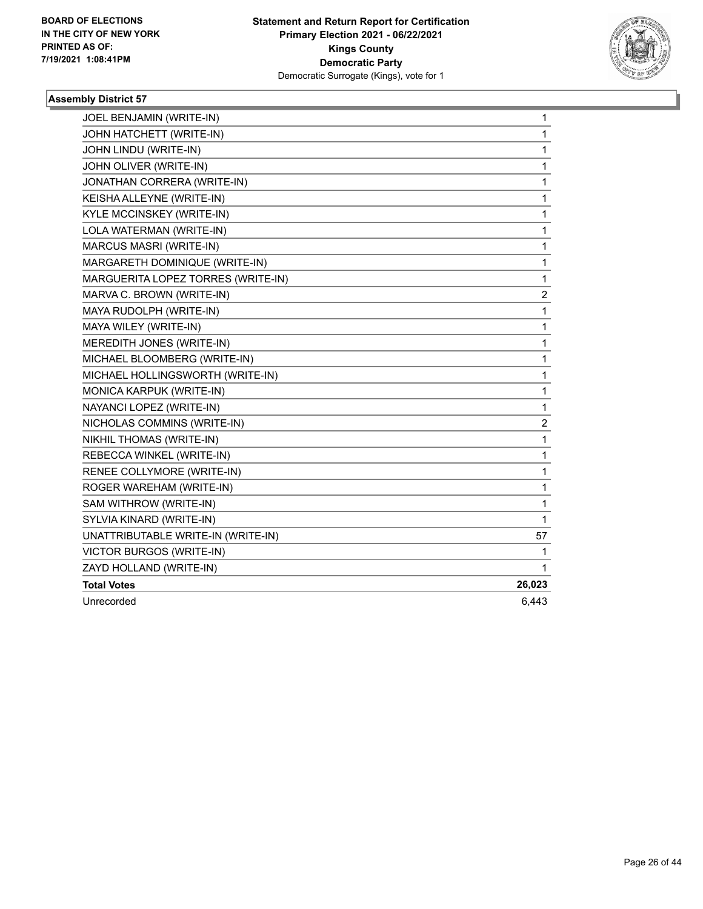## Assembly District 57

| Candidate | Votes |
|---|---|
| JOEL BENJAMIN (WRITE-IN) | 1 |
| JOHN HATCHETT (WRITE-IN) | 1 |
| JOHN LINDU (WRITE-IN) | 1 |
| JOHN OLIVER (WRITE-IN) | 1 |
| JONATHAN CORRERA (WRITE-IN) | 1 |
| KEISHA ALLEYNE (WRITE-IN) | 1 |
| KYLE MCCINSKEY (WRITE-IN) | 1 |
| LOLA WATERMAN (WRITE-IN) | 1 |
| MARCUS MASRI (WRITE-IN) | 1 |
| MARGARETH DOMINIQUE (WRITE-IN) | 1 |
| MARGUERITA LOPEZ TORRES (WRITE-IN) | 1 |
| MARVA C. BROWN (WRITE-IN) | 2 |
| MAYA RUDOLPH (WRITE-IN) | 1 |
| MAYA WILEY (WRITE-IN) | 1 |
| MEREDITH JONES (WRITE-IN) | 1 |
| MICHAEL BLOOMBERG (WRITE-IN) | 1 |
| MICHAEL HOLLINGSWORTH (WRITE-IN) | 1 |
| MONICA KARPUK (WRITE-IN) | 1 |
| NAYANCI LOPEZ (WRITE-IN) | 1 |
| NICHOLAS COMMINS (WRITE-IN) | 2 |
| NIKHIL THOMAS (WRITE-IN) | 1 |
| REBECCA WINKEL (WRITE-IN) | 1 |
| RENEE COLLYMORE (WRITE-IN) | 1 |
| ROGER WAREHAM (WRITE-IN) | 1 |
| SAM WITHROW (WRITE-IN) | 1 |
| SYLVIA KINARD (WRITE-IN) | 1 |
| UNATTRIBUTABLE WRITE-IN (WRITE-IN) | 57 |
| VICTOR BURGOS (WRITE-IN) | 1 |
| ZAYD HOLLAND (WRITE-IN) | 1 |
| **Total Votes** | **26,023** |
| Unrecorded | 6,443 |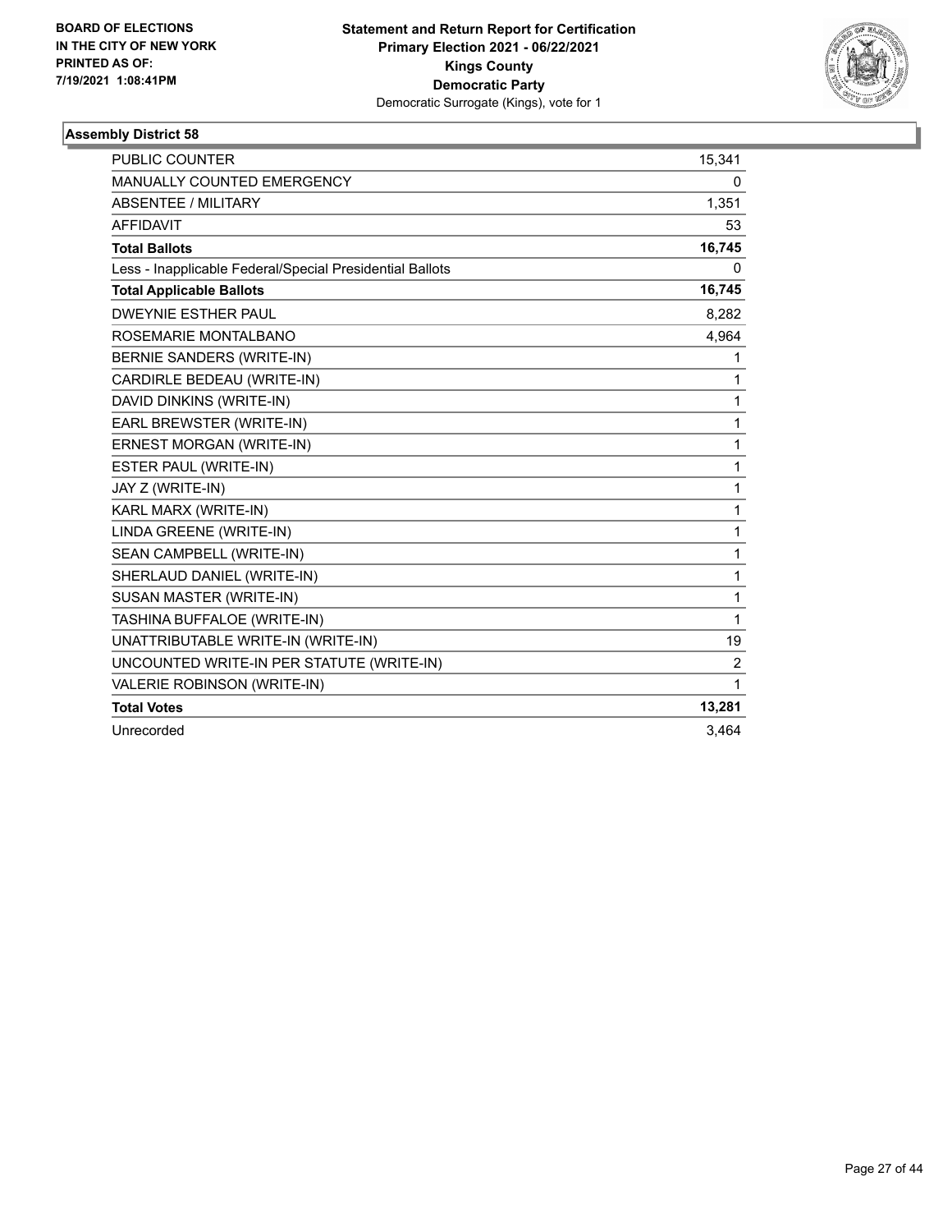BOARD OF ELECTIONS
IN THE CITY OF NEW YORK
PRINTED AS OF:
7/19/2021 1:08:41PM

**Statement and Return Report for Certification**
**Primary Election 2021 - 06/22/2021**
**Kings County**
**Democratic Party**
Democratic Surrogate (Kings), vote for 1

### Assembly District 58

| | |
|---|---|
| PUBLIC COUNTER | 15,341 |
| MANUALLY COUNTED EMERGENCY | 0 |
| ABSENTEE / MILITARY | 1,351 |
| AFFIDAVIT | 53 |
| **Total Ballots** | **16,745** |
| Less - Inapplicable Federal/Special Presidential Ballots | 0 |
| **Total Applicable Ballots** | **16,745** |
| DWEYNIE ESTHER PAUL | 8,282 |
| ROSEMARIE MONTALBANO | 4,964 |
| BERNIE SANDERS (WRITE-IN) | 1 |
| CARDIRLE BEDEAU (WRITE-IN) | 1 |
| DAVID DINKINS (WRITE-IN) | 1 |
| EARL BREWSTER (WRITE-IN) | 1 |
| ERNEST MORGAN (WRITE-IN) | 1 |
| ESTER PAUL (WRITE-IN) | 1 |
| JAY Z (WRITE-IN) | 1 |
| KARL MARX (WRITE-IN) | 1 |
| LINDA GREENE (WRITE-IN) | 1 |
| SEAN CAMPBELL (WRITE-IN) | 1 |
| SHERLAUD DANIEL (WRITE-IN) | 1 |
| SUSAN MASTER (WRITE-IN) | 1 |
| TASHINA BUFFALOE (WRITE-IN) | 1 |
| UNATTRIBUTABLE WRITE-IN (WRITE-IN) | 19 |
| UNCOUNTED WRITE-IN PER STATUTE (WRITE-IN) | 2 |
| VALERIE ROBINSON (WRITE-IN) | 1 |
| **Total Votes** | **13,281** |
| Unrecorded | 3,464 |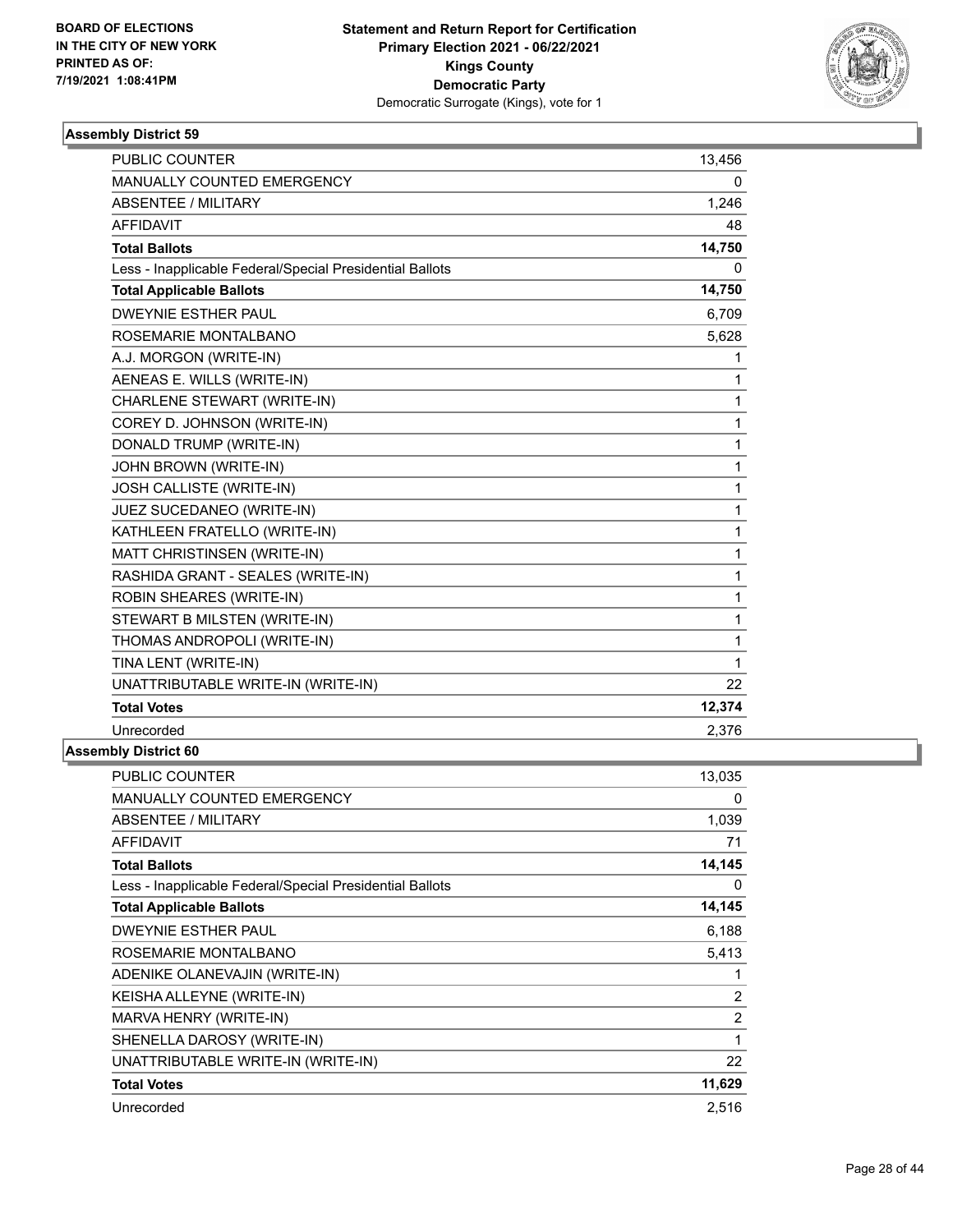BOARD OF ELECTIONS
IN THE CITY OF NEW YORK
PRINTED AS OF:
7/19/2021 1:08:41PM

**Statement and Return Report for Certification**
**Primary Election 2021 - 06/22/2021**
**Kings County**
**Democratic Party**
Democratic Surrogate (Kings), vote for 1

### Assembly District 59

| | |
|---|---|
| PUBLIC COUNTER | 13,456 |
| MANUALLY COUNTED EMERGENCY | 0 |
| ABSENTEE / MILITARY | 1,246 |
| AFFIDAVIT | 48 |
| **Total Ballots** | **14,750** |
| Less - Inapplicable Federal/Special Presidential Ballots | 0 |
| **Total Applicable Ballots** | **14,750** |
| DWEYNIE ESTHER PAUL | 6,709 |
| ROSEMARIE MONTALBANO | 5,628 |
| A.J. MORGON (WRITE-IN) | 1 |
| AENEAS E. WILLS (WRITE-IN) | 1 |
| CHARLENE STEWART (WRITE-IN) | 1 |
| COREY D. JOHNSON (WRITE-IN) | 1 |
| DONALD TRUMP (WRITE-IN) | 1 |
| JOHN BROWN (WRITE-IN) | 1 |
| JOSH CALLISTE (WRITE-IN) | 1 |
| JUEZ SUCEDANEO (WRITE-IN) | 1 |
| KATHLEEN FRATELLO (WRITE-IN) | 1 |
| MATT CHRISTINSEN (WRITE-IN) | 1 |
| RASHIDA GRANT - SEALES (WRITE-IN) | 1 |
| ROBIN SHEARES (WRITE-IN) | 1 |
| STEWART B MILSTEN (WRITE-IN) | 1 |
| THOMAS ANDROPOLI (WRITE-IN) | 1 |
| TINA LENT (WRITE-IN) | 1 |
| UNATTRIBUTABLE WRITE-IN (WRITE-IN) | 22 |
| **Total Votes** | **12,374** |
| Unrecorded | 2,376 |

### Assembly District 60

| | |
|---|---|
| PUBLIC COUNTER | 13,035 |
| MANUALLY COUNTED EMERGENCY | 0 |
| ABSENTEE / MILITARY | 1,039 |
| AFFIDAVIT | 71 |
| **Total Ballots** | **14,145** |
| Less - Inapplicable Federal/Special Presidential Ballots | 0 |
| **Total Applicable Ballots** | **14,145** |
| DWEYNIE ESTHER PAUL | 6,188 |
| ROSEMARIE MONTALBANO | 5,413 |
| ADENIKE OLANEVAJIN (WRITE-IN) | 1 |
| KEISHA ALLEYNE (WRITE-IN) | 2 |
| MARVA HENRY (WRITE-IN) | 2 |
| SHENELLA DAROSY (WRITE-IN) | 1 |
| UNATTRIBUTABLE WRITE-IN (WRITE-IN) | 22 |
| **Total Votes** | **11,629** |
| Unrecorded | 2,516 |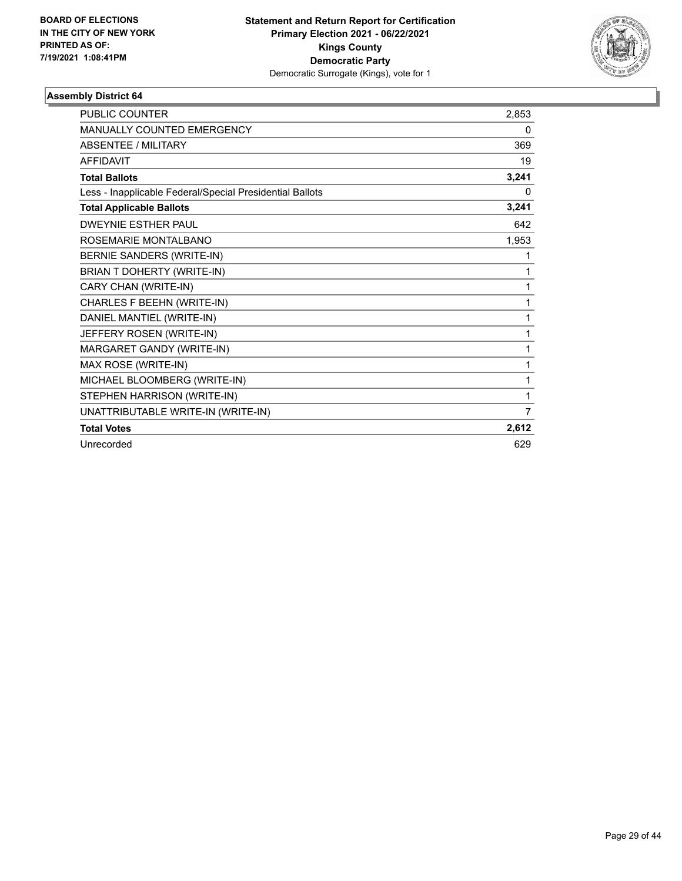BOARD OF ELECTIONS
IN THE CITY OF NEW YORK
PRINTED AS OF:
7/19/2021 1:08:41PM

**Statement and Return Report for Certification**
**Primary Election 2021 - 06/22/2021**
**Kings County**
**Democratic Party**
Democratic Surrogate (Kings), vote for 1

### Assembly District 64

| | |
|---|---|
| PUBLIC COUNTER | 2,853 |
| MANUALLY COUNTED EMERGENCY | 0 |
| ABSENTEE / MILITARY | 369 |
| AFFIDAVIT | 19 |
| **Total Ballots** | **3,241** |
| Less - Inapplicable Federal/Special Presidential Ballots | 0 |
| **Total Applicable Ballots** | **3,241** |
| DWEYNIE ESTHER PAUL | 642 |
| ROSEMARIE MONTALBANO | 1,953 |
| BERNIE SANDERS (WRITE-IN) | 1 |
| BRIAN T DOHERTY (WRITE-IN) | 1 |
| CARY CHAN (WRITE-IN) | 1 |
| CHARLES F BEEHN (WRITE-IN) | 1 |
| DANIEL MANTIEL (WRITE-IN) | 1 |
| JEFFERY ROSEN (WRITE-IN) | 1 |
| MARGARET GANDY (WRITE-IN) | 1 |
| MAX ROSE (WRITE-IN) | 1 |
| MICHAEL BLOOMBERG (WRITE-IN) | 1 |
| STEPHEN HARRISON (WRITE-IN) | 1 |
| UNATTRIBUTABLE WRITE-IN (WRITE-IN) | 7 |
| **Total Votes** | **2,612** |
| Unrecorded | 629 |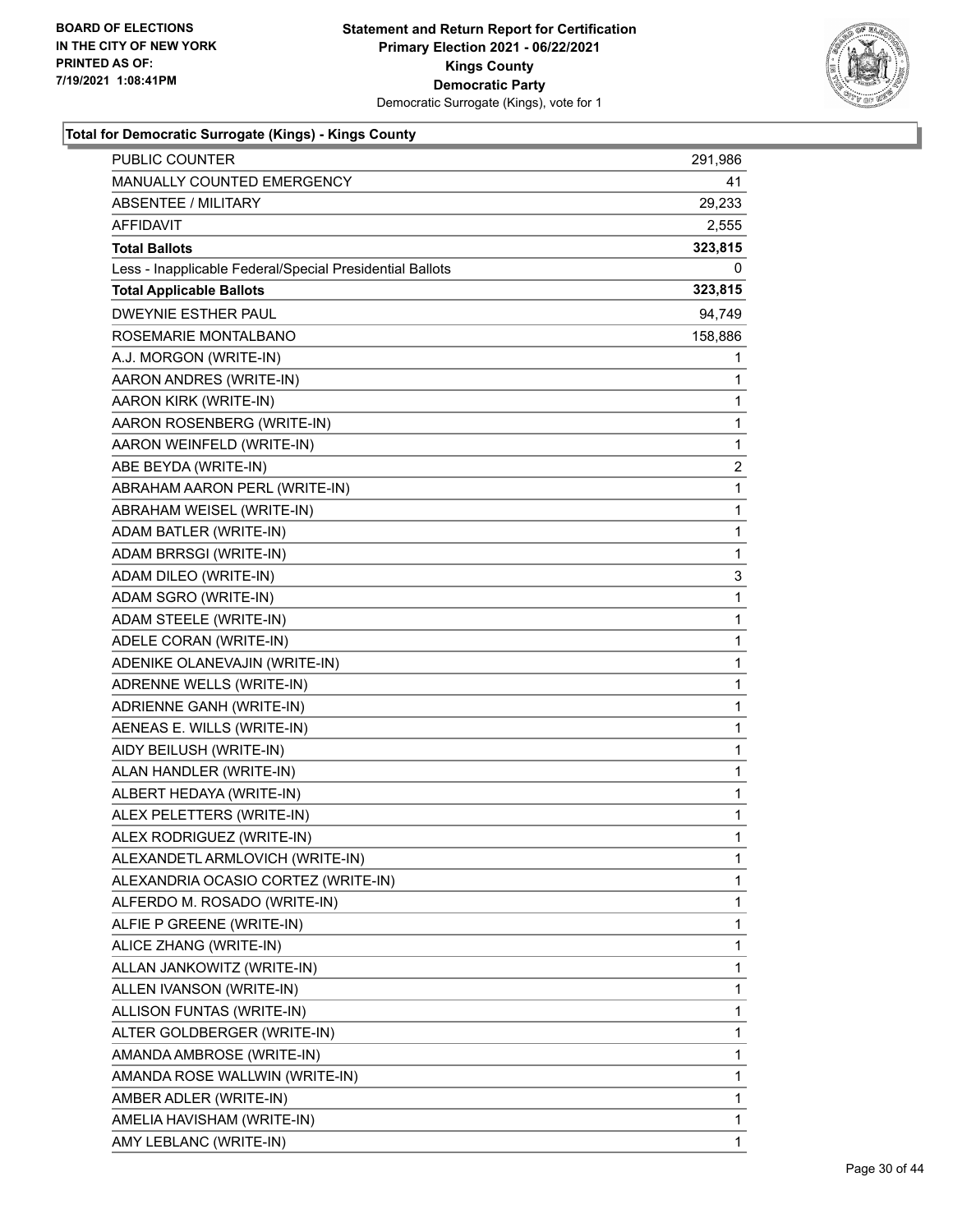BOARD OF ELECTIONS
IN THE CITY OF NEW YORK
PRINTED AS OF:
7/19/2021 1:08:41PM

**Statement and Return Report for Certification**
**Primary Election 2021 - 06/22/2021**
**Kings County**
**Democratic Party**
Democratic Surrogate (Kings), vote for 1

### Total for Democratic Surrogate (Kings) - Kings County

| | |
|---|---|
| PUBLIC COUNTER | 291,986 |
| MANUALLY COUNTED EMERGENCY | 41 |
| ABSENTEE / MILITARY | 29,233 |
| AFFIDAVIT | 2,555 |
| **Total Ballots** | **323,815** |
| Less - Inapplicable Federal/Special Presidential Ballots | 0 |
| **Total Applicable Ballots** | **323,815** |
| DWEYNIE ESTHER PAUL | 94,749 |
| ROSEMARIE MONTALBANO | 158,886 |
| A.J. MORGON (WRITE-IN) | 1 |
| AARON ANDRES (WRITE-IN) | 1 |
| AARON KIRK (WRITE-IN) | 1 |
| AARON ROSENBERG (WRITE-IN) | 1 |
| AARON WEINFELD (WRITE-IN) | 1 |
| ABE BEYDA (WRITE-IN) | 2 |
| ABRAHAM AARON PERL (WRITE-IN) | 1 |
| ABRAHAM WEISEL (WRITE-IN) | 1 |
| ADAM BATLER (WRITE-IN) | 1 |
| ADAM BRRSGI (WRITE-IN) | 1 |
| ADAM DILEO (WRITE-IN) | 3 |
| ADAM SGRO (WRITE-IN) | 1 |
| ADAM STEELE (WRITE-IN) | 1 |
| ADELE CORAN (WRITE-IN) | 1 |
| ADENIKE OLANEVAJIN (WRITE-IN) | 1 |
| ADRENNE WELLS (WRITE-IN) | 1 |
| ADRIENNE GANH (WRITE-IN) | 1 |
| AENEAS E. WILLS (WRITE-IN) | 1 |
| AIDY BEILUSH (WRITE-IN) | 1 |
| ALAN HANDLER (WRITE-IN) | 1 |
| ALBERT HEDAYA (WRITE-IN) | 1 |
| ALEX PELETTERS (WRITE-IN) | 1 |
| ALEX RODRIGUEZ (WRITE-IN) | 1 |
| ALEXANDETL ARMLOVICH (WRITE-IN) | 1 |
| ALEXANDRIA OCASIO CORTEZ (WRITE-IN) | 1 |
| ALFERDO M. ROSADO (WRITE-IN) | 1 |
| ALFIE P GREENE (WRITE-IN) | 1 |
| ALICE ZHANG (WRITE-IN) | 1 |
| ALLAN JANKOWITZ (WRITE-IN) | 1 |
| ALLEN IVANSON (WRITE-IN) | 1 |
| ALLISON FUNTAS (WRITE-IN) | 1 |
| ALTER GOLDBERGER (WRITE-IN) | 1 |
| AMANDA AMBROSE (WRITE-IN) | 1 |
| AMANDA ROSE WALLWIN (WRITE-IN) | 1 |
| AMBER ADLER (WRITE-IN) | 1 |
| AMELIA HAVISHAM (WRITE-IN) | 1 |
| AMY LEBLANC (WRITE-IN) | 1 |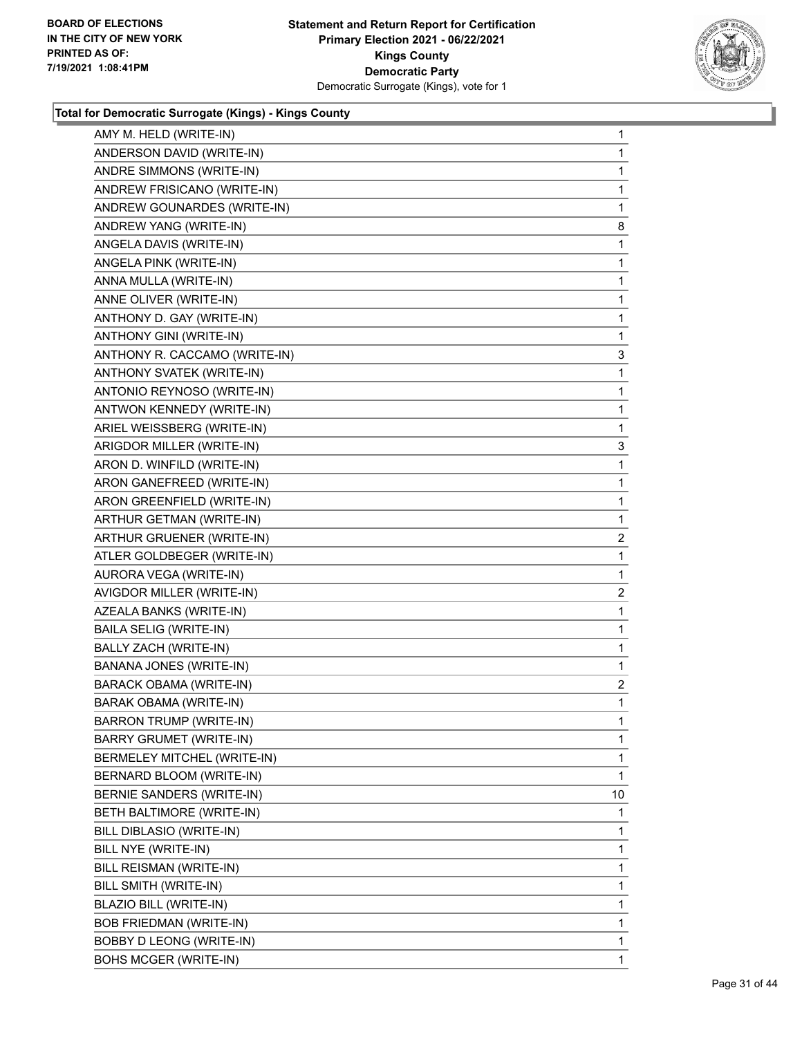### Total for Democratic Surrogate (Kings) - Kings County

| | |
|---|---|
| AMY M. HELD (WRITE-IN) | 1 |
| ANDERSON DAVID (WRITE-IN) | 1 |
| ANDRE SIMMONS (WRITE-IN) | 1 |
| ANDREW FRISICANO (WRITE-IN) | 1 |
| ANDREW GOUNARDES (WRITE-IN) | 1 |
| ANDREW YANG (WRITE-IN) | 8 |
| ANGELA DAVIS (WRITE-IN) | 1 |
| ANGELA PINK (WRITE-IN) | 1 |
| ANNA MULLA (WRITE-IN) | 1 |
| ANNE OLIVER (WRITE-IN) | 1 |
| ANTHONY D. GAY (WRITE-IN) | 1 |
| ANTHONY GINI (WRITE-IN) | 1 |
| ANTHONY R. CACCAMO (WRITE-IN) | 3 |
| ANTHONY SVATEK (WRITE-IN) | 1 |
| ANTONIO REYNOSO (WRITE-IN) | 1 |
| ANTWON KENNEDY (WRITE-IN) | 1 |
| ARIEL WEISSBERG (WRITE-IN) | 1 |
| ARIGDOR MILLER (WRITE-IN) | 3 |
| ARON D. WINFILD (WRITE-IN) | 1 |
| ARON GANEFREED (WRITE-IN) | 1 |
| ARON GREENFIELD (WRITE-IN) | 1 |
| ARTHUR GETMAN (WRITE-IN) | 1 |
| ARTHUR GRUENER (WRITE-IN) | 2 |
| ATLER GOLDBEGER (WRITE-IN) | 1 |
| AURORA VEGA (WRITE-IN) | 1 |
| AVIGDOR MILLER (WRITE-IN) | 2 |
| AZEALA BANKS (WRITE-IN) | 1 |
| BAILA SELIG (WRITE-IN) | 1 |
| BALLY ZACH (WRITE-IN) | 1 |
| BANANA JONES (WRITE-IN) | 1 |
| BARACK OBAMA (WRITE-IN) | 2 |
| BARAK OBAMA (WRITE-IN) | 1 |
| BARRON TRUMP (WRITE-IN) | 1 |
| BARRY GRUMET (WRITE-IN) | 1 |
| BERMELEY MITCHEL (WRITE-IN) | 1 |
| BERNARD BLOOM (WRITE-IN) | 1 |
| BERNIE SANDERS (WRITE-IN) | 10 |
| BETH BALTIMORE (WRITE-IN) | 1 |
| BILL DIBLASIO (WRITE-IN) | 1 |
| BILL NYE (WRITE-IN) | 1 |
| BILL REISMAN (WRITE-IN) | 1 |
| BILL SMITH (WRITE-IN) | 1 |
| BLAZIO BILL (WRITE-IN) | 1 |
| BOB FRIEDMAN (WRITE-IN) | 1 |
| BOBBY D LEONG (WRITE-IN) | 1 |
| BOHS MCGER (WRITE-IN) | 1 |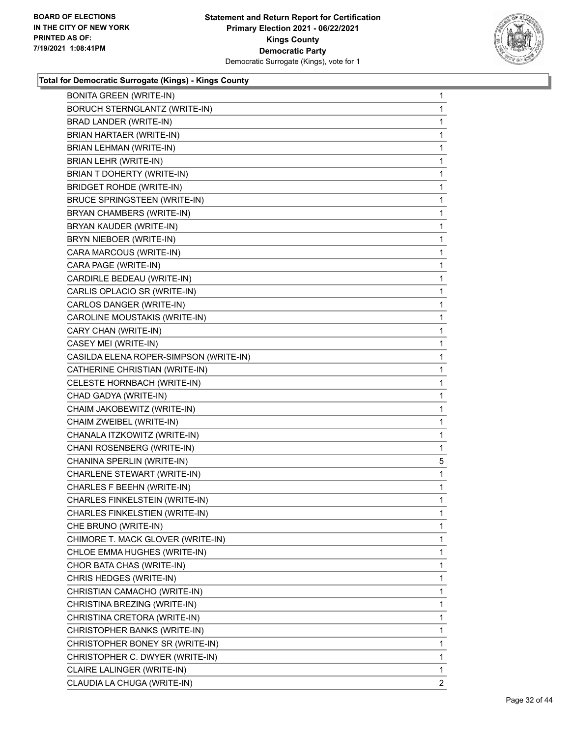**Total for Democratic Surrogate (Kings) - Kings County**

| | |
|---|---|
| BONITA GREEN (WRITE-IN) | 1 |
| BORUCH STERNGLANTZ (WRITE-IN) | 1 |
| BRAD LANDER (WRITE-IN) | 1 |
| BRIAN HARTAER (WRITE-IN) | 1 |
| BRIAN LEHMAN (WRITE-IN) | 1 |
| BRIAN LEHR (WRITE-IN) | 1 |
| BRIAN T DOHERTY (WRITE-IN) | 1 |
| BRIDGET ROHDE (WRITE-IN) | 1 |
| BRUCE SPRINGSTEEN (WRITE-IN) | 1 |
| BRYAN CHAMBERS (WRITE-IN) | 1 |
| BRYAN KAUDER (WRITE-IN) | 1 |
| BRYN NIEBOER (WRITE-IN) | 1 |
| CARA MARCOUS (WRITE-IN) | 1 |
| CARA PAGE (WRITE-IN) | 1 |
| CARDIRLE BEDEAU (WRITE-IN) | 1 |
| CARLIS OPLACIO SR (WRITE-IN) | 1 |
| CARLOS DANGER (WRITE-IN) | 1 |
| CAROLINE MOUSTAKIS (WRITE-IN) | 1 |
| CARY CHAN (WRITE-IN) | 1 |
| CASEY MEI (WRITE-IN) | 1 |
| CASILDA ELENA ROPER-SIMPSON (WRITE-IN) | 1 |
| CATHERINE CHRISTIAN (WRITE-IN) | 1 |
| CELESTE HORNBACH (WRITE-IN) | 1 |
| CHAD GADYA (WRITE-IN) | 1 |
| CHAIM JAKOBEWITZ (WRITE-IN) | 1 |
| CHAIM ZWEIBEL (WRITE-IN) | 1 |
| CHANALA ITZKOWITZ (WRITE-IN) | 1 |
| CHANI ROSENBERG (WRITE-IN) | 1 |
| CHANINA SPERLIN (WRITE-IN) | 5 |
| CHARLENE STEWART (WRITE-IN) | 1 |
| CHARLES F BEEHN (WRITE-IN) | 1 |
| CHARLES FINKELSTEIN (WRITE-IN) | 1 |
| CHARLES FINKELSTIEN (WRITE-IN) | 1 |
| CHE BRUNO (WRITE-IN) | 1 |
| CHIMORE T. MACK GLOVER (WRITE-IN) | 1 |
| CHLOE EMMA HUGHES (WRITE-IN) | 1 |
| CHOR BATA CHAS (WRITE-IN) | 1 |
| CHRIS HEDGES (WRITE-IN) | 1 |
| CHRISTIAN CAMACHO (WRITE-IN) | 1 |
| CHRISTINA BREZING (WRITE-IN) | 1 |
| CHRISTINA CRETORA (WRITE-IN) | 1 |
| CHRISTOPHER BANKS (WRITE-IN) | 1 |
| CHRISTOPHER BONEY SR (WRITE-IN) | 1 |
| CHRISTOPHER C. DWYER (WRITE-IN) | 1 |
| CLAIRE LALINGER (WRITE-IN) | 1 |
| CLAUDIA LA CHUGA (WRITE-IN) | 2 |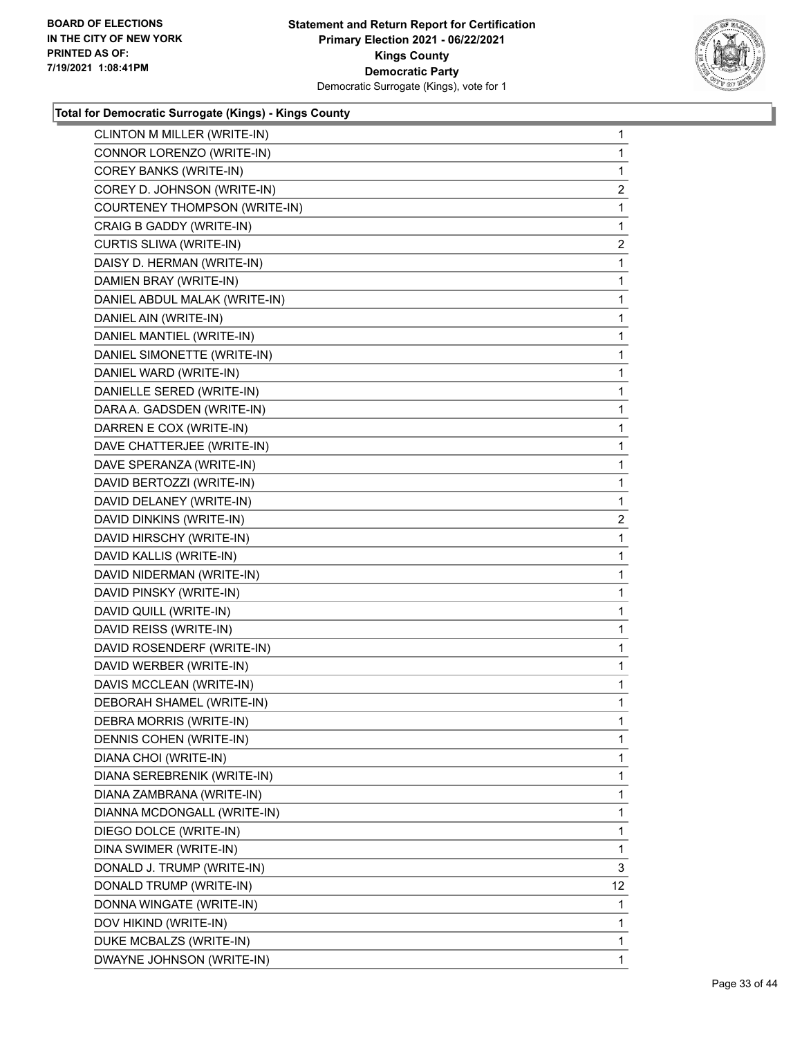**Total for Democratic Surrogate (Kings) - Kings County**

| Candidate | Votes |
|---|---|
| CLINTON M MILLER (WRITE-IN) | 1 |
| CONNOR LORENZO (WRITE-IN) | 1 |
| COREY BANKS (WRITE-IN) | 1 |
| COREY D. JOHNSON (WRITE-IN) | 2 |
| COURTENEY THOMPSON (WRITE-IN) | 1 |
| CRAIG B GADDY (WRITE-IN) | 1 |
| CURTIS SLIWA (WRITE-IN) | 2 |
| DAISY D. HERMAN (WRITE-IN) | 1 |
| DAMIEN BRAY (WRITE-IN) | 1 |
| DANIEL ABDUL MALAK (WRITE-IN) | 1 |
| DANIEL AIN (WRITE-IN) | 1 |
| DANIEL MANTIEL (WRITE-IN) | 1 |
| DANIEL SIMONETTE (WRITE-IN) | 1 |
| DANIEL WARD (WRITE-IN) | 1 |
| DANIELLE SERED (WRITE-IN) | 1 |
| DARA A. GADSDEN (WRITE-IN) | 1 |
| DARREN E COX (WRITE-IN) | 1 |
| DAVE CHATTERJEE (WRITE-IN) | 1 |
| DAVE SPERANZA (WRITE-IN) | 1 |
| DAVID BERTOZZI (WRITE-IN) | 1 |
| DAVID DELANEY (WRITE-IN) | 1 |
| DAVID DINKINS (WRITE-IN) | 2 |
| DAVID HIRSCHY (WRITE-IN) | 1 |
| DAVID KALLIS (WRITE-IN) | 1 |
| DAVID NIDERMAN (WRITE-IN) | 1 |
| DAVID PINSKY (WRITE-IN) | 1 |
| DAVID QUILL (WRITE-IN) | 1 |
| DAVID REISS (WRITE-IN) | 1 |
| DAVID ROSENDERF (WRITE-IN) | 1 |
| DAVID WERBER (WRITE-IN) | 1 |
| DAVIS MCCLEAN (WRITE-IN) | 1 |
| DEBORAH SHAMEL (WRITE-IN) | 1 |
| DEBRA MORRIS (WRITE-IN) | 1 |
| DENNIS COHEN (WRITE-IN) | 1 |
| DIANA CHOI (WRITE-IN) | 1 |
| DIANA SEREBRENIK (WRITE-IN) | 1 |
| DIANA ZAMBRANA (WRITE-IN) | 1 |
| DIANNA MCDONGALL (WRITE-IN) | 1 |
| DIEGO DOLCE (WRITE-IN) | 1 |
| DINA SWIMER (WRITE-IN) | 1 |
| DONALD J. TRUMP (WRITE-IN) | 3 |
| DONALD TRUMP (WRITE-IN) | 12 |
| DONNA WINGATE (WRITE-IN) | 1 |
| DOV HIKIND (WRITE-IN) | 1 |
| DUKE MCBALZS (WRITE-IN) | 1 |
| DWAYNE JOHNSON (WRITE-IN) | 1 |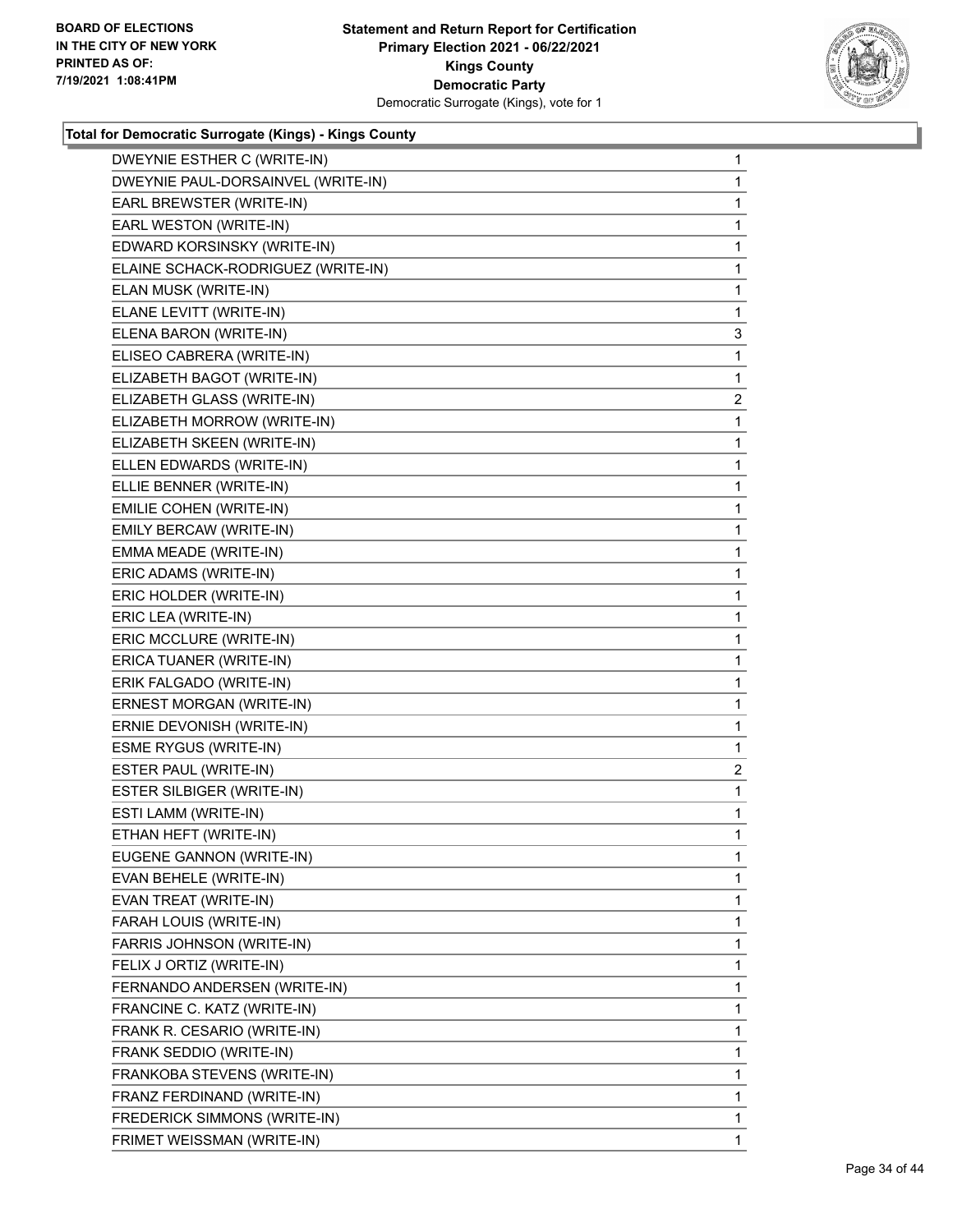**Total for Democratic Surrogate (Kings) - Kings County**

| Candidate | Votes |
|---|---|
| DWEYNIE ESTHER C (WRITE-IN) | 1 |
| DWEYNIE PAUL-DORSAINVEL (WRITE-IN) | 1 |
| EARL BREWSTER (WRITE-IN) | 1 |
| EARL WESTON (WRITE-IN) | 1 |
| EDWARD KORSINSKY (WRITE-IN) | 1 |
| ELAINE SCHACK-RODRIGUEZ (WRITE-IN) | 1 |
| ELAN MUSK (WRITE-IN) | 1 |
| ELANE LEVITT (WRITE-IN) | 1 |
| ELENA BARON (WRITE-IN) | 3 |
| ELISEO CABRERA (WRITE-IN) | 1 |
| ELIZABETH BAGOT (WRITE-IN) | 1 |
| ELIZABETH GLASS (WRITE-IN) | 2 |
| ELIZABETH MORROW (WRITE-IN) | 1 |
| ELIZABETH SKEEN (WRITE-IN) | 1 |
| ELLEN EDWARDS (WRITE-IN) | 1 |
| ELLIE BENNER (WRITE-IN) | 1 |
| EMILIE COHEN (WRITE-IN) | 1 |
| EMILY BERCAW (WRITE-IN) | 1 |
| EMMA MEADE (WRITE-IN) | 1 |
| ERIC ADAMS (WRITE-IN) | 1 |
| ERIC HOLDER (WRITE-IN) | 1 |
| ERIC LEA (WRITE-IN) | 1 |
| ERIC MCCLURE (WRITE-IN) | 1 |
| ERICA TUANER (WRITE-IN) | 1 |
| ERIK FALGADO (WRITE-IN) | 1 |
| ERNEST MORGAN (WRITE-IN) | 1 |
| ERNIE DEVONISH (WRITE-IN) | 1 |
| ESME RYGUS (WRITE-IN) | 1 |
| ESTER PAUL (WRITE-IN) | 2 |
| ESTER SILBIGER (WRITE-IN) | 1 |
| ESTI LAMM (WRITE-IN) | 1 |
| ETHAN HEFT (WRITE-IN) | 1 |
| EUGENE GANNON (WRITE-IN) | 1 |
| EVAN BEHELE (WRITE-IN) | 1 |
| EVAN TREAT (WRITE-IN) | 1 |
| FARAH LOUIS (WRITE-IN) | 1 |
| FARRIS JOHNSON (WRITE-IN) | 1 |
| FELIX J ORTIZ (WRITE-IN) | 1 |
| FERNANDO ANDERSEN (WRITE-IN) | 1 |
| FRANCINE C. KATZ (WRITE-IN) | 1 |
| FRANK R. CESARIO (WRITE-IN) | 1 |
| FRANK SEDDIO (WRITE-IN) | 1 |
| FRANKOBA STEVENS (WRITE-IN) | 1 |
| FRANZ FERDINAND (WRITE-IN) | 1 |
| FREDERICK SIMMONS (WRITE-IN) | 1 |
| FRIMET WEISSMAN (WRITE-IN) | 1 |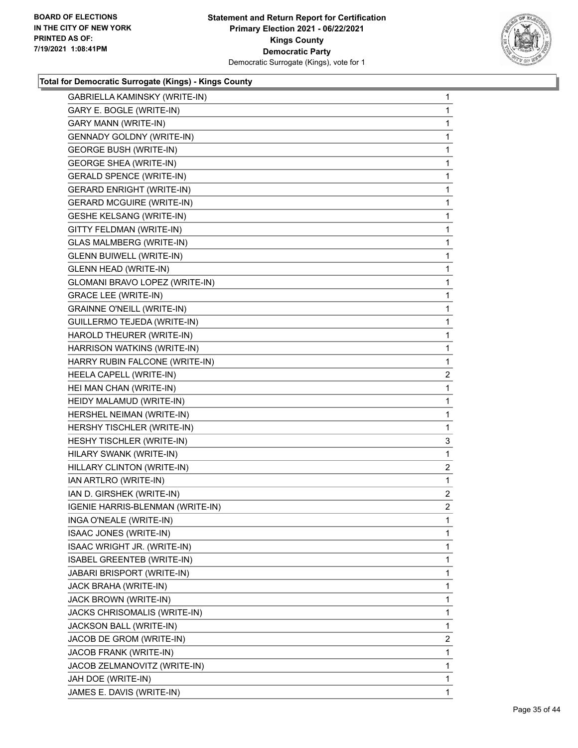**Total for Democratic Surrogate (Kings) - Kings County**

| | |
|---|---|
| GABRIELLA KAMINSKY (WRITE-IN) | 1 |
| GARY E. BOGLE (WRITE-IN) | 1 |
| GARY MANN (WRITE-IN) | 1 |
| GENNADY GOLDNY (WRITE-IN) | 1 |
| GEORGE BUSH (WRITE-IN) | 1 |
| GEORGE SHEA (WRITE-IN) | 1 |
| GERALD SPENCE (WRITE-IN) | 1 |
| GERARD ENRIGHT (WRITE-IN) | 1 |
| GERARD MCGUIRE (WRITE-IN) | 1 |
| GESHE KELSANG (WRITE-IN) | 1 |
| GITTY FELDMAN (WRITE-IN) | 1 |
| GLAS MALMBERG (WRITE-IN) | 1 |
| GLENN BUIWELL (WRITE-IN) | 1 |
| GLENN HEAD (WRITE-IN) | 1 |
| GLOMANI BRAVO LOPEZ (WRITE-IN) | 1 |
| GRACE LEE (WRITE-IN) | 1 |
| GRAINNE O'NEILL (WRITE-IN) | 1 |
| GUILLERMO TEJEDA (WRITE-IN) | 1 |
| HAROLD THEURER (WRITE-IN) | 1 |
| HARRISON WATKINS (WRITE-IN) | 1 |
| HARRY RUBIN FALCONE (WRITE-IN) | 1 |
| HEELA CAPELL (WRITE-IN) | 2 |
| HEI MAN CHAN (WRITE-IN) | 1 |
| HEIDY MALAMUD (WRITE-IN) | 1 |
| HERSHEL NEIMAN (WRITE-IN) | 1 |
| HERSHY TISCHLER (WRITE-IN) | 1 |
| HESHY TISCHLER (WRITE-IN) | 3 |
| HILARY SWANK (WRITE-IN) | 1 |
| HILLARY CLINTON (WRITE-IN) | 2 |
| IAN ARTLRO (WRITE-IN) | 1 |
| IAN D. GIRSHEK (WRITE-IN) | 2 |
| IGENIE HARRIS-BLENMAN (WRITE-IN) | 2 |
| INGA O'NEALE (WRITE-IN) | 1 |
| ISAAC JONES (WRITE-IN) | 1 |
| ISAAC WRIGHT JR. (WRITE-IN) | 1 |
| ISABEL GREENTEB (WRITE-IN) | 1 |
| JABARI BRISPORT (WRITE-IN) | 1 |
| JACK BRAHA (WRITE-IN) | 1 |
| JACK BROWN (WRITE-IN) | 1 |
| JACKS CHRISOMALIS (WRITE-IN) | 1 |
| JACKSON BALL (WRITE-IN) | 1 |
| JACOB DE GROM (WRITE-IN) | 2 |
| JACOB FRANK (WRITE-IN) | 1 |
| JACOB ZELMANOVITZ (WRITE-IN) | 1 |
| JAH DOE (WRITE-IN) | 1 |
| JAMES E. DAVIS (WRITE-IN) | 1 |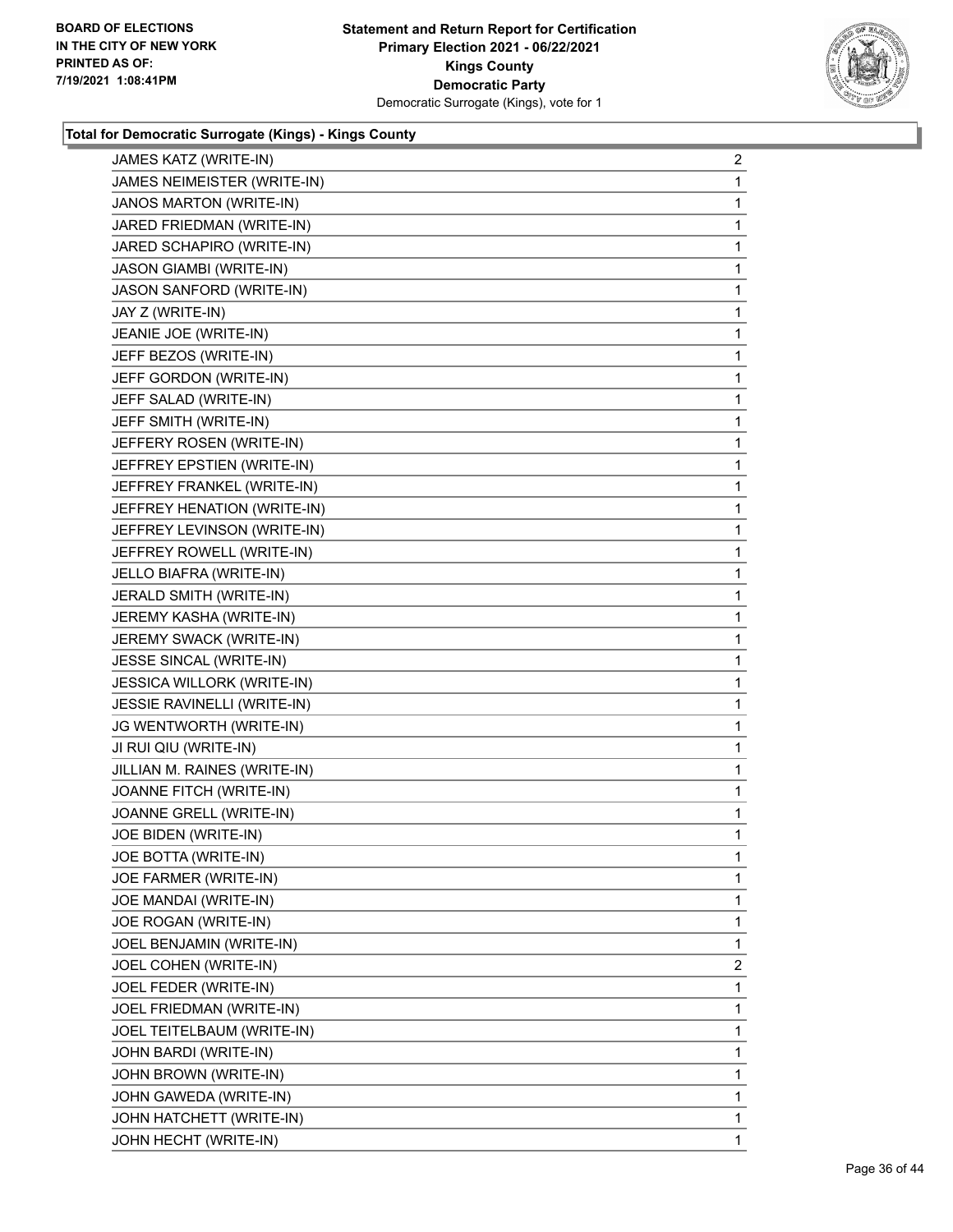### Total for Democratic Surrogate (Kings) - Kings County

| | |
|---|---|
| JAMES KATZ (WRITE-IN) | 2 |
| JAMES NEIMEISTER (WRITE-IN) | 1 |
| JANOS MARTON (WRITE-IN) | 1 |
| JARED FRIEDMAN (WRITE-IN) | 1 |
| JARED SCHAPIRO (WRITE-IN) | 1 |
| JASON GIAMBI (WRITE-IN) | 1 |
| JASON SANFORD (WRITE-IN) | 1 |
| JAY Z (WRITE-IN) | 1 |
| JEANIE JOE (WRITE-IN) | 1 |
| JEFF BEZOS (WRITE-IN) | 1 |
| JEFF GORDON (WRITE-IN) | 1 |
| JEFF SALAD (WRITE-IN) | 1 |
| JEFF SMITH (WRITE-IN) | 1 |
| JEFFERY ROSEN (WRITE-IN) | 1 |
| JEFFREY EPSTIEN (WRITE-IN) | 1 |
| JEFFREY FRANKEL (WRITE-IN) | 1 |
| JEFFREY HENATION (WRITE-IN) | 1 |
| JEFFREY LEVINSON (WRITE-IN) | 1 |
| JEFFREY ROWELL (WRITE-IN) | 1 |
| JELLO BIAFRA (WRITE-IN) | 1 |
| JERALD SMITH (WRITE-IN) | 1 |
| JEREMY KASHA (WRITE-IN) | 1 |
| JEREMY SWACK (WRITE-IN) | 1 |
| JESSE SINCAL (WRITE-IN) | 1 |
| JESSICA WILLORK (WRITE-IN) | 1 |
| JESSIE RAVINELLI (WRITE-IN) | 1 |
| JG WENTWORTH (WRITE-IN) | 1 |
| JI RUI QIU (WRITE-IN) | 1 |
| JILLIAN M. RAINES (WRITE-IN) | 1 |
| JOANNE FITCH (WRITE-IN) | 1 |
| JOANNE GRELL (WRITE-IN) | 1 |
| JOE BIDEN (WRITE-IN) | 1 |
| JOE BOTTA (WRITE-IN) | 1 |
| JOE FARMER (WRITE-IN) | 1 |
| JOE MANDAI (WRITE-IN) | 1 |
| JOE ROGAN (WRITE-IN) | 1 |
| JOEL BENJAMIN (WRITE-IN) | 1 |
| JOEL COHEN (WRITE-IN) | 2 |
| JOEL FEDER (WRITE-IN) | 1 |
| JOEL FRIEDMAN (WRITE-IN) | 1 |
| JOEL TEITELBAUM (WRITE-IN) | 1 |
| JOHN BARDI (WRITE-IN) | 1 |
| JOHN BROWN (WRITE-IN) | 1 |
| JOHN GAWEDA (WRITE-IN) | 1 |
| JOHN HATCHETT (WRITE-IN) | 1 |
| JOHN HECHT (WRITE-IN) | 1 |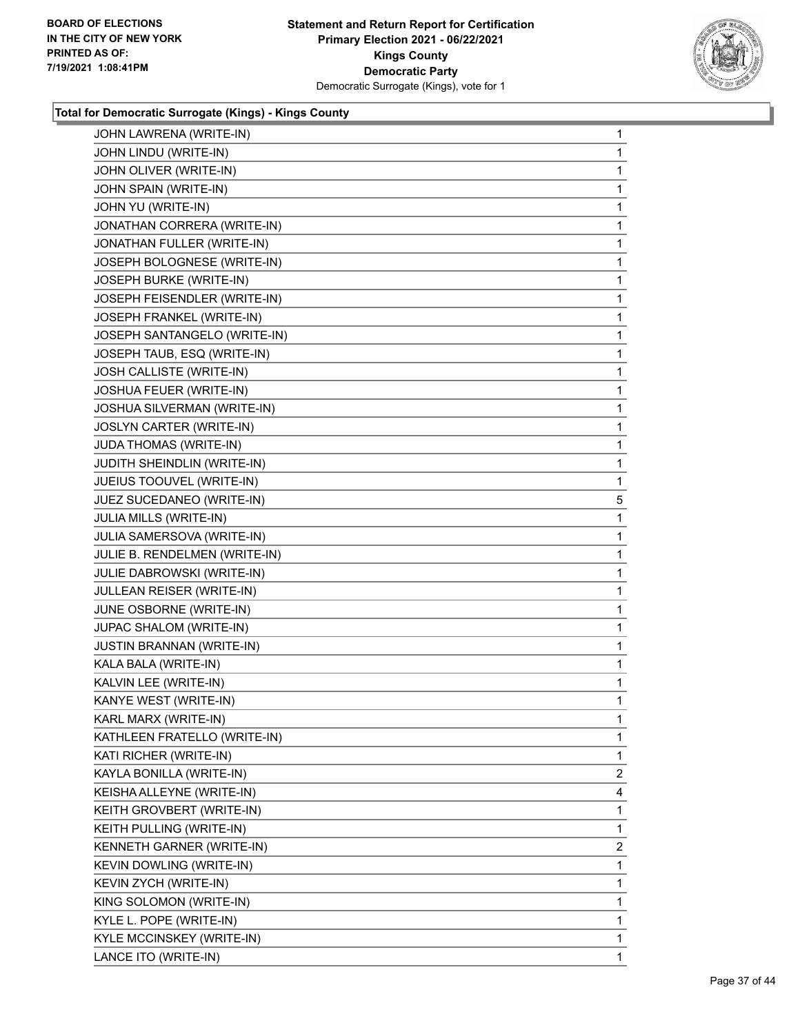**Statement and Return Report for Certification**
**Primary Election 2021 - 06/22/2021**
**Kings County**
**Democratic Party**
Democratic Surrogate (Kings), vote for 1

BOARD OF ELECTIONS IN THE CITY OF NEW YORK PRINTED AS OF: 7/19/2021 1:08:41PM

### Total for Democratic Surrogate (Kings) - Kings County

| | |
|---|---|
| JOHN LAWRENA (WRITE-IN) | 1 |
| JOHN LINDU (WRITE-IN) | 1 |
| JOHN OLIVER (WRITE-IN) | 1 |
| JOHN SPAIN (WRITE-IN) | 1 |
| JOHN YU (WRITE-IN) | 1 |
| JONATHAN CORRERA (WRITE-IN) | 1 |
| JONATHAN FULLER (WRITE-IN) | 1 |
| JOSEPH BOLOGNESE (WRITE-IN) | 1 |
| JOSEPH BURKE (WRITE-IN) | 1 |
| JOSEPH FEISENDLER (WRITE-IN) | 1 |
| JOSEPH FRANKEL (WRITE-IN) | 1 |
| JOSEPH SANTANGELO (WRITE-IN) | 1 |
| JOSEPH TAUB, ESQ (WRITE-IN) | 1 |
| JOSH CALLISTE (WRITE-IN) | 1 |
| JOSHUA FEUER (WRITE-IN) | 1 |
| JOSHUA SILVERMAN (WRITE-IN) | 1 |
| JOSLYN CARTER (WRITE-IN) | 1 |
| JUDA THOMAS (WRITE-IN) | 1 |
| JUDITH SHEINDLIN (WRITE-IN) | 1 |
| JUEIUS TOOUVEL (WRITE-IN) | 1 |
| JUEZ SUCEDANEO (WRITE-IN) | 5 |
| JULIA MILLS (WRITE-IN) | 1 |
| JULIA SAMERSOVA (WRITE-IN) | 1 |
| JULIE B. RENDELMEN (WRITE-IN) | 1 |
| JULIE DABROWSKI (WRITE-IN) | 1 |
| JULLEAN REISER (WRITE-IN) | 1 |
| JUNE OSBORNE (WRITE-IN) | 1 |
| JUPAC SHALOM (WRITE-IN) | 1 |
| JUSTIN BRANNAN (WRITE-IN) | 1 |
| KALA BALA (WRITE-IN) | 1 |
| KALVIN LEE (WRITE-IN) | 1 |
| KANYE WEST (WRITE-IN) | 1 |
| KARL MARX (WRITE-IN) | 1 |
| KATHLEEN FRATELLO (WRITE-IN) | 1 |
| KATI RICHER (WRITE-IN) | 1 |
| KAYLA BONILLA (WRITE-IN) | 2 |
| KEISHA ALLEYNE (WRITE-IN) | 4 |
| KEITH GROVBERT (WRITE-IN) | 1 |
| KEITH PULLING (WRITE-IN) | 1 |
| KENNETH GARNER (WRITE-IN) | 2 |
| KEVIN DOWLING (WRITE-IN) | 1 |
| KEVIN ZYCH (WRITE-IN) | 1 |
| KING SOLOMON (WRITE-IN) | 1 |
| KYLE L. POPE (WRITE-IN) | 1 |
| KYLE MCCINSKEY (WRITE-IN) | 1 |
| LANCE ITO (WRITE-IN) | 1 |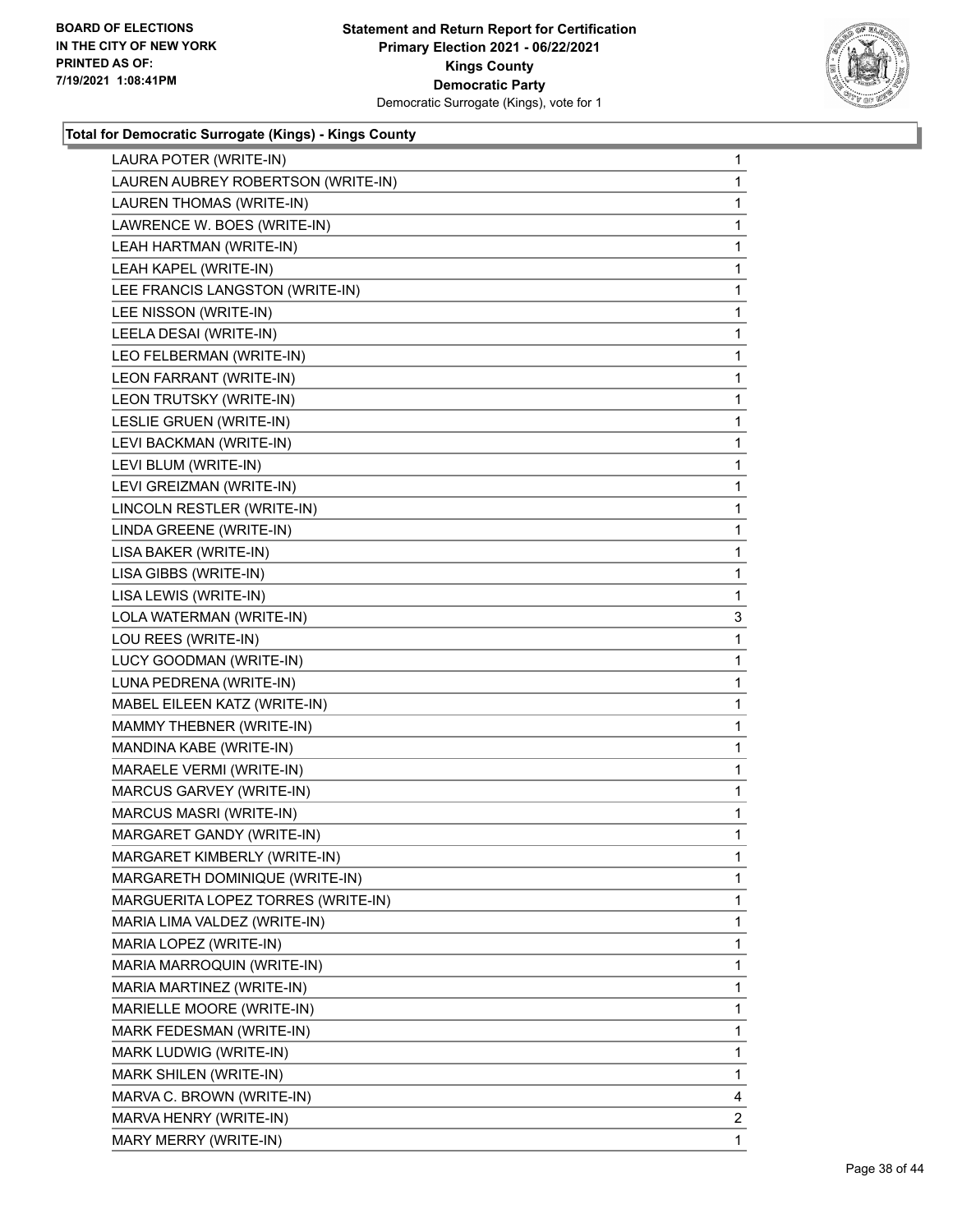**Total for Democratic Surrogate (Kings) - Kings County**

| | |
|---|---|
| LAURA POTER (WRITE-IN) | 1 |
| LAUREN AUBREY ROBERTSON (WRITE-IN) | 1 |
| LAUREN THOMAS (WRITE-IN) | 1 |
| LAWRENCE W. BOES (WRITE-IN) | 1 |
| LEAH HARTMAN (WRITE-IN) | 1 |
| LEAH KAPEL (WRITE-IN) | 1 |
| LEE FRANCIS LANGSTON (WRITE-IN) | 1 |
| LEE NISSON (WRITE-IN) | 1 |
| LEELA DESAI (WRITE-IN) | 1 |
| LEO FELBERMAN (WRITE-IN) | 1 |
| LEON FARRANT (WRITE-IN) | 1 |
| LEON TRUTSKY (WRITE-IN) | 1 |
| LESLIE GRUEN (WRITE-IN) | 1 |
| LEVI BACKMAN (WRITE-IN) | 1 |
| LEVI BLUM (WRITE-IN) | 1 |
| LEVI GREIZMAN (WRITE-IN) | 1 |
| LINCOLN RESTLER (WRITE-IN) | 1 |
| LINDA GREENE (WRITE-IN) | 1 |
| LISA BAKER (WRITE-IN) | 1 |
| LISA GIBBS (WRITE-IN) | 1 |
| LISA LEWIS (WRITE-IN) | 1 |
| LOLA WATERMAN (WRITE-IN) | 3 |
| LOU REES (WRITE-IN) | 1 |
| LUCY GOODMAN (WRITE-IN) | 1 |
| LUNA PEDRENA (WRITE-IN) | 1 |
| MABEL EILEEN KATZ (WRITE-IN) | 1 |
| MAMMY THEBNER (WRITE-IN) | 1 |
| MANDINA KABE (WRITE-IN) | 1 |
| MARAELE VERMI (WRITE-IN) | 1 |
| MARCUS GARVEY (WRITE-IN) | 1 |
| MARCUS MASRI (WRITE-IN) | 1 |
| MARGARET GANDY (WRITE-IN) | 1 |
| MARGARET KIMBERLY (WRITE-IN) | 1 |
| MARGARETH DOMINIQUE (WRITE-IN) | 1 |
| MARGUERITA LOPEZ TORRES (WRITE-IN) | 1 |
| MARIA LIMA VALDEZ (WRITE-IN) | 1 |
| MARIA LOPEZ (WRITE-IN) | 1 |
| MARIA MARROQUIN (WRITE-IN) | 1 |
| MARIA MARTINEZ (WRITE-IN) | 1 |
| MARIELLE MOORE (WRITE-IN) | 1 |
| MARK FEDESMAN (WRITE-IN) | 1 |
| MARK LUDWIG (WRITE-IN) | 1 |
| MARK SHILEN (WRITE-IN) | 1 |
| MARVA C. BROWN (WRITE-IN) | 4 |
| MARVA HENRY (WRITE-IN) | 2 |
| MARY MERRY (WRITE-IN) | 1 |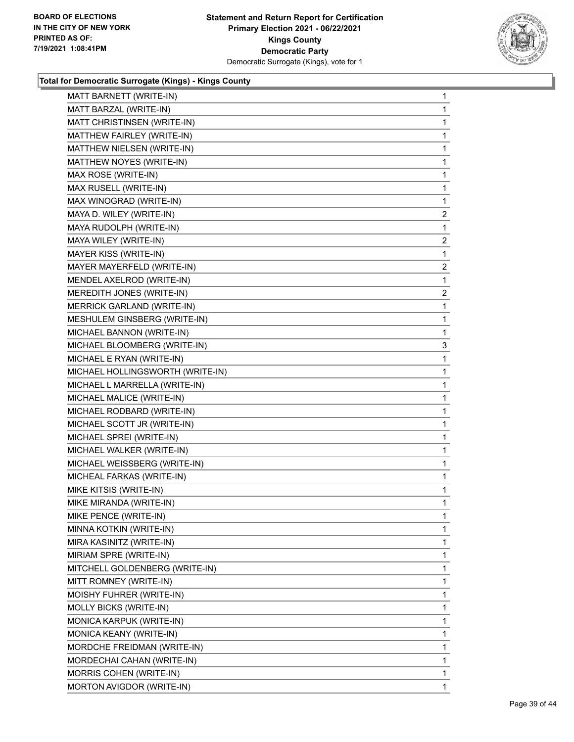**Total for Democratic Surrogate (Kings) - Kings County**

| Candidate | Votes |
|---|---|
| MATT BARNETT (WRITE-IN) | 1 |
| MATT BARZAL (WRITE-IN) | 1 |
| MATT CHRISTINSEN (WRITE-IN) | 1 |
| MATTHEW FAIRLEY (WRITE-IN) | 1 |
| MATTHEW NIELSEN (WRITE-IN) | 1 |
| MATTHEW NOYES (WRITE-IN) | 1 |
| MAX ROSE (WRITE-IN) | 1 |
| MAX RUSELL (WRITE-IN) | 1 |
| MAX WINOGRAD (WRITE-IN) | 1 |
| MAYA D. WILEY (WRITE-IN) | 2 |
| MAYA RUDOLPH (WRITE-IN) | 1 |
| MAYA WILEY (WRITE-IN) | 2 |
| MAYER KISS (WRITE-IN) | 1 |
| MAYER MAYERFELD (WRITE-IN) | 2 |
| MENDEL AXELROD (WRITE-IN) | 1 |
| MEREDITH JONES (WRITE-IN) | 2 |
| MERRICK GARLAND (WRITE-IN) | 1 |
| MESHULEM GINSBERG (WRITE-IN) | 1 |
| MICHAEL BANNON (WRITE-IN) | 1 |
| MICHAEL BLOOMBERG (WRITE-IN) | 3 |
| MICHAEL E RYAN (WRITE-IN) | 1 |
| MICHAEL HOLLINGSWORTH (WRITE-IN) | 1 |
| MICHAEL L MARRELLA (WRITE-IN) | 1 |
| MICHAEL MALICE (WRITE-IN) | 1 |
| MICHAEL RODBARD (WRITE-IN) | 1 |
| MICHAEL SCOTT JR (WRITE-IN) | 1 |
| MICHAEL SPREI (WRITE-IN) | 1 |
| MICHAEL WALKER (WRITE-IN) | 1 |
| MICHAEL WEISSBERG (WRITE-IN) | 1 |
| MICHEAL FARKAS (WRITE-IN) | 1 |
| MIKE KITSIS (WRITE-IN) | 1 |
| MIKE MIRANDA (WRITE-IN) | 1 |
| MIKE PENCE (WRITE-IN) | 1 |
| MINNA KOTKIN (WRITE-IN) | 1 |
| MIRA KASINITZ (WRITE-IN) | 1 |
| MIRIAM SPRE (WRITE-IN) | 1 |
| MITCHELL GOLDENBERG (WRITE-IN) | 1 |
| MITT ROMNEY (WRITE-IN) | 1 |
| MOISHY FUHRER (WRITE-IN) | 1 |
| MOLLY BICKS (WRITE-IN) | 1 |
| MONICA KARPUK (WRITE-IN) | 1 |
| MONICA KEANY (WRITE-IN) | 1 |
| MORDCHE FREIDMAN (WRITE-IN) | 1 |
| MORDECHAI CAHAN (WRITE-IN) | 1 |
| MORRIS COHEN (WRITE-IN) | 1 |
| MORTON AVIGDOR (WRITE-IN) | 1 |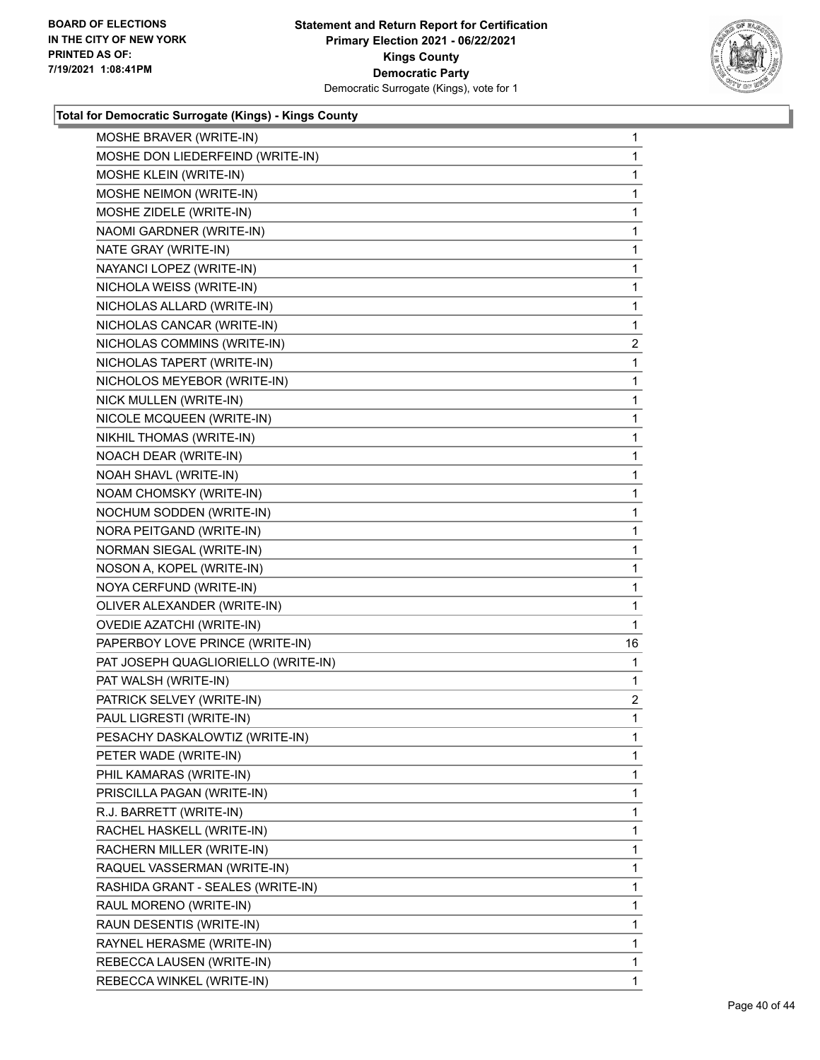**Total for Democratic Surrogate (Kings) - Kings County**

| | |
|---|---|
| MOSHE BRAVER (WRITE-IN) | 1 |
| MOSHE DON LIEDERFEIND (WRITE-IN) | 1 |
| MOSHE KLEIN (WRITE-IN) | 1 |
| MOSHE NEIMON (WRITE-IN) | 1 |
| MOSHE ZIDELE (WRITE-IN) | 1 |
| NAOMI GARDNER (WRITE-IN) | 1 |
| NATE GRAY (WRITE-IN) | 1 |
| NAYANCI LOPEZ (WRITE-IN) | 1 |
| NICHOLA WEISS (WRITE-IN) | 1 |
| NICHOLAS ALLARD (WRITE-IN) | 1 |
| NICHOLAS CANCAR (WRITE-IN) | 1 |
| NICHOLAS COMMINS (WRITE-IN) | 2 |
| NICHOLAS TAPERT (WRITE-IN) | 1 |
| NICHOLOS MEYEBOR (WRITE-IN) | 1 |
| NICK MULLEN (WRITE-IN) | 1 |
| NICOLE MCQUEEN (WRITE-IN) | 1 |
| NIKHIL THOMAS (WRITE-IN) | 1 |
| NOACH DEAR (WRITE-IN) | 1 |
| NOAH SHAVL (WRITE-IN) | 1 |
| NOAM CHOMSKY (WRITE-IN) | 1 |
| NOCHUM SODDEN (WRITE-IN) | 1 |
| NORA PEITGAND (WRITE-IN) | 1 |
| NORMAN SIEGAL (WRITE-IN) | 1 |
| NOSON A, KOPEL (WRITE-IN) | 1 |
| NOYA CERFUND (WRITE-IN) | 1 |
| OLIVER ALEXANDER (WRITE-IN) | 1 |
| OVEDIE AZATCHI (WRITE-IN) | 1 |
| PAPERBOY LOVE PRINCE (WRITE-IN) | 16 |
| PAT JOSEPH QUAGLIORIELLO (WRITE-IN) | 1 |
| PAT WALSH (WRITE-IN) | 1 |
| PATRICK SELVEY (WRITE-IN) | 2 |
| PAUL LIGRESTI (WRITE-IN) | 1 |
| PESACHY DASKALOWTIZ (WRITE-IN) | 1 |
| PETER WADE (WRITE-IN) | 1 |
| PHIL KAMARAS (WRITE-IN) | 1 |
| PRISCILLA PAGAN (WRITE-IN) | 1 |
| R.J. BARRETT (WRITE-IN) | 1 |
| RACHEL HASKELL (WRITE-IN) | 1 |
| RACHERN MILLER (WRITE-IN) | 1 |
| RAQUEL VASSERMAN (WRITE-IN) | 1 |
| RASHIDA GRANT - SEALES (WRITE-IN) | 1 |
| RAUL MORENO (WRITE-IN) | 1 |
| RAUN DESENTIS (WRITE-IN) | 1 |
| RAYNEL HERASME (WRITE-IN) | 1 |
| REBECCA LAUSEN (WRITE-IN) | 1 |
| REBECCA WINKEL (WRITE-IN) | 1 |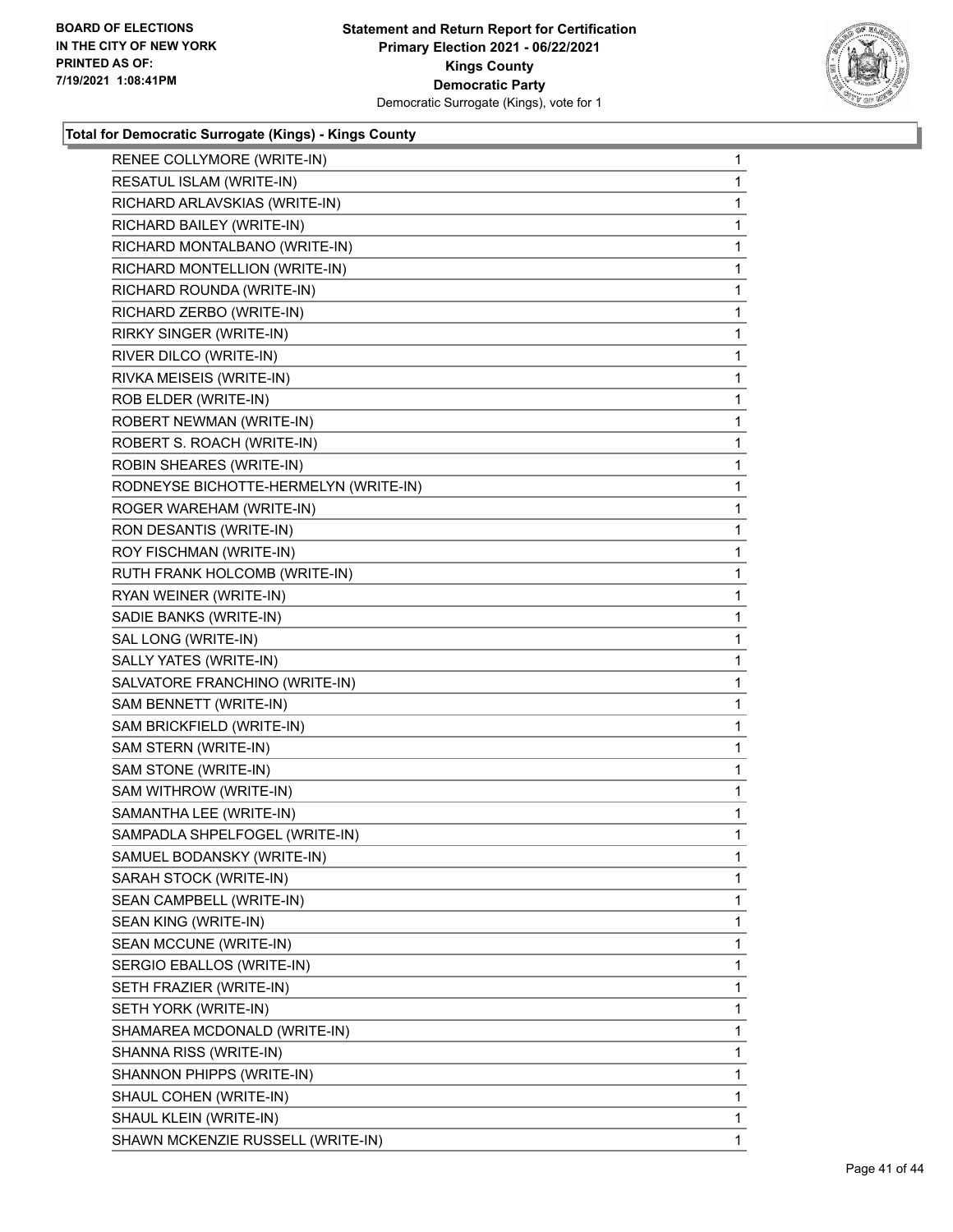**Total for Democratic Surrogate (Kings) - Kings County**

| | |
|---|---|
| RENEE COLLYMORE (WRITE-IN) | 1 |
| RESATUL ISLAM (WRITE-IN) | 1 |
| RICHARD ARLAVSKIAS (WRITE-IN) | 1 |
| RICHARD BAILEY (WRITE-IN) | 1 |
| RICHARD MONTALBANO (WRITE-IN) | 1 |
| RICHARD MONTELLION (WRITE-IN) | 1 |
| RICHARD ROUNDA (WRITE-IN) | 1 |
| RICHARD ZERBO (WRITE-IN) | 1 |
| RIRKY SINGER (WRITE-IN) | 1 |
| RIVER DILCO (WRITE-IN) | 1 |
| RIVKA MEISEIS (WRITE-IN) | 1 |
| ROB ELDER (WRITE-IN) | 1 |
| ROBERT NEWMAN (WRITE-IN) | 1 |
| ROBERT S. ROACH (WRITE-IN) | 1 |
| ROBIN SHEARES (WRITE-IN) | 1 |
| RODNEYSE BICHOTTE-HERMELYN (WRITE-IN) | 1 |
| ROGER WAREHAM (WRITE-IN) | 1 |
| RON DESANTIS (WRITE-IN) | 1 |
| ROY FISCHMAN (WRITE-IN) | 1 |
| RUTH FRANK HOLCOMB (WRITE-IN) | 1 |
| RYAN WEINER (WRITE-IN) | 1 |
| SADIE BANKS (WRITE-IN) | 1 |
| SAL LONG (WRITE-IN) | 1 |
| SALLY YATES (WRITE-IN) | 1 |
| SALVATORE FRANCHINO (WRITE-IN) | 1 |
| SAM BENNETT (WRITE-IN) | 1 |
| SAM BRICKFIELD (WRITE-IN) | 1 |
| SAM STERN (WRITE-IN) | 1 |
| SAM STONE (WRITE-IN) | 1 |
| SAM WITHROW (WRITE-IN) | 1 |
| SAMANTHA LEE (WRITE-IN) | 1 |
| SAMPADLA SHPELFOGEL (WRITE-IN) | 1 |
| SAMUEL BODANSKY (WRITE-IN) | 1 |
| SARAH STOCK (WRITE-IN) | 1 |
| SEAN CAMPBELL (WRITE-IN) | 1 |
| SEAN KING (WRITE-IN) | 1 |
| SEAN MCCUNE (WRITE-IN) | 1 |
| SERGIO EBALLOS (WRITE-IN) | 1 |
| SETH FRAZIER (WRITE-IN) | 1 |
| SETH YORK (WRITE-IN) | 1 |
| SHAMAREA MCDONALD (WRITE-IN) | 1 |
| SHANNA RISS (WRITE-IN) | 1 |
| SHANNON PHIPPS (WRITE-IN) | 1 |
| SHAUL COHEN (WRITE-IN) | 1 |
| SHAUL KLEIN (WRITE-IN) | 1 |
| SHAWN MCKENZIE RUSSELL (WRITE-IN) | 1 |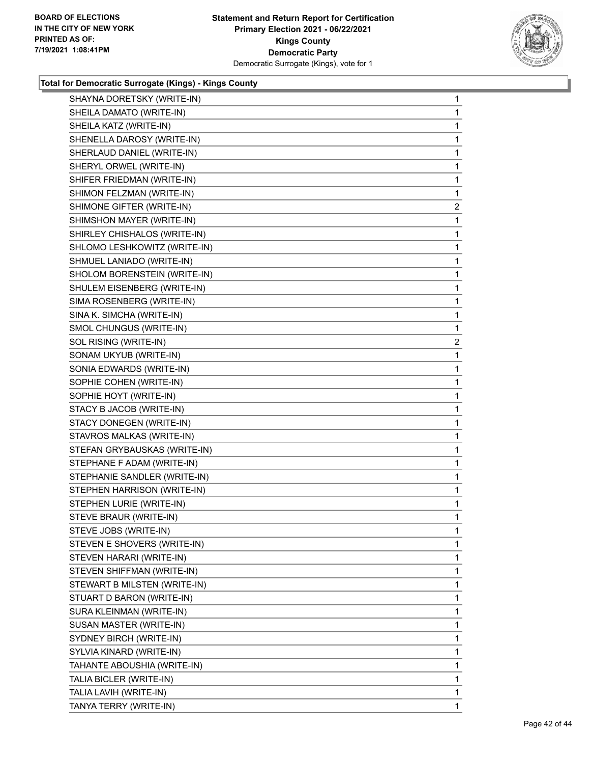**BOARD OF ELECTIONS IN THE CITY OF NEW YORK PRINTED AS OF: 7/19/2021 1:08:41PM**

**Statement and Return Report for Certification Primary Election 2021 - 06/22/2021 Kings County Democratic Party**
Democratic Surrogate (Kings), vote for 1

### Total for Democratic Surrogate (Kings) - Kings County

| Candidate | Votes |
|---|---|
| SHAYNA DORETSKY (WRITE-IN) | 1 |
| SHEILA DAMATO (WRITE-IN) | 1 |
| SHEILA KATZ (WRITE-IN) | 1 |
| SHENELLA DAROSY (WRITE-IN) | 1 |
| SHERLAUD DANIEL (WRITE-IN) | 1 |
| SHERYL ORWEL (WRITE-IN) | 1 |
| SHIFER FRIEDMAN (WRITE-IN) | 1 |
| SHIMON FELZMAN (WRITE-IN) | 1 |
| SHIMONE GIFTER (WRITE-IN) | 2 |
| SHIMSHON MAYER (WRITE-IN) | 1 |
| SHIRLEY CHISHALOS (WRITE-IN) | 1 |
| SHLOMO LESHKOWITZ (WRITE-IN) | 1 |
| SHMUEL LANIADO (WRITE-IN) | 1 |
| SHOLOM BORENSTEIN (WRITE-IN) | 1 |
| SHULEM EISENBERG (WRITE-IN) | 1 |
| SIMA ROSENBERG (WRITE-IN) | 1 |
| SINA K. SIMCHA (WRITE-IN) | 1 |
| SMOL CHUNGUS (WRITE-IN) | 1 |
| SOL RISING (WRITE-IN) | 2 |
| SONAM UKYUB (WRITE-IN) | 1 |
| SONIA EDWARDS (WRITE-IN) | 1 |
| SOPHIE COHEN (WRITE-IN) | 1 |
| SOPHIE HOYT (WRITE-IN) | 1 |
| STACY B JACOB (WRITE-IN) | 1 |
| STACY DONEGEN (WRITE-IN) | 1 |
| STAVROS MALKAS (WRITE-IN) | 1 |
| STEFAN GRYBAUSKAS (WRITE-IN) | 1 |
| STEPHANE F ADAM (WRITE-IN) | 1 |
| STEPHANIE SANDLER (WRITE-IN) | 1 |
| STEPHEN HARRISON (WRITE-IN) | 1 |
| STEPHEN LURIE (WRITE-IN) | 1 |
| STEVE BRAUR (WRITE-IN) | 1 |
| STEVE JOBS (WRITE-IN) | 1 |
| STEVEN E SHOVERS (WRITE-IN) | 1 |
| STEVEN HARARI (WRITE-IN) | 1 |
| STEVEN SHIFFMAN (WRITE-IN) | 1 |
| STEWART B MILSTEN (WRITE-IN) | 1 |
| STUART D BARON (WRITE-IN) | 1 |
| SURA KLEINMAN (WRITE-IN) | 1 |
| SUSAN MASTER (WRITE-IN) | 1 |
| SYDNEY BIRCH (WRITE-IN) | 1 |
| SYLVIA KINARD (WRITE-IN) | 1 |
| TAHANTE ABOUSHIA (WRITE-IN) | 1 |
| TALIA BICLER (WRITE-IN) | 1 |
| TALIA LAVIH (WRITE-IN) | 1 |
| TANYA TERRY (WRITE-IN) | 1 |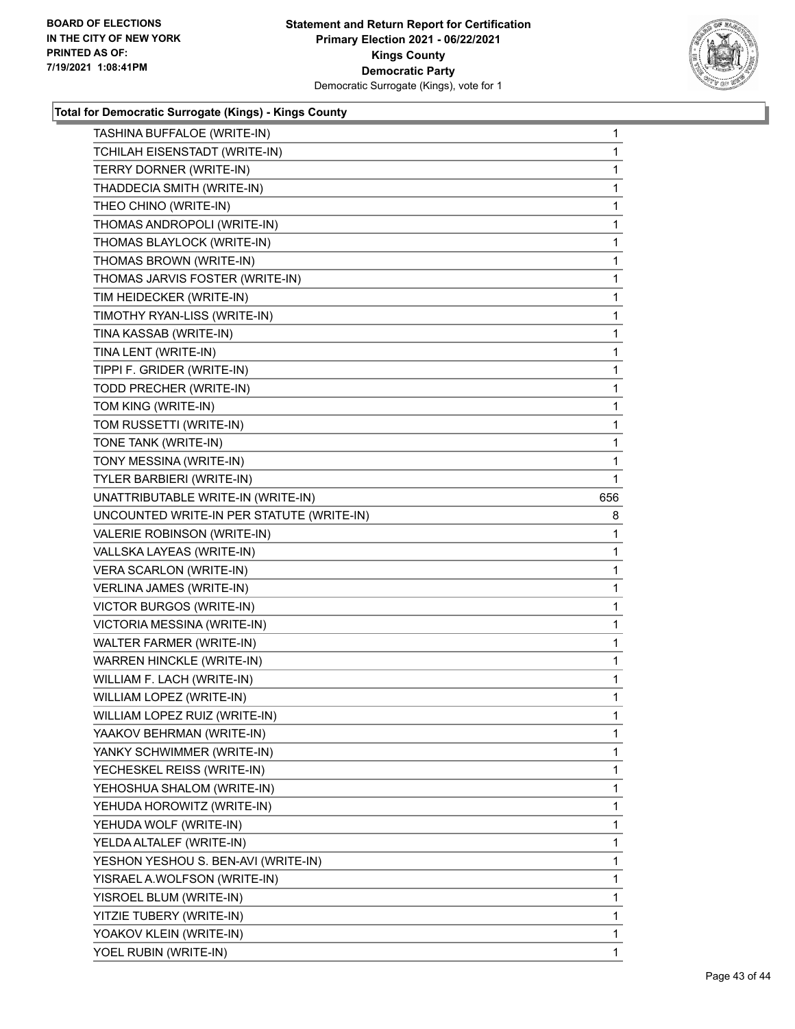**Total for Democratic Surrogate (Kings) - Kings County**

| Candidate | Votes |
|---|---|
| TASHINA BUFFALOE (WRITE-IN) | 1 |
| TCHILAH EISENSTADT (WRITE-IN) | 1 |
| TERRY DORNER (WRITE-IN) | 1 |
| THADDECIA SMITH (WRITE-IN) | 1 |
| THEO CHINO (WRITE-IN) | 1 |
| THOMAS ANDROPOLI (WRITE-IN) | 1 |
| THOMAS BLAYLOCK (WRITE-IN) | 1 |
| THOMAS BROWN (WRITE-IN) | 1 |
| THOMAS JARVIS FOSTER (WRITE-IN) | 1 |
| TIM HEIDECKER (WRITE-IN) | 1 |
| TIMOTHY RYAN-LISS (WRITE-IN) | 1 |
| TINA KASSAB (WRITE-IN) | 1 |
| TINA LENT (WRITE-IN) | 1 |
| TIPPI F. GRIDER (WRITE-IN) | 1 |
| TODD PRECHER (WRITE-IN) | 1 |
| TOM KING (WRITE-IN) | 1 |
| TOM RUSSETTI (WRITE-IN) | 1 |
| TONE TANK (WRITE-IN) | 1 |
| TONY MESSINA (WRITE-IN) | 1 |
| TYLER BARBIERI (WRITE-IN) | 1 |
| UNATTRIBUTABLE WRITE-IN (WRITE-IN) | 656 |
| UNCOUNTED WRITE-IN PER STATUTE (WRITE-IN) | 8 |
| VALERIE ROBINSON (WRITE-IN) | 1 |
| VALLSKA LAYEAS (WRITE-IN) | 1 |
| VERA SCARLON (WRITE-IN) | 1 |
| VERLINA JAMES (WRITE-IN) | 1 |
| VICTOR BURGOS (WRITE-IN) | 1 |
| VICTORIA MESSINA (WRITE-IN) | 1 |
| WALTER FARMER (WRITE-IN) | 1 |
| WARREN HINCKLE (WRITE-IN) | 1 |
| WILLIAM F. LACH (WRITE-IN) | 1 |
| WILLIAM LOPEZ (WRITE-IN) | 1 |
| WILLIAM LOPEZ RUIZ (WRITE-IN) | 1 |
| YAAKOV BEHRMAN (WRITE-IN) | 1 |
| YANKY SCHWIMMER (WRITE-IN) | 1 |
| YECHESKEL REISS (WRITE-IN) | 1 |
| YEHOSHUA SHALOM (WRITE-IN) | 1 |
| YEHUDA HOROWITZ (WRITE-IN) | 1 |
| YEHUDA WOLF (WRITE-IN) | 1 |
| YELDA ALTALEF (WRITE-IN) | 1 |
| YESHON YESHOU S. BEN-AVI (WRITE-IN) | 1 |
| YISRAEL A.WOLFSON (WRITE-IN) | 1 |
| YISROEL BLUM (WRITE-IN) | 1 |
| YITZIE TUBERY (WRITE-IN) | 1 |
| YOAKOV KLEIN (WRITE-IN) | 1 |
| YOEL RUBIN (WRITE-IN) | 1 |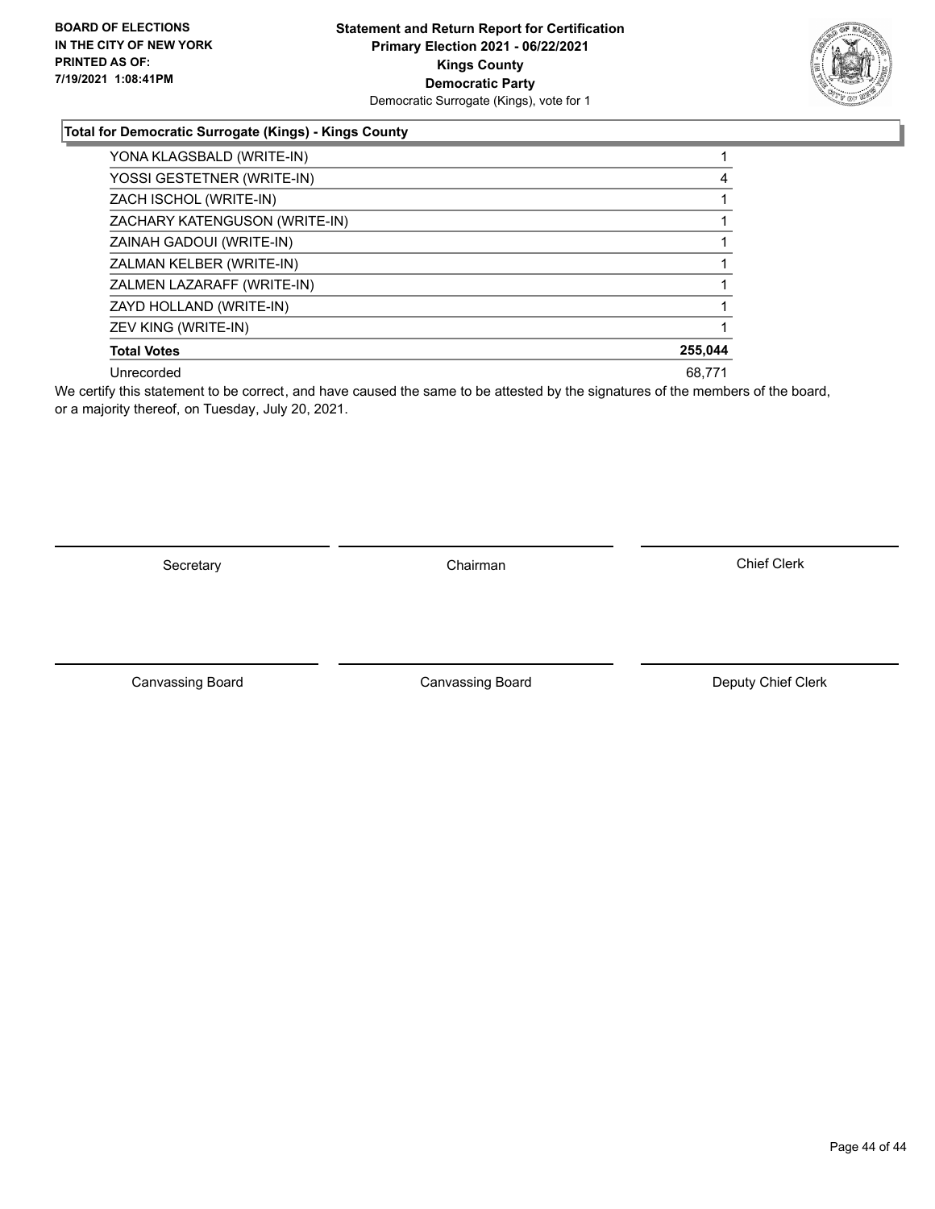**BOARD OF ELECTIONS IN THE CITY OF NEW YORK PRINTED AS OF: 7/19/2021 1:08:41PM**

**Statement and Return Report for Certification**
**Primary Election 2021 - 06/22/2021**
**Kings County**
**Democratic Party**
Democratic Surrogate (Kings), vote for 1

### Total for Democratic Surrogate (Kings) - Kings County

| | |
|---|---|
| YONA KLAGSBALD (WRITE-IN) | 1 |
| YOSSI GESTETNER (WRITE-IN) | 4 |
| ZACH ISCHOL (WRITE-IN) | 1 |
| ZACHARY KATENGUSON (WRITE-IN) | 1 |
| ZAINAH GADOUI (WRITE-IN) | 1 |
| ZALMAN KELBER (WRITE-IN) | 1 |
| ZALMEN LAZARAFF (WRITE-IN) | 1 |
| ZAYD HOLLAND (WRITE-IN) | 1 |
| ZEV KING (WRITE-IN) | 1 |
| **Total Votes** | **255,044** |
| Unrecorded | 68,771 |

We certify this statement to be correct, and have caused the same to be attested by the signatures of the members of the board, or a majority thereof, on Tuesday, July 20, 2021.

Secretary

Chairman

Chief Clerk

Canvassing Board

Canvassing Board

Deputy Chief Clerk